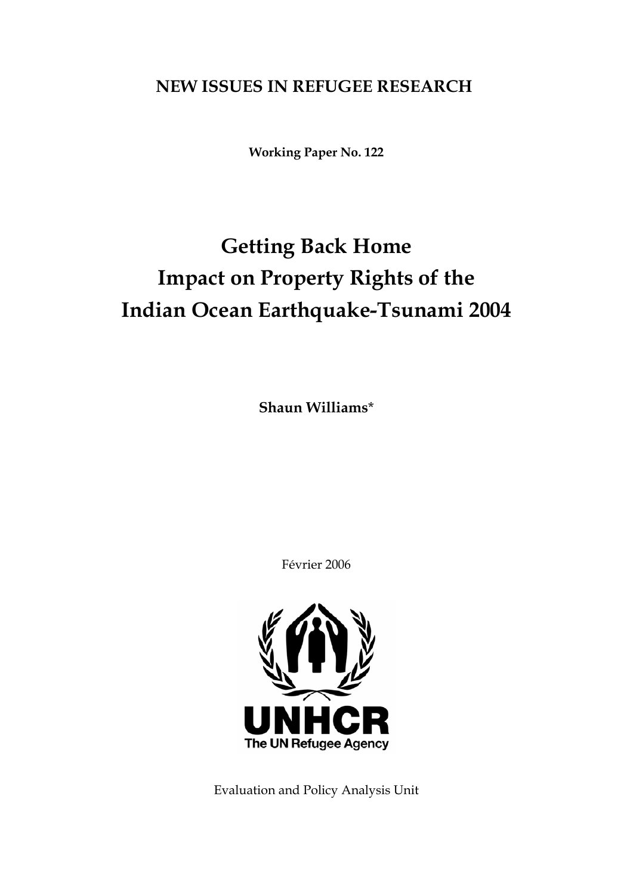**NEW ISSUES IN REFUGEE RESEARCH**

**Working Paper No. 122**

# Getting Back Home
# Impact on Property Rights of the Indian Ocean Earthquake-Tsunami 2004

**Shaun Williams***

Février 2006

UNHCR
The UN Refugee Agency

Evaluation and Policy Analysis Unit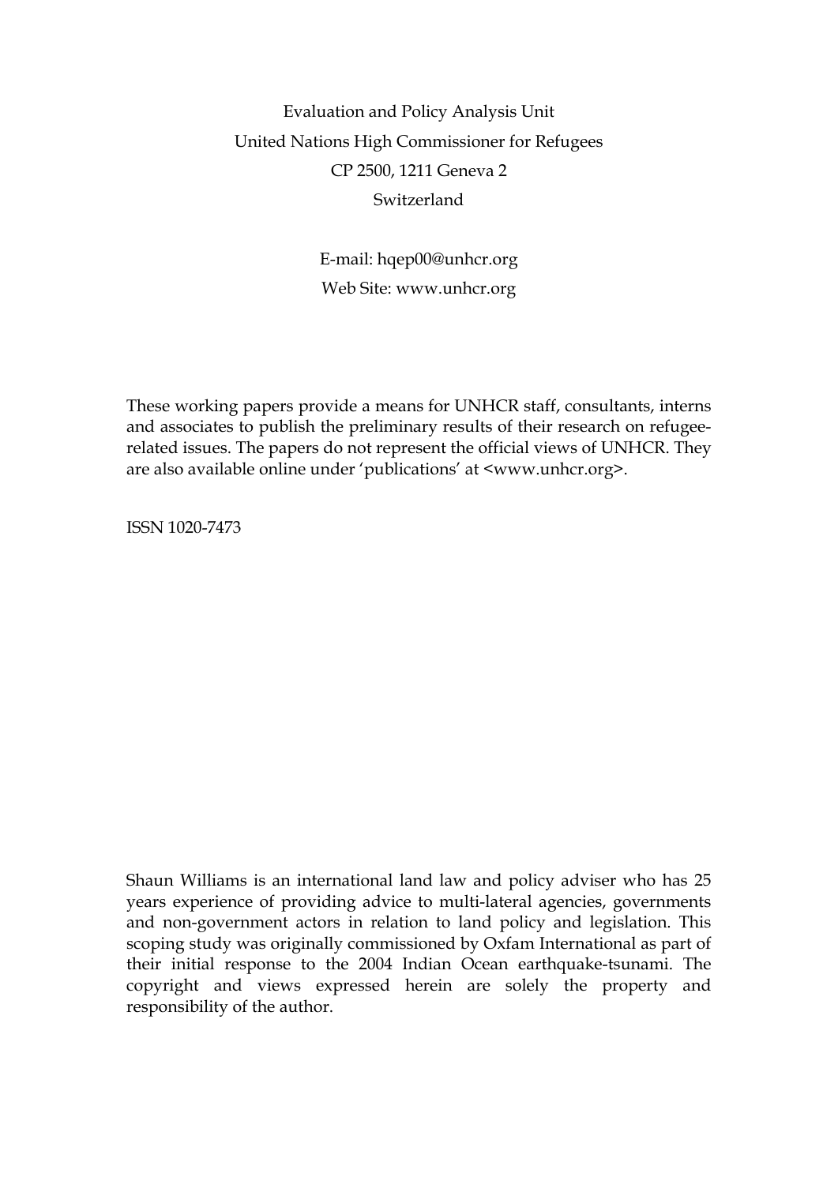Evaluation and Policy Analysis Unit
United Nations High Commissioner for Refugees
CP 2500, 1211 Geneva 2
Switzerland

E-mail: hqep00@unhcr.org
Web Site: www.unhcr.org

These working papers provide a means for UNHCR staff, consultants, interns and associates to publish the preliminary results of their research on refugee-related issues. The papers do not represent the official views of UNHCR. They are also available online under 'publications' at <www.unhcr.org>.

ISSN 1020-7473

Shaun Williams is an international land law and policy adviser who has 25 years experience of providing advice to multi-lateral agencies, governments and non-government actors in relation to land policy and legislation. This scoping study was originally commissioned by Oxfam International as part of their initial response to the 2004 Indian Ocean earthquake-tsunami. The copyright and views expressed herein are solely the property and responsibility of the author.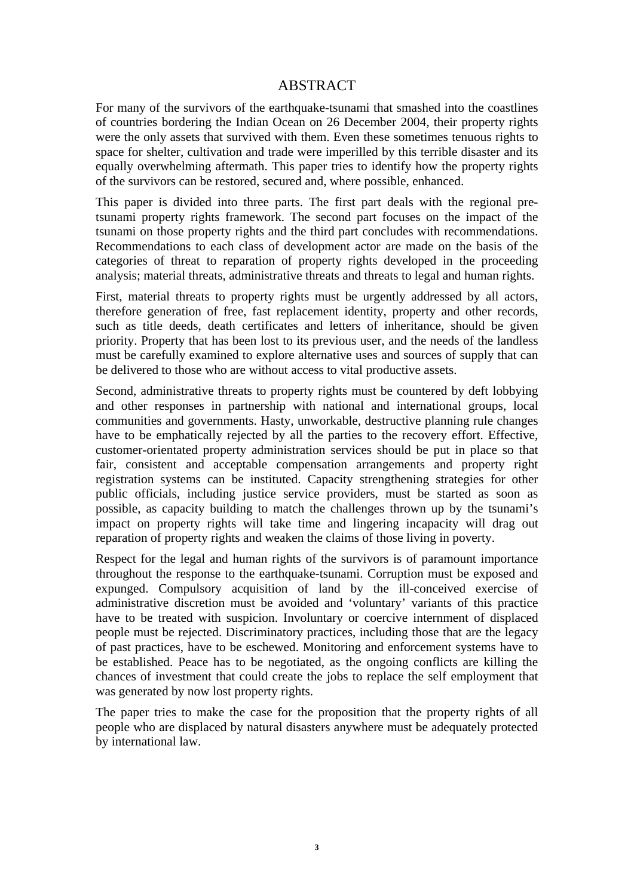# ABSTRACT

For many of the survivors of the earthquake-tsunami that smashed into the coastlines of countries bordering the Indian Ocean on 26 December 2004, their property rights were the only assets that survived with them. Even these sometimes tenuous rights to space for shelter, cultivation and trade were imperilled by this terrible disaster and its equally overwhelming aftermath. This paper tries to identify how the property rights of the survivors can be restored, secured and, where possible, enhanced.

This paper is divided into three parts. The first part deals with the regional pre-tsunami property rights framework. The second part focuses on the impact of the tsunami on those property rights and the third part concludes with recommendations. Recommendations to each class of development actor are made on the basis of the categories of threat to reparation of property rights developed in the proceeding analysis; material threats, administrative threats and threats to legal and human rights.

First, material threats to property rights must be urgently addressed by all actors, therefore generation of free, fast replacement identity, property and other records, such as title deeds, death certificates and letters of inheritance, should be given priority. Property that has been lost to its previous user, and the needs of the landless must be carefully examined to explore alternative uses and sources of supply that can be delivered to those who are without access to vital productive assets.

Second, administrative threats to property rights must be countered by deft lobbying and other responses in partnership with national and international groups, local communities and governments. Hasty, unworkable, destructive planning rule changes have to be emphatically rejected by all the parties to the recovery effort. Effective, customer-orientated property administration services should be put in place so that fair, consistent and acceptable compensation arrangements and property right registration systems can be instituted. Capacity strengthening strategies for other public officials, including justice service providers, must be started as soon as possible, as capacity building to match the challenges thrown up by the tsunami's impact on property rights will take time and lingering incapacity will drag out reparation of property rights and weaken the claims of those living in poverty.

Respect for the legal and human rights of the survivors is of paramount importance throughout the response to the earthquake-tsunami. Corruption must be exposed and expunged. Compulsory acquisition of land by the ill-conceived exercise of administrative discretion must be avoided and 'voluntary' variants of this practice have to be treated with suspicion. Involuntary or coercive internment of displaced people must be rejected. Discriminatory practices, including those that are the legacy of past practices, have to be eschewed. Monitoring and enforcement systems have to be established. Peace has to be negotiated, as the ongoing conflicts are killing the chances of investment that could create the jobs to replace the self employment that was generated by now lost property rights.

The paper tries to make the case for the proposition that the property rights of all people who are displaced by natural disasters anywhere must be adequately protected by international law.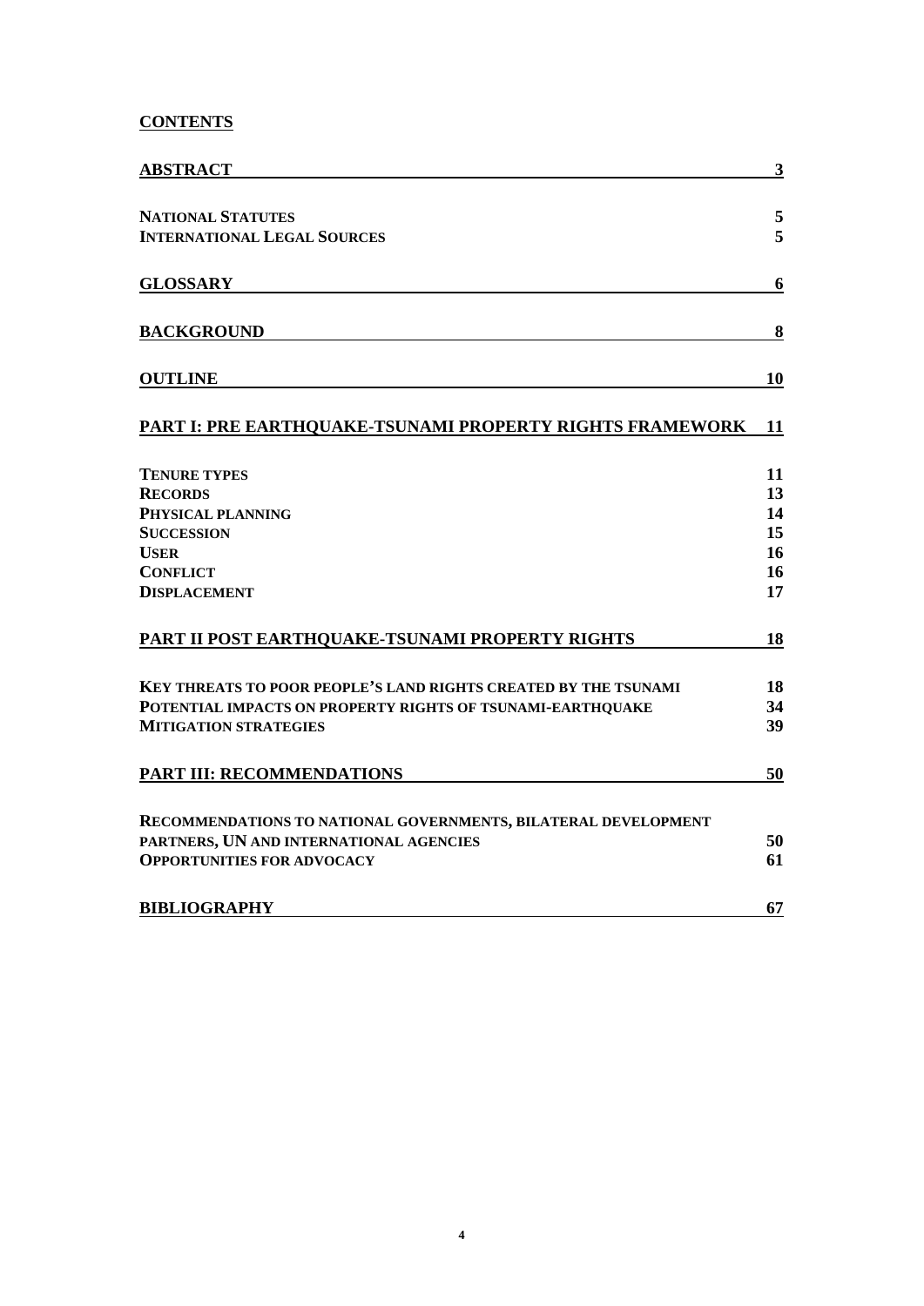## CONTENTS

| | |
|---|---|
| **ABSTRACT** | **3** |
| **NATIONAL STATUTES** | **5** |
| **INTERNATIONAL LEGAL SOURCES** | **5** |
| **GLOSSARY** | **6** |
| **BACKGROUND** | **8** |
| **OUTLINE** | **10** |
| **PART I: PRE EARTHQUAKE-TSUNAMI PROPERTY RIGHTS FRAMEWORK** | **11** |
| **TENURE TYPES** | **11** |
| **RECORDS** | **13** |
| **PHYSICAL PLANNING** | **14** |
| **SUCCESSION** | **15** |
| **USER** | **16** |
| **CONFLICT** | **16** |
| **DISPLACEMENT** | **17** |
| **PART II POST EARTHQUAKE-TSUNAMI PROPERTY RIGHTS** | **18** |
| **KEY THREATS TO POOR PEOPLE'S LAND RIGHTS CREATED BY THE TSUNAMI** | **18** |
| **POTENTIAL IMPACTS ON PROPERTY RIGHTS OF TSUNAMI-EARTHQUAKE** | **34** |
| **MITIGATION STRATEGIES** | **39** |
| **PART III: RECOMMENDATIONS** | **50** |
| **RECOMMENDATIONS TO NATIONAL GOVERNMENTS, BILATERAL DEVELOPMENT PARTNERS, UN AND INTERNATIONAL AGENCIES** | **50** |
| **OPPORTUNITIES FOR ADVOCACY** | **61** |
| **BIBLIOGRAPHY** | **67** |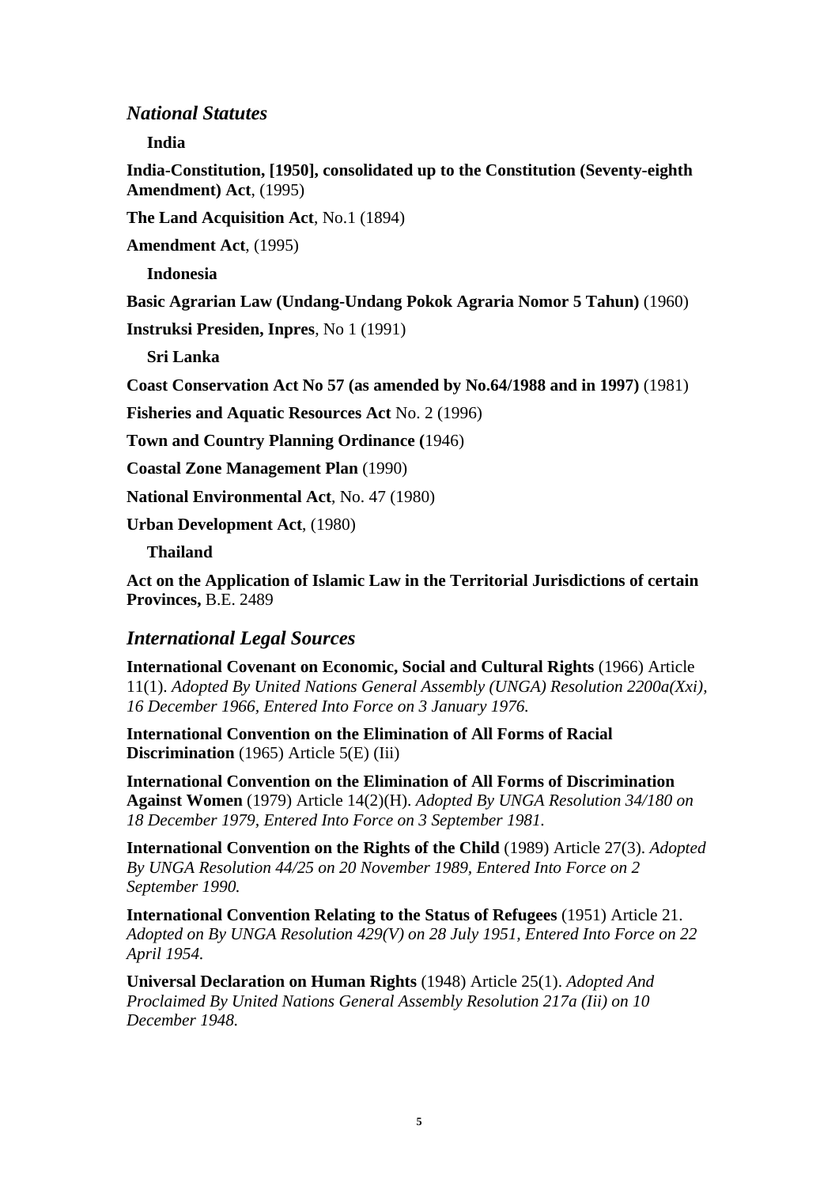## *National Statutes*

**India**

**India-Constitution, [1950], consolidated up to the Constitution (Seventy-eighth Amendment) Act**, (1995)

**The Land Acquisition Act**, No.1 (1894)

**Amendment Act**, (1995)

**Indonesia**

**Basic Agrarian Law (Undang-Undang Pokok Agraria Nomor 5 Tahun)** (1960)

**Instruksi Presiden, Inpres**, No 1 (1991)

**Sri Lanka**

**Coast Conservation Act No 57 (as amended by No.64/1988 and in 1997)** (1981)

**Fisheries and Aquatic Resources Act** No. 2 (1996)

**Town and Country Planning Ordinance (**1946)

**Coastal Zone Management Plan** (1990)

**National Environmental Act**, No. 47 (1980)

**Urban Development Act**, (1980)

**Thailand**

**Act on the Application of Islamic Law in the Territorial Jurisdictions of certain Provinces,** B.E. 2489

## *International Legal Sources*

**International Covenant on Economic, Social and Cultural Rights** (1966) Article 11(1). *Adopted By United Nations General Assembly (UNGA) Resolution 2200a(Xxi), 16 December 1966, Entered Into Force on 3 January 1976.*

**International Convention on the Elimination of All Forms of Racial Discrimination** (1965) Article 5(E) (Iii)

**International Convention on the Elimination of All Forms of Discrimination Against Women** (1979) Article 14(2)(H). *Adopted By UNGA Resolution 34/180 on 18 December 1979, Entered Into Force on 3 September 1981.*

**International Convention on the Rights of the Child** (1989) Article 27(3). *Adopted By UNGA Resolution 44/25 on 20 November 1989, Entered Into Force on 2 September 1990.*

**International Convention Relating to the Status of Refugees** (1951) Article 21. *Adopted on By UNGA Resolution 429(V) on 28 July 1951, Entered Into Force on 22 April 1954.*

**Universal Declaration on Human Rights** (1948) Article 25(1). *Adopted And Proclaimed By United Nations General Assembly Resolution 217a (Iii) on 10 December 1948.*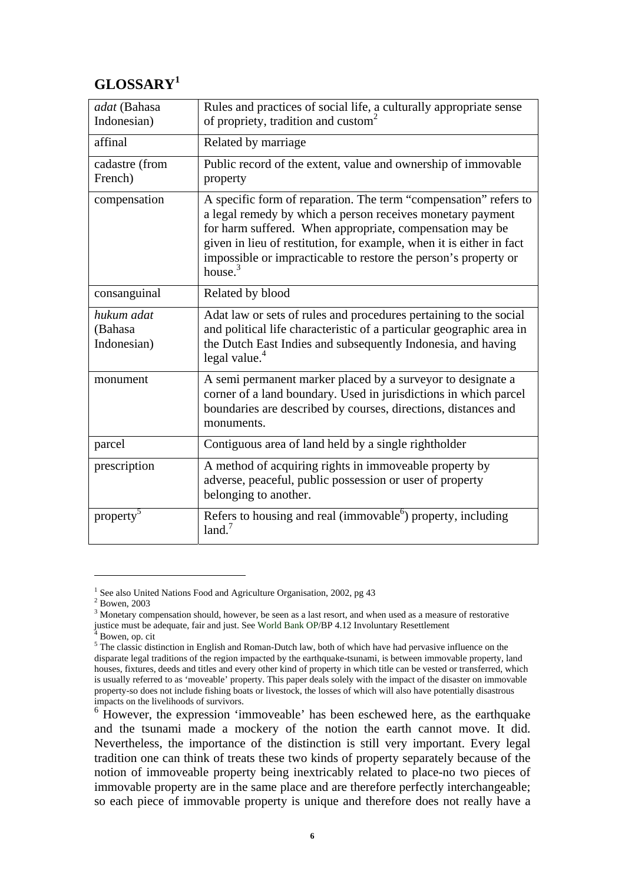## GLOSSARY[1]

| | |
|---|---|
| *adat* (Bahasa Indonesian) | Rules and practices of social life, a culturally appropriate sense of propriety, tradition and custom[2] |
| affinal | Related by marriage |
| cadastre (from French) | Public record of the extent, value and ownership of immovable property |
| compensation | A specific form of reparation. The term "compensation" refers to a legal remedy by which a person receives monetary payment for harm suffered. When appropriate, compensation may be given in lieu of restitution, for example, when it is either in fact impossible or impracticable to restore the person's property or house.[3] |
| consanguinal | Related by blood |
| *hukum adat* (Bahasa Indonesian) | Adat law or sets of rules and procedures pertaining to the social and political life characteristic of a particular geographic area in the Dutch East Indies and subsequently Indonesia, and having legal value.[4] |
| monument | A semi permanent marker placed by a surveyor to designate a corner of a land boundary. Used in jurisdictions in which parcel boundaries are described by courses, directions, distances and monuments. |
| parcel | Contiguous area of land held by a single rightholder |
| prescription | A method of acquiring rights in immoveable property by adverse, peaceful, public possession or user of property belonging to another. |
| property[5] | Refers to housing and real (immovable[6]) property, including land.[7] |

[1] See also United Nations Food and Agriculture Organisation, 2002, pg 43

[2] Bowen, 2003

[3] Monetary compensation should, however, be seen as a last resort, and when used as a measure of restorative justice must be adequate, fair and just. See World Bank OP/BP 4.12 Involuntary Resettlement

[4] Bowen, op. cit

[5] The classic distinction in English and Roman-Dutch law, both of which have had pervasive influence on the disparate legal traditions of the region impacted by the earthquake-tsunami, is between immovable property, land houses, fixtures, deeds and titles and every other kind of property in which title can be vested or transferred, which is usually referred to as 'moveable' property. This paper deals solely with the impact of the disaster on immovable property-so does not include fishing boats or livestock, the losses of which will also have potentially disastrous impacts on the livelihoods of survivors.

[6] However, the expression 'immoveable' has been eschewed here, as the earthquake and the tsunami made a mockery of the notion the earth cannot move. It did. Nevertheless, the importance of the distinction is still very important. Every legal tradition one can think of treats these two kinds of property separately because of the notion of immoveable property being inextricably related to place-no two pieces of immovable property are in the same place and are therefore perfectly interchangeable; so each piece of immovable property is unique and therefore does not really have a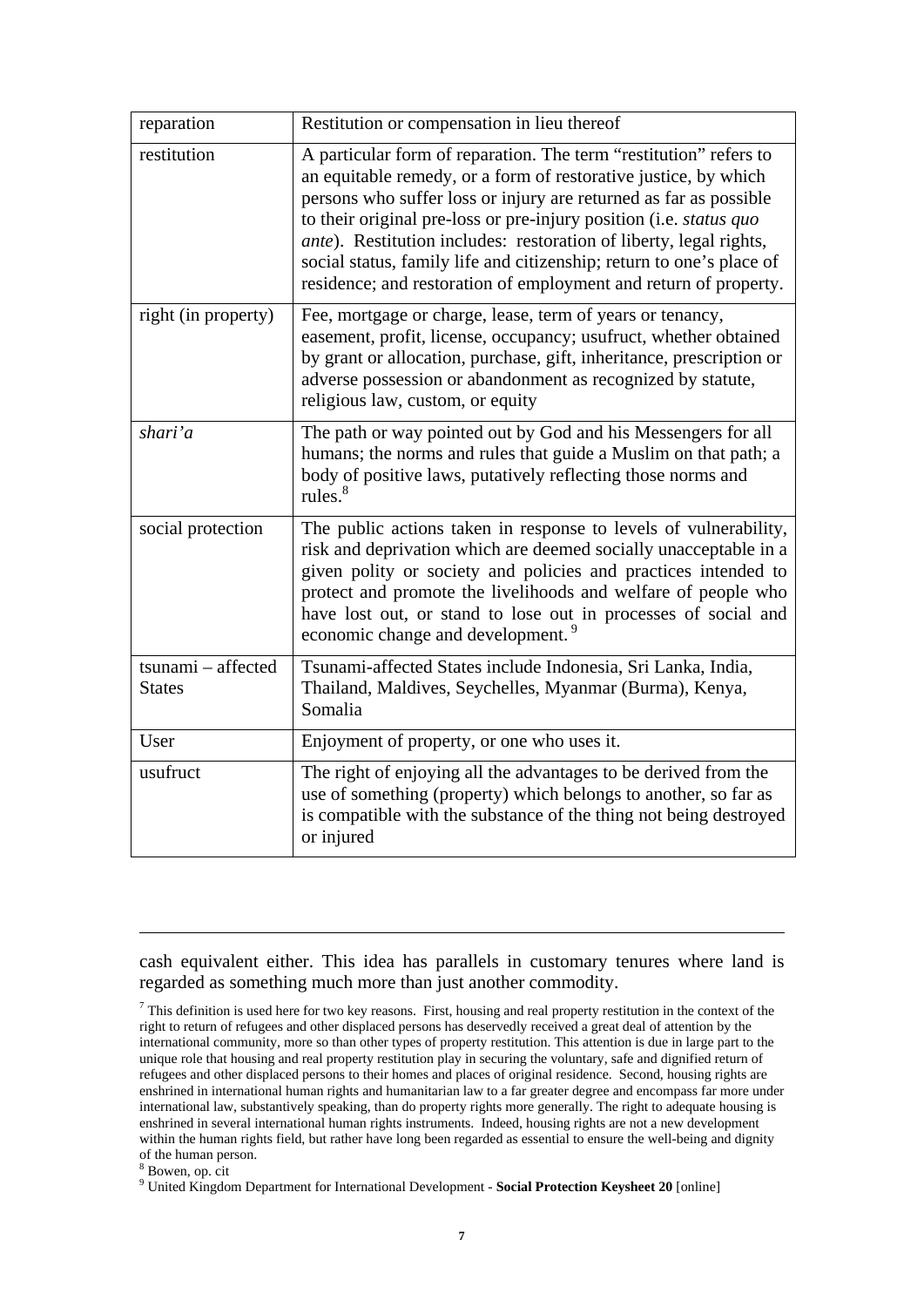| | |
|---|---|
| reparation | Restitution or compensation in lieu thereof |
| restitution | A particular form of reparation. The term "restitution" refers to an equitable remedy, or a form of restorative justice, by which persons who suffer loss or injury are returned as far as possible to their original pre-loss or pre-injury position (i.e. *status quo ante*). Restitution includes: restoration of liberty, legal rights, social status, family life and citizenship; return to one's place of residence; and restoration of employment and return of property. |
| right (in property) | Fee, mortgage or charge, lease, term of years or tenancy, easement, profit, license, occupancy; usufruct, whether obtained by grant or allocation, purchase, gift, inheritance, prescription or adverse possession or abandonment as recognized by statute, religious law, custom, or equity |
| *shari'a* | The path or way pointed out by God and his Messengers for all humans; the norms and rules that guide a Muslim on that path; a body of positive laws, putatively reflecting those norms and rules.[8] |
| social protection | The public actions taken in response to levels of vulnerability, risk and deprivation which are deemed socially unacceptable in a given polity or society and policies and practices intended to protect and promote the livelihoods and welfare of people who have lost out, or stand to lose out in processes of social and economic change and development.[9] |
| tsunami – affected States | Tsunami-affected States include Indonesia, Sri Lanka, India, Thailand, Maldives, Seychelles, Myanmar (Burma), Kenya, Somalia |
| User | Enjoyment of property, or one who uses it. |
| usufruct | The right of enjoying all the advantages to be derived from the use of something (property) which belongs to another, so far as is compatible with the substance of the thing not being destroyed or injured |

---

cash equivalent either. This idea has parallels in customary tenures where land is regarded as something much more than just another commodity.

[7] This definition is used here for two key reasons. First, housing and real property restitution in the context of the right to return of refugees and other displaced persons has deservedly received a great deal of attention by the international community, more so than other types of property restitution. This attention is due in large part to the unique role that housing and real property restitution play in securing the voluntary, safe and dignified return of refugees and other displaced persons to their homes and places of original residence. Second, housing rights are enshrined in international human rights and humanitarian law to a far greater degree and encompass far more under international law, substantively speaking, than do property rights more generally. The right to adequate housing is enshrined in several international human rights instruments. Indeed, housing rights are not a new development within the human rights field, but rather have long been regarded as essential to ensure the well-being and dignity of the human person.

[8] Bowen, op. cit

[9] United Kingdom Department for International Development - **Social Protection Keysheet 20** [online]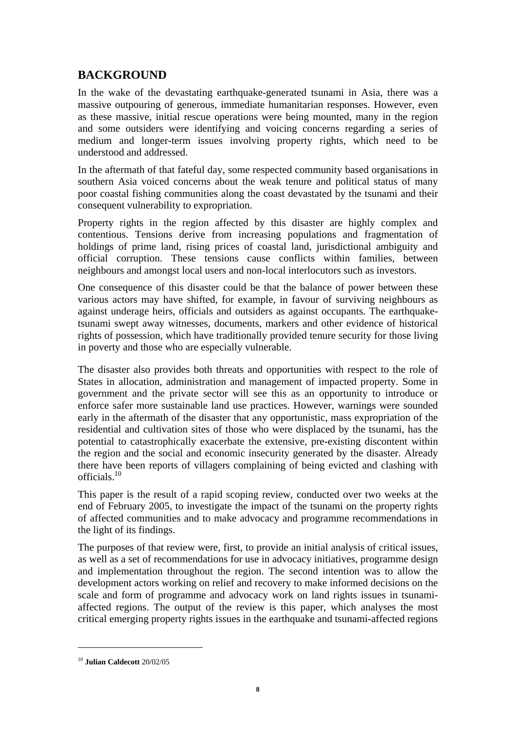## BACKGROUND

In the wake of the devastating earthquake-generated tsunami in Asia, there was a massive outpouring of generous, immediate humanitarian responses. However, even as these massive, initial rescue operations were being mounted, many in the region and some outsiders were identifying and voicing concerns regarding a series of medium and longer-term issues involving property rights, which need to be understood and addressed.

In the aftermath of that fateful day, some respected community based organisations in southern Asia voiced concerns about the weak tenure and political status of many poor coastal fishing communities along the coast devastated by the tsunami and their consequent vulnerability to expropriation.

Property rights in the region affected by this disaster are highly complex and contentious. Tensions derive from increasing populations and fragmentation of holdings of prime land, rising prices of coastal land, jurisdictional ambiguity and official corruption. These tensions cause conflicts within families, between neighbours and amongst local users and non-local interlocutors such as investors.

One consequence of this disaster could be that the balance of power between these various actors may have shifted, for example, in favour of surviving neighbours as against underage heirs, officials and outsiders as against occupants. The earthquake-tsunami swept away witnesses, documents, markers and other evidence of historical rights of possession, which have traditionally provided tenure security for those living in poverty and those who are especially vulnerable.

The disaster also provides both threats and opportunities with respect to the role of States in allocation, administration and management of impacted property. Some in government and the private sector will see this as an opportunity to introduce or enforce safer more sustainable land use practices. However, warnings were sounded early in the aftermath of the disaster that any opportunistic, mass expropriation of the residential and cultivation sites of those who were displaced by the tsunami, has the potential to catastrophically exacerbate the extensive, pre-existing discontent within the region and the social and economic insecurity generated by the disaster. Already there have been reports of villagers complaining of being evicted and clashing with officials.[10]

This paper is the result of a rapid scoping review, conducted over two weeks at the end of February 2005, to investigate the impact of the tsunami on the property rights of affected communities and to make advocacy and programme recommendations in the light of its findings.

The purposes of that review were, first, to provide an initial analysis of critical issues, as well as a set of recommendations for use in advocacy initiatives, programme design and implementation throughout the region. The second intention was to allow the development actors working on relief and recovery to make informed decisions on the scale and form of programme and advocacy work on land rights issues in tsunami-affected regions. The output of the review is this paper, which analyses the most critical emerging property rights issues in the earthquake and tsunami-affected regions

[10] **Julian Caldecott** 20/02/05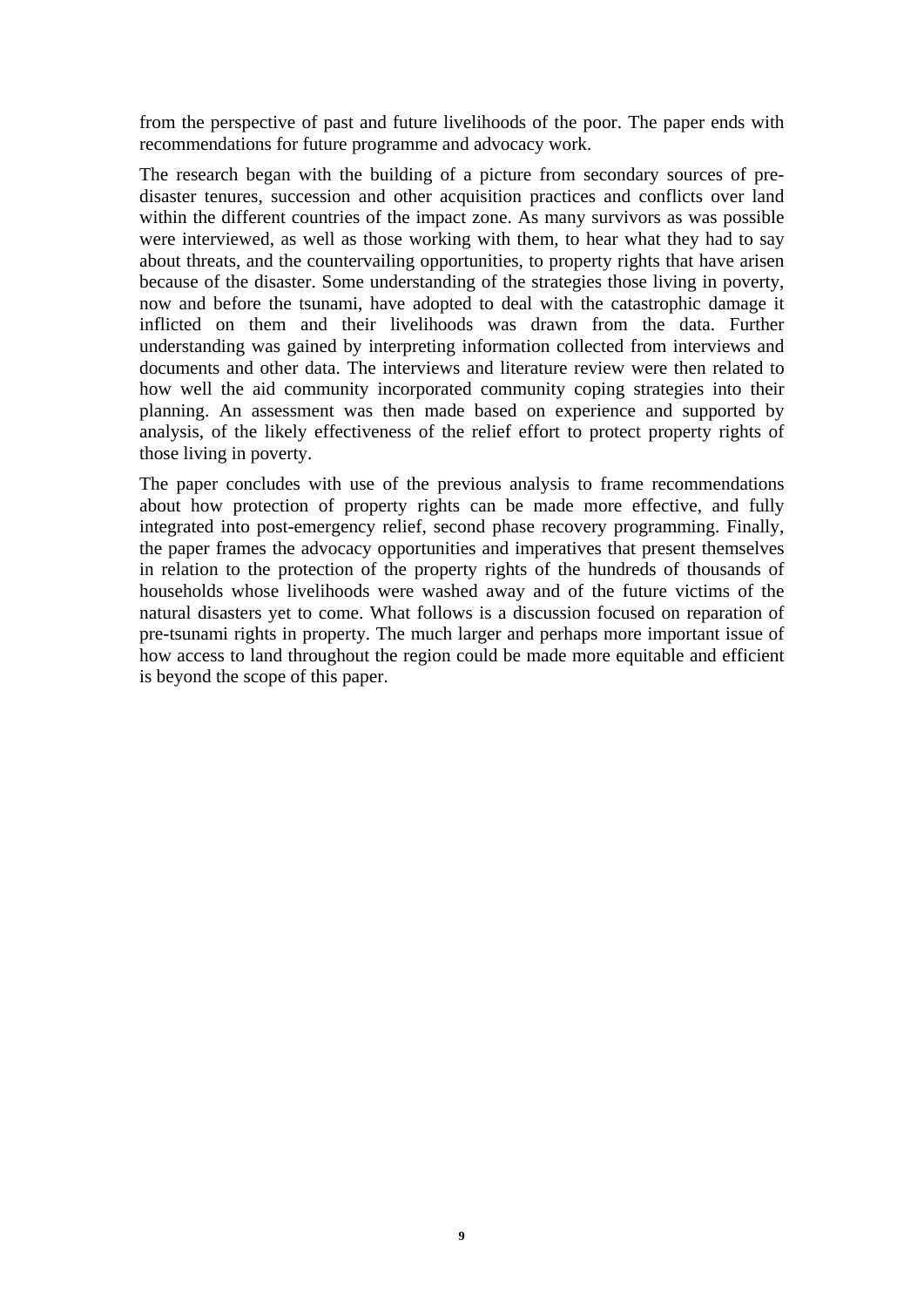from the perspective of past and future livelihoods of the poor. The paper ends with recommendations for future programme and advocacy work.

The research began with the building of a picture from secondary sources of pre-disaster tenures, succession and other acquisition practices and conflicts over land within the different countries of the impact zone. As many survivors as was possible were interviewed, as well as those working with them, to hear what they had to say about threats, and the countervailing opportunities, to property rights that have arisen because of the disaster. Some understanding of the strategies those living in poverty, now and before the tsunami, have adopted to deal with the catastrophic damage it inflicted on them and their livelihoods was drawn from the data. Further understanding was gained by interpreting information collected from interviews and documents and other data. The interviews and literature review were then related to how well the aid community incorporated community coping strategies into their planning. An assessment was then made based on experience and supported by analysis, of the likely effectiveness of the relief effort to protect property rights of those living in poverty.

The paper concludes with use of the previous analysis to frame recommendations about how protection of property rights can be made more effective, and fully integrated into post-emergency relief, second phase recovery programming. Finally, the paper frames the advocacy opportunities and imperatives that present themselves in relation to the protection of the property rights of the hundreds of thousands of households whose livelihoods were washed away and of the future victims of the natural disasters yet to come. What follows is a discussion focused on reparation of pre-tsunami rights in property. The much larger and perhaps more important issue of how access to land throughout the region could be made more equitable and efficient is beyond the scope of this paper.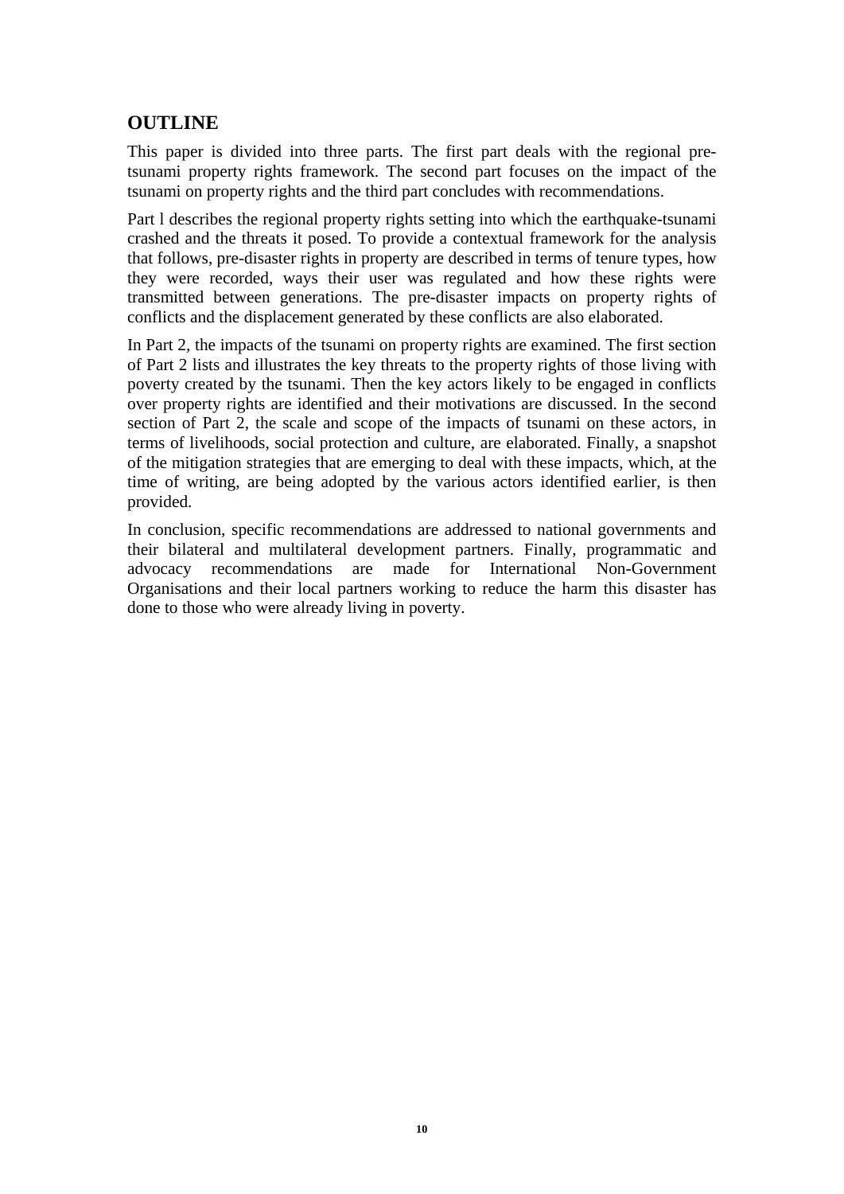## OUTLINE

This paper is divided into three parts. The first part deals with the regional pre-tsunami property rights framework. The second part focuses on the impact of the tsunami on property rights and the third part concludes with recommendations.

Part l describes the regional property rights setting into which the earthquake-tsunami crashed and the threats it posed. To provide a contextual framework for the analysis that follows, pre-disaster rights in property are described in terms of tenure types, how they were recorded, ways their user was regulated and how these rights were transmitted between generations. The pre-disaster impacts on property rights of conflicts and the displacement generated by these conflicts are also elaborated.

In Part 2, the impacts of the tsunami on property rights are examined. The first section of Part 2 lists and illustrates the key threats to the property rights of those living with poverty created by the tsunami. Then the key actors likely to be engaged in conflicts over property rights are identified and their motivations are discussed. In the second section of Part 2, the scale and scope of the impacts of tsunami on these actors, in terms of livelihoods, social protection and culture, are elaborated. Finally, a snapshot of the mitigation strategies that are emerging to deal with these impacts, which, at the time of writing, are being adopted by the various actors identified earlier, is then provided.

In conclusion, specific recommendations are addressed to national governments and their bilateral and multilateral development partners. Finally, programmatic and advocacy recommendations are made for International Non-Government Organisations and their local partners working to reduce the harm this disaster has done to those who were already living in poverty.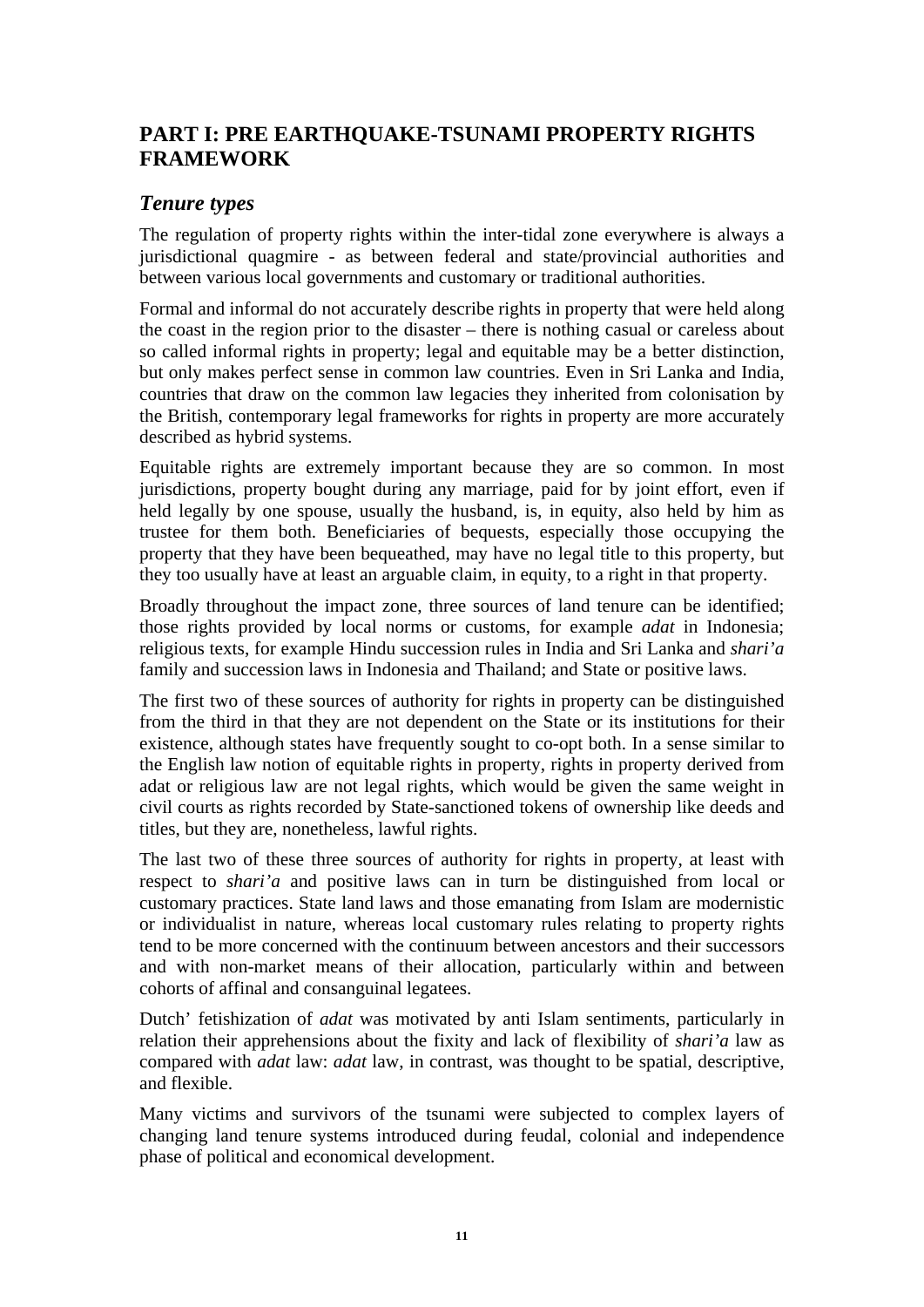## PART I: PRE EARTHQUAKE-TSUNAMI PROPERTY RIGHTS FRAMEWORK

### *Tenure types*

The regulation of property rights within the inter-tidal zone everywhere is always a jurisdictional quagmire - as between federal and state/provincial authorities and between various local governments and customary or traditional authorities.

Formal and informal do not accurately describe rights in property that were held along the coast in the region prior to the disaster – there is nothing casual or careless about so called informal rights in property; legal and equitable may be a better distinction, but only makes perfect sense in common law countries. Even in Sri Lanka and India, countries that draw on the common law legacies they inherited from colonisation by the British, contemporary legal frameworks for rights in property are more accurately described as hybrid systems.

Equitable rights are extremely important because they are so common. In most jurisdictions, property bought during any marriage, paid for by joint effort, even if held legally by one spouse, usually the husband, is, in equity, also held by him as trustee for them both. Beneficiaries of bequests, especially those occupying the property that they have been bequeathed, may have no legal title to this property, but they too usually have at least an arguable claim, in equity, to a right in that property.

Broadly throughout the impact zone, three sources of land tenure can be identified; those rights provided by local norms or customs, for example *adat* in Indonesia; religious texts, for example Hindu succession rules in India and Sri Lanka and *shari'a* family and succession laws in Indonesia and Thailand; and State or positive laws.

The first two of these sources of authority for rights in property can be distinguished from the third in that they are not dependent on the State or its institutions for their existence, although states have frequently sought to co-opt both. In a sense similar to the English law notion of equitable rights in property, rights in property derived from adat or religious law are not legal rights, which would be given the same weight in civil courts as rights recorded by State-sanctioned tokens of ownership like deeds and titles, but they are, nonetheless, lawful rights.

The last two of these three sources of authority for rights in property, at least with respect to *shari'a* and positive laws can in turn be distinguished from local or customary practices. State land laws and those emanating from Islam are modernistic or individualist in nature, whereas local customary rules relating to property rights tend to be more concerned with the continuum between ancestors and their successors and with non-market means of their allocation, particularly within and between cohorts of affinal and consanguinal legatees.

Dutch' fetishization of *adat* was motivated by anti Islam sentiments, particularly in relation their apprehensions about the fixity and lack of flexibility of *shari'a* law as compared with *adat* law: *adat* law, in contrast, was thought to be spatial, descriptive, and flexible.

Many victims and survivors of the tsunami were subjected to complex layers of changing land tenure systems introduced during feudal, colonial and independence phase of political and economical development.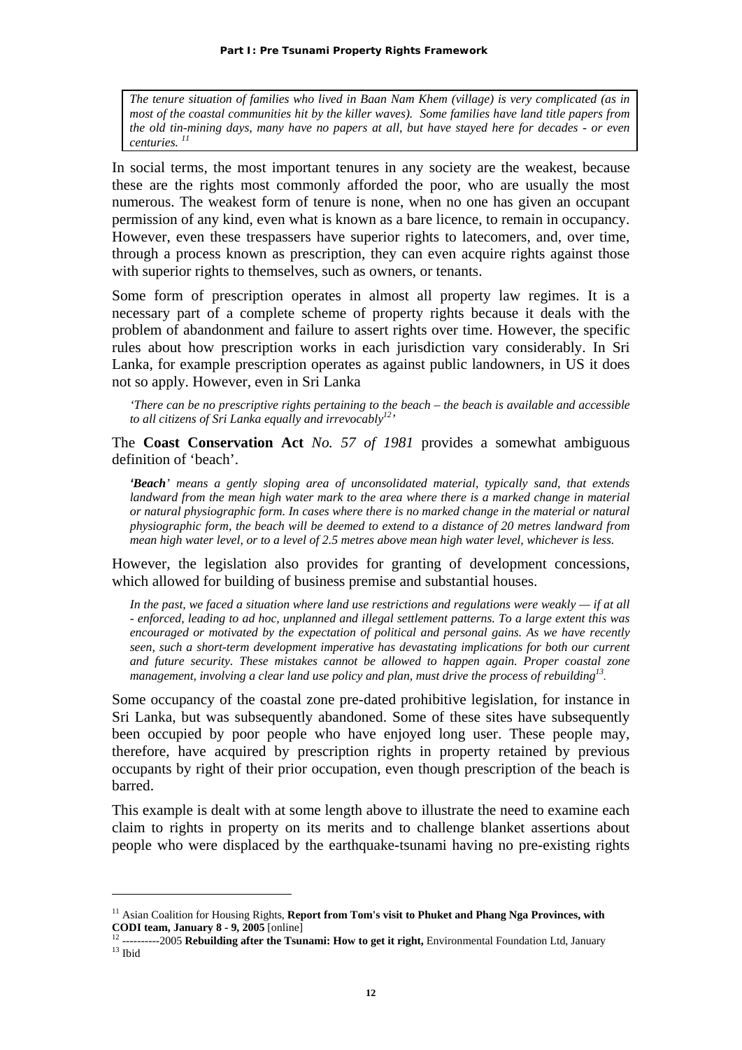*The tenure situation of families who lived in Baan Nam Khem (village) is very complicated (as in most of the coastal communities hit by the killer waves). Some families have land title papers from the old tin-mining days, many have no papers at all, but have stayed here for decades - or even centuries.* [11]

In social terms, the most important tenures in any society are the weakest, because these are the rights most commonly afforded the poor, who are usually the most numerous. The weakest form of tenure is none, when no one has given an occupant permission of any kind, even what is known as a bare licence, to remain in occupancy. However, even these trespassers have superior rights to latecomers, and, over time, through a process known as prescription, they can even acquire rights against those with superior rights to themselves, such as owners, or tenants.

Some form of prescription operates in almost all property law regimes. It is a necessary part of a complete scheme of property rights because it deals with the problem of abandonment and failure to assert rights over time. However, the specific rules about how prescription works in each jurisdiction vary considerably. In Sri Lanka, for example prescription operates as against public landowners, in US it does not so apply. However, even in Sri Lanka

> *'There can be no prescriptive rights pertaining to the beach – the beach is available and accessible to all citizens of Sri Lanka equally and irrevocably*[12]*'*

The **Coast Conservation Act** *No. 57 of 1981* provides a somewhat ambiguous definition of 'beach'.

> ***'Beach****' means a gently sloping area of unconsolidated material, typically sand, that extends landward from the mean high water mark to the area where there is a marked change in material or natural physiographic form. In cases where there is no marked change in the material or natural physiographic form, the beach will be deemed to extend to a distance of 20 metres landward from mean high water level, or to a level of 2.5 metres above mean high water level, whichever is less.*

However, the legislation also provides for granting of development concessions, which allowed for building of business premise and substantial houses.

> *In the past, we faced a situation where land use restrictions and regulations were weakly — if at all - enforced, leading to ad hoc, unplanned and illegal settlement patterns. To a large extent this was encouraged or motivated by the expectation of political and personal gains. As we have recently seen, such a short-term development imperative has devastating implications for both our current and future security. These mistakes cannot be allowed to happen again. Proper coastal zone management, involving a clear land use policy and plan, must drive the process of rebuilding*[13]*.*

Some occupancy of the coastal zone pre-dated prohibitive legislation, for instance in Sri Lanka, but was subsequently abandoned. Some of these sites have subsequently been occupied by poor people who have enjoyed long user. These people may, therefore, have acquired by prescription rights in property retained by previous occupants by right of their prior occupation, even though prescription of the beach is barred.

This example is dealt with at some length above to illustrate the need to examine each claim to rights in property on its merits and to challenge blanket assertions about people who were displaced by the earthquake-tsunami having no pre-existing rights

---

[11] Asian Coalition for Housing Rights, **Report from Tom's visit to Phuket and Phang Nga Provinces, with CODI team, January 8 - 9, 2005** [online]

[12] ----------2005 **Rebuilding after the Tsunami: How to get it right,** Environmental Foundation Ltd, January

[13] Ibid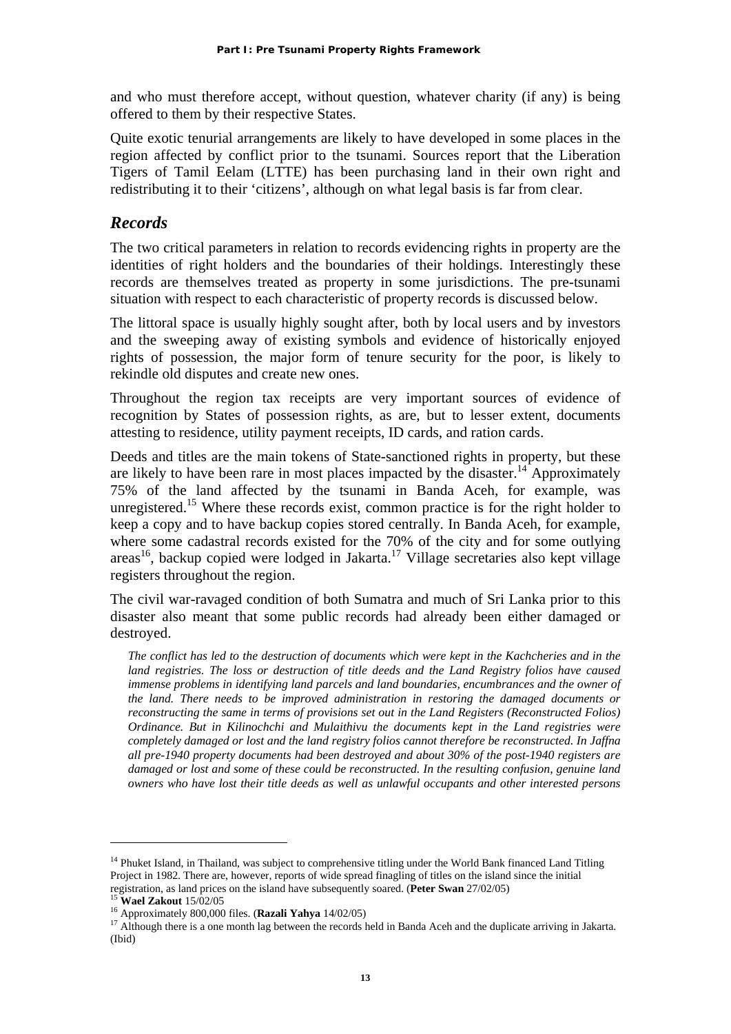and who must therefore accept, without question, whatever charity (if any) is being offered to them by their respective States.

Quite exotic tenurial arrangements are likely to have developed in some places in the region affected by conflict prior to the tsunami. Sources report that the Liberation Tigers of Tamil Eelam (LTTE) has been purchasing land in their own right and redistributing it to their 'citizens', although on what legal basis is far from clear.

## *Records*

The two critical parameters in relation to records evidencing rights in property are the identities of right holders and the boundaries of their holdings. Interestingly these records are themselves treated as property in some jurisdictions. The pre-tsunami situation with respect to each characteristic of property records is discussed below.

The littoral space is usually highly sought after, both by local users and by investors and the sweeping away of existing symbols and evidence of historically enjoyed rights of possession, the major form of tenure security for the poor, is likely to rekindle old disputes and create new ones.

Throughout the region tax receipts are very important sources of evidence of recognition by States of possession rights, as are, but to lesser extent, documents attesting to residence, utility payment receipts, ID cards, and ration cards.

Deeds and titles are the main tokens of State-sanctioned rights in property, but these are likely to have been rare in most places impacted by the disaster.[14] Approximately 75% of the land affected by the tsunami in Banda Aceh, for example, was unregistered.[15] Where these records exist, common practice is for the right holder to keep a copy and to have backup copies stored centrally. In Banda Aceh, for example, where some cadastral records existed for the 70% of the city and for some outlying areas[16], backup copied were lodged in Jakarta.[17] Village secretaries also kept village registers throughout the region.

The civil war-ravaged condition of both Sumatra and much of Sri Lanka prior to this disaster also meant that some public records had already been either damaged or destroyed.

> *The conflict has led to the destruction of documents which were kept in the Kachcheries and in the land registries. The loss or destruction of title deeds and the Land Registry folios have caused immense problems in identifying land parcels and land boundaries, encumbrances and the owner of the land. There needs to be improved administration in restoring the damaged documents or reconstructing the same in terms of provisions set out in the Land Registers (Reconstructed Folios) Ordinance. But in Kilinochchi and Mulaithivu the documents kept in the Land registries were completely damaged or lost and the land registry folios cannot therefore be reconstructed. In Jaffna all pre-1940 property documents had been destroyed and about 30% of the post-1940 registers are damaged or lost and some of these could be reconstructed. In the resulting confusion, genuine land owners who have lost their title deeds as well as unlawful occupants and other interested persons*

---

[14] Phuket Island, in Thailand, was subject to comprehensive titling under the World Bank financed Land Titling Project in 1982. There are, however, reports of wide spread finagling of titles on the island since the initial registration, as land prices on the island have subsequently soared. (**Peter Swan** 27/02/05)

[15] **Wael Zakout** 15/02/05

[16] Approximately 800,000 files. (**Razali Yahya** 14/02/05)

[17] Although there is a one month lag between the records held in Banda Aceh and the duplicate arriving in Jakarta. (Ibid)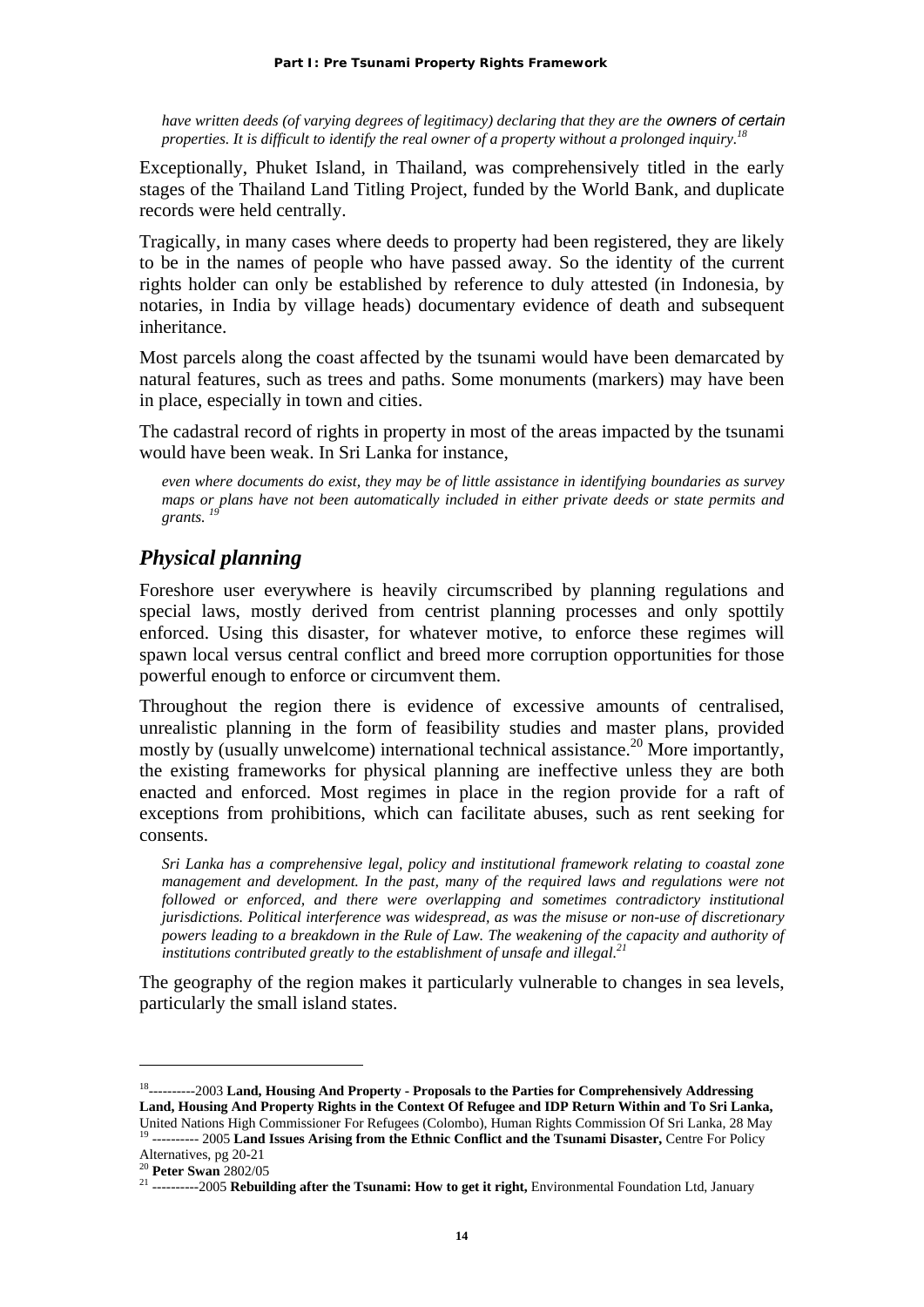*have written deeds (of varying degrees of legitimacy) declaring that they are the owners of certain properties. It is difficult to identify the real owner of a property without a prolonged inquiry.*[18]

Exceptionally, Phuket Island, in Thailand, was comprehensively titled in the early stages of the Thailand Land Titling Project, funded by the World Bank, and duplicate records were held centrally.

Tragically, in many cases where deeds to property had been registered, they are likely to be in the names of people who have passed away. So the identity of the current rights holder can only be established by reference to duly attested (in Indonesia, by notaries, in India by village heads) documentary evidence of death and subsequent inheritance.

Most parcels along the coast affected by the tsunami would have been demarcated by natural features, such as trees and paths. Some monuments (markers) may have been in place, especially in town and cities.

The cadastral record of rights in property in most of the areas impacted by the tsunami would have been weak. In Sri Lanka for instance,

> *even where documents do exist, they may be of little assistance in identifying boundaries as survey maps or plans have not been automatically included in either private deeds or state permits and grants.*[19]

## *Physical planning*

Foreshore user everywhere is heavily circumscribed by planning regulations and special laws, mostly derived from centrist planning processes and only spottily enforced. Using this disaster, for whatever motive, to enforce these regimes will spawn local versus central conflict and breed more corruption opportunities for those powerful enough to enforce or circumvent them.

Throughout the region there is evidence of excessive amounts of centralised, unrealistic planning in the form of feasibility studies and master plans, provided mostly by (usually unwelcome) international technical assistance.[20] More importantly, the existing frameworks for physical planning are ineffective unless they are both enacted and enforced. Most regimes in place in the region provide for a raft of exceptions from prohibitions, which can facilitate abuses, such as rent seeking for consents.

> *Sri Lanka has a comprehensive legal, policy and institutional framework relating to coastal zone management and development. In the past, many of the required laws and regulations were not followed or enforced, and there were overlapping and sometimes contradictory institutional jurisdictions. Political interference was widespread, as was the misuse or non-use of discretionary powers leading to a breakdown in the Rule of Law. The weakening of the capacity and authority of institutions contributed greatly to the establishment of unsafe and illegal.*[21]

The geography of the region makes it particularly vulnerable to changes in sea levels, particularly the small island states.

---

[18] ----------2003 **Land, Housing And Property - Proposals to the Parties for Comprehensively Addressing Land, Housing And Property Rights in the Context Of Refugee and IDP Return Within and To Sri Lanka,** United Nations High Commissioner For Refugees (Colombo), Human Rights Commission Of Sri Lanka, 28 May

[19] ---------- 2005 **Land Issues Arising from the Ethnic Conflict and the Tsunami Disaster,** Centre For Policy Alternatives, pg 20-21

[20] **Peter Swan** 2802/05

[21] ----------2005 **Rebuilding after the Tsunami: How to get it right,** Environmental Foundation Ltd, January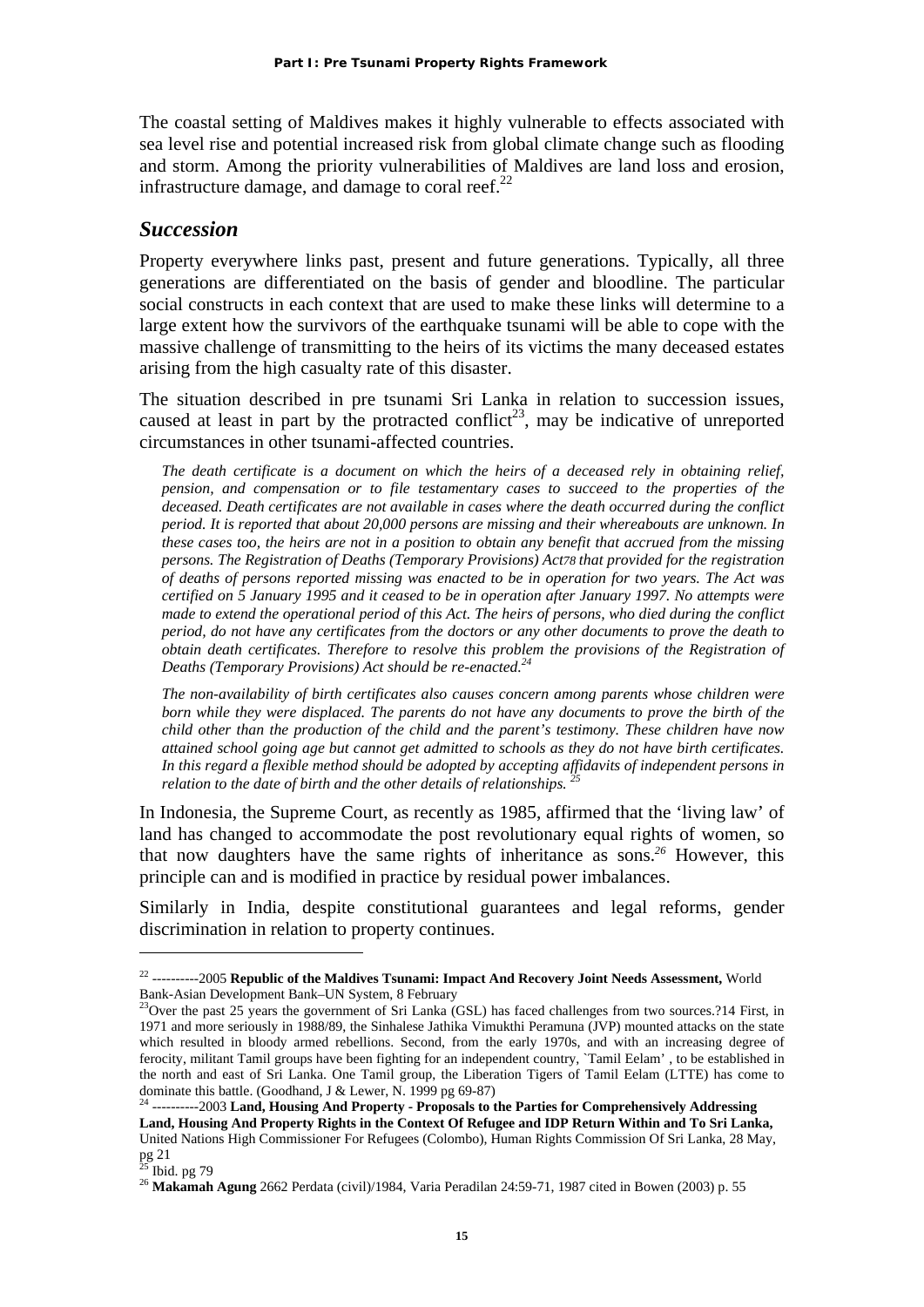The coastal setting of Maldives makes it highly vulnerable to effects associated with sea level rise and potential increased risk from global climate change such as flooding and storm. Among the priority vulnerabilities of Maldives are land loss and erosion, infrastructure damage, and damage to coral reef.[22]

## *Succession*

Property everywhere links past, present and future generations. Typically, all three generations are differentiated on the basis of gender and bloodline. The particular social constructs in each context that are used to make these links will determine to a large extent how the survivors of the earthquake tsunami will be able to cope with the massive challenge of transmitting to the heirs of its victims the many deceased estates arising from the high casualty rate of this disaster.

The situation described in pre tsunami Sri Lanka in relation to succession issues, caused at least in part by the protracted conflict[23], may be indicative of unreported circumstances in other tsunami-affected countries.

> *The death certificate is a document on which the heirs of a deceased rely in obtaining relief, pension, and compensation or to file testamentary cases to succeed to the properties of the deceased. Death certificates are not available in cases where the death occurred during the conflict period. It is reported that about 20,000 persons are missing and their whereabouts are unknown. In these cases too, the heirs are not in a position to obtain any benefit that accrued from the missing persons. The Registration of Deaths (Temporary Provisions) Act78 that provided for the registration of deaths of persons reported missing was enacted to be in operation for two years. The Act was certified on 5 January 1995 and it ceased to be in operation after January 1997. No attempts were made to extend the operational period of this Act. The heirs of persons, who died during the conflict period, do not have any certificates from the doctors or any other documents to prove the death to obtain death certificates. Therefore to resolve this problem the provisions of the Registration of Deaths (Temporary Provisions) Act should be re-enacted.*[24]

> *The non-availability of birth certificates also causes concern among parents whose children were born while they were displaced. The parents do not have any documents to prove the birth of the child other than the production of the child and the parent's testimony. These children have now attained school going age but cannot get admitted to schools as they do not have birth certificates. In this regard a flexible method should be adopted by accepting affidavits of independent persons in relation to the date of birth and the other details of relationships.* [25]

In Indonesia, the Supreme Court, as recently as 1985, affirmed that the 'living law' of land has changed to accommodate the post revolutionary equal rights of women, so that now daughters have the same rights of inheritance as sons.[26] However, this principle can and is modified in practice by residual power imbalances.

Similarly in India, despite constitutional guarantees and legal reforms, gender discrimination in relation to property continues.

---

[22] ----------2005 **Republic of the Maldives Tsunami: Impact And Recovery Joint Needs Assessment,** World Bank-Asian Development Bank–UN System, 8 February

[23] Over the past 25 years the government of Sri Lanka (GSL) has faced challenges from two sources.?14 First, in 1971 and more seriously in 1988/89, the Sinhalese Jathika Vimukthi Peramuna (JVP) mounted attacks on the state which resulted in bloody armed rebellions. Second, from the early 1970s, and with an increasing degree of ferocity, militant Tamil groups have been fighting for an independent country, `Tamil Eelam' , to be established in the north and east of Sri Lanka. One Tamil group, the Liberation Tigers of Tamil Eelam (LTTE) has come to dominate this battle. (Goodhand, J & Lewer, N. 1999 pg 69-87)

[24] ----------2003 **Land, Housing And Property - Proposals to the Parties for Comprehensively Addressing Land, Housing And Property Rights in the Context Of Refugee and IDP Return Within and To Sri Lanka,** United Nations High Commissioner For Refugees (Colombo), Human Rights Commission Of Sri Lanka, 28 May, pg 21

[25] Ibid. pg 79

[26] **Makamah Agung** 2662 Perdata (civil)/1984, Varia Peradilan 24:59-71, 1987 cited in Bowen (2003) p. 55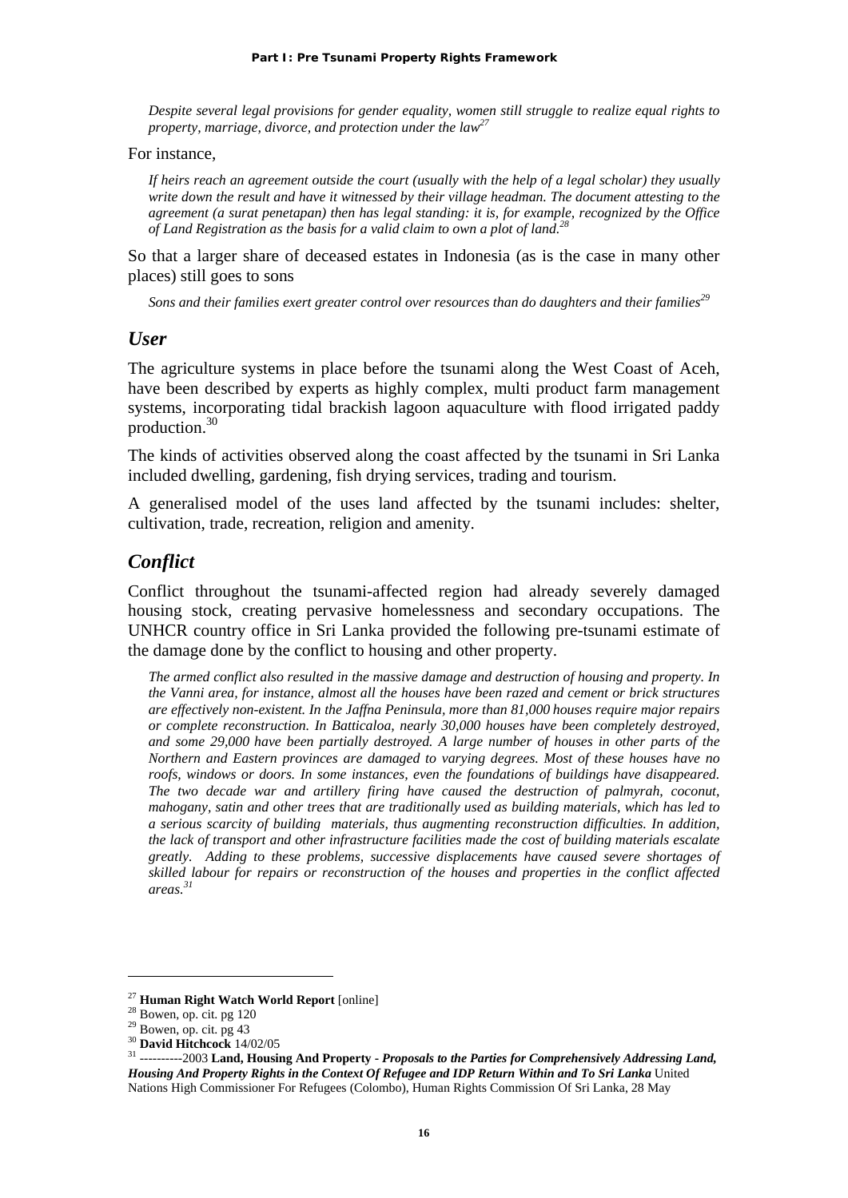*Despite several legal provisions for gender equality, women still struggle to realize equal rights to property, marriage, divorce, and protection under the law*[27]

For instance,

*If heirs reach an agreement outside the court (usually with the help of a legal scholar) they usually write down the result and have it witnessed by their village headman. The document attesting to the agreement (a surat penetapan) then has legal standing: it is, for example, recognized by the Office of Land Registration as the basis for a valid claim to own a plot of land.*[28]

So that a larger share of deceased estates in Indonesia (as is the case in many other places) still goes to sons

*Sons and their families exert greater control over resources than do daughters and their families*[29]

## *User*

The agriculture systems in place before the tsunami along the West Coast of Aceh, have been described by experts as highly complex, multi product farm management systems, incorporating tidal brackish lagoon aquaculture with flood irrigated paddy production.[30]

The kinds of activities observed along the coast affected by the tsunami in Sri Lanka included dwelling, gardening, fish drying services, trading and tourism.

A generalised model of the uses land affected by the tsunami includes: shelter, cultivation, trade, recreation, religion and amenity.

## *Conflict*

Conflict throughout the tsunami-affected region had already severely damaged housing stock, creating pervasive homelessness and secondary occupations. The UNHCR country office in Sri Lanka provided the following pre-tsunami estimate of the damage done by the conflict to housing and other property.

*The armed conflict also resulted in the massive damage and destruction of housing and property. In the Vanni area, for instance, almost all the houses have been razed and cement or brick structures are effectively non-existent. In the Jaffna Peninsula, more than 81,000 houses require major repairs or complete reconstruction. In Batticaloa, nearly 30,000 houses have been completely destroyed, and some 29,000 have been partially destroyed. A large number of houses in other parts of the Northern and Eastern provinces are damaged to varying degrees. Most of these houses have no roofs, windows or doors. In some instances, even the foundations of buildings have disappeared. The two decade war and artillery firing have caused the destruction of palmyrah, coconut, mahogany, satin and other trees that are traditionally used as building materials, which has led to a serious scarcity of building materials, thus augmenting reconstruction difficulties. In addition, the lack of transport and other infrastructure facilities made the cost of building materials escalate greatly. Adding to these problems, successive displacements have caused severe shortages of skilled labour for repairs or reconstruction of the houses and properties in the conflict affected areas.*[31]

---

[27] **Human Right Watch World Report** [online]

[28] Bowen, op. cit. pg 120

[29] Bowen, op. cit. pg 43

[30] **David Hitchcock** 14/02/05

[31] ----------2003 **Land, Housing And Property** - ***Proposals to the Parties for Comprehensively Addressing Land, Housing And Property Rights in the Context Of Refugee and IDP Return Within and To Sri Lanka*** United Nations High Commissioner For Refugees (Colombo), Human Rights Commission Of Sri Lanka, 28 May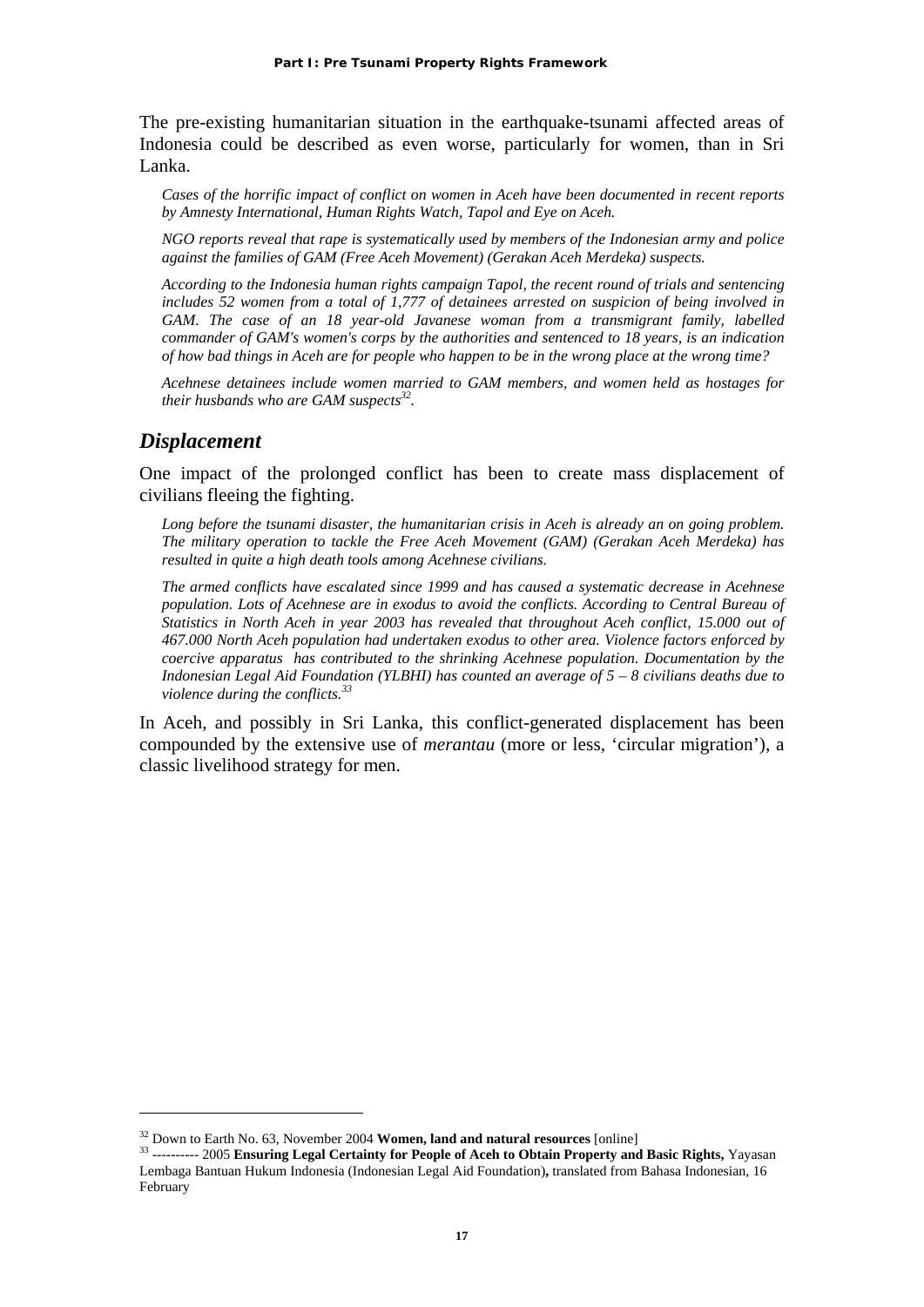The pre-existing humanitarian situation in the earthquake-tsunami affected areas of Indonesia could be described as even worse, particularly for women, than in Sri Lanka.

> *Cases of the horrific impact of conflict on women in Aceh have been documented in recent reports by Amnesty International, Human Rights Watch, Tapol and Eye on Aceh.*
>
> *NGO reports reveal that rape is systematically used by members of the Indonesian army and police against the families of GAM (Free Aceh Movement) (Gerakan Aceh Merdeka) suspects.*
>
> *According to the Indonesia human rights campaign Tapol, the recent round of trials and sentencing includes 52 women from a total of 1,777 of detainees arrested on suspicion of being involved in GAM. The case of an 18 year-old Javanese woman from a transmigrant family, labelled commander of GAM's women's corps by the authorities and sentenced to 18 years, is an indication of how bad things in Aceh are for people who happen to be in the wrong place at the wrong time?*
>
> *Acehnese detainees include women married to GAM members, and women held as hostages for their husbands who are GAM suspects*[32]*.*

## *Displacement*

One impact of the prolonged conflict has been to create mass displacement of civilians fleeing the fighting.

> *Long before the tsunami disaster, the humanitarian crisis in Aceh is already an on going problem. The military operation to tackle the Free Aceh Movement (GAM) (Gerakan Aceh Merdeka) has resulted in quite a high death tools among Acehnese civilians.*
>
> *The armed conflicts have escalated since 1999 and has caused a systematic decrease in Acehnese population. Lots of Acehnese are in exodus to avoid the conflicts. According to Central Bureau of Statistics in North Aceh in year 2003 has revealed that throughout Aceh conflict, 15.000 out of 467.000 North Aceh population had undertaken exodus to other area. Violence factors enforced by coercive apparatus has contributed to the shrinking Acehnese population. Documentation by the Indonesian Legal Aid Foundation (YLBHI) has counted an average of 5 – 8 civilians deaths due to violence during the conflicts.*[33]

In Aceh, and possibly in Sri Lanka, this conflict-generated displacement has been compounded by the extensive use of *merantau* (more or less, 'circular migration'), a classic livelihood strategy for men.

---

[32] Down to Earth No. 63, November 2004 **Women, land and natural resources** [online]

[33] ---------- 2005 **Ensuring Legal Certainty for People of Aceh to Obtain Property and Basic Rights,** Yayasan Lembaga Bantuan Hukum Indonesia (Indonesian Legal Aid Foundation)**,** translated from Bahasa Indonesian, 16 February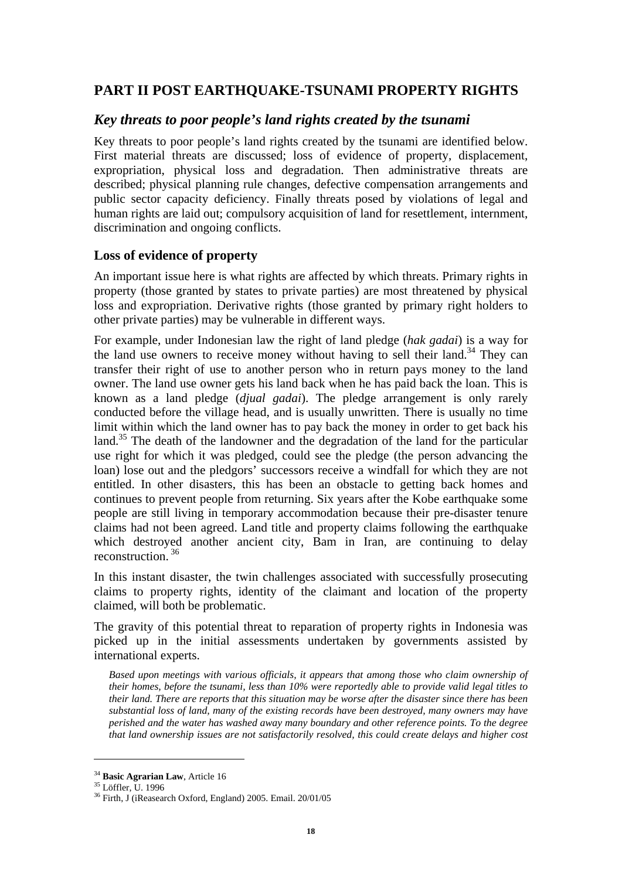## PART II POST EARTHQUAKE-TSUNAMI PROPERTY RIGHTS

### *Key threats to poor people's land rights created by the tsunami*

Key threats to poor people's land rights created by the tsunami are identified below. First material threats are discussed; loss of evidence of property, displacement, expropriation, physical loss and degradation. Then administrative threats are described; physical planning rule changes, defective compensation arrangements and public sector capacity deficiency. Finally threats posed by violations of legal and human rights are laid out; compulsory acquisition of land for resettlement, internment, discrimination and ongoing conflicts.

#### Loss of evidence of property

An important issue here is what rights are affected by which threats. Primary rights in property (those granted by states to private parties) are most threatened by physical loss and expropriation. Derivative rights (those granted by primary right holders to other private parties) may be vulnerable in different ways.

For example, under Indonesian law the right of land pledge (*hak gadai*) is a way for the land use owners to receive money without having to sell their land.[34] They can transfer their right of use to another person who in return pays money to the land owner. The land use owner gets his land back when he has paid back the loan. This is known as a land pledge (*djual gadai*). The pledge arrangement is only rarely conducted before the village head, and is usually unwritten. There is usually no time limit within which the land owner has to pay back the money in order to get back his land.[35] The death of the landowner and the degradation of the land for the particular use right for which it was pledged, could see the pledge (the person advancing the loan) lose out and the pledgors' successors receive a windfall for which they are not entitled. In other disasters, this has been an obstacle to getting back homes and continues to prevent people from returning. Six years after the Kobe earthquake some people are still living in temporary accommodation because their pre-disaster tenure claims had not been agreed. Land title and property claims following the earthquake which destroyed another ancient city, Bam in Iran, are continuing to delay reconstruction.[36]

In this instant disaster, the twin challenges associated with successfully prosecuting claims to property rights, identity of the claimant and location of the property claimed, will both be problematic.

The gravity of this potential threat to reparation of property rights in Indonesia was picked up in the initial assessments undertaken by governments assisted by international experts.

> *Based upon meetings with various officials, it appears that among those who claim ownership of their homes, before the tsunami, less than 10% were reportedly able to provide valid legal titles to their land. There are reports that this situation may be worse after the disaster since there has been substantial loss of land, many of the existing records have been destroyed, many owners may have perished and the water has washed away many boundary and other reference points. To the degree that land ownership issues are not satisfactorily resolved, this could create delays and higher cost*

---

[34] **Basic Agrarian Law**, Article 16

[35] Löffler, U. 1996

[36] Firth, J (iReasearch Oxford, England) 2005. Email. 20/01/05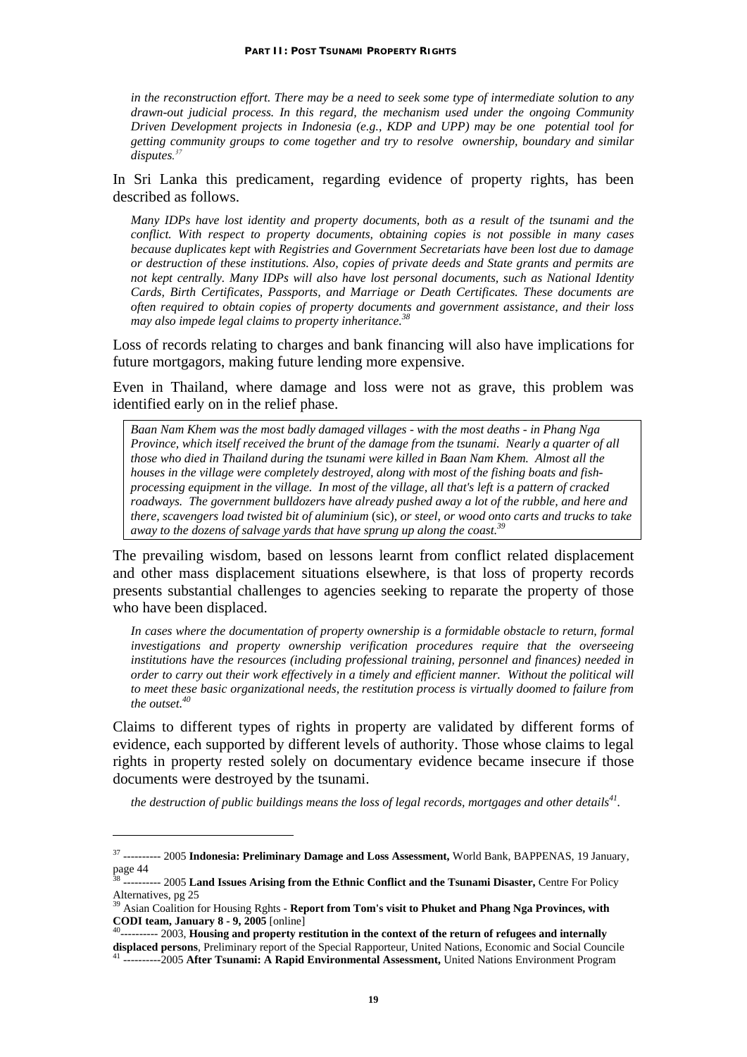*in the reconstruction effort. There may be a need to seek some type of intermediate solution to any drawn-out judicial process. In this regard, the mechanism used under the ongoing Community Driven Development projects in Indonesia (e.g., KDP and UPP) may be one potential tool for getting community groups to come together and try to resolve ownership, boundary and similar disputes.*[37]

In Sri Lanka this predicament, regarding evidence of property rights, has been described as follows.

*Many IDPs have lost identity and property documents, both as a result of the tsunami and the conflict. With respect to property documents, obtaining copies is not possible in many cases because duplicates kept with Registries and Government Secretariats have been lost due to damage or destruction of these institutions. Also, copies of private deeds and State grants and permits are not kept centrally. Many IDPs will also have lost personal documents, such as National Identity Cards, Birth Certificates, Passports, and Marriage or Death Certificates. These documents are often required to obtain copies of property documents and government assistance, and their loss may also impede legal claims to property inheritance.*[38]

Loss of records relating to charges and bank financing will also have implications for future mortgagors, making future lending more expensive.

Even in Thailand, where damage and loss were not as grave, this problem was identified early on in the relief phase.

> *Baan Nam Khem was the most badly damaged villages - with the most deaths - in Phang Nga Province, which itself received the brunt of the damage from the tsunami. Nearly a quarter of all those who died in Thailand during the tsunami were killed in Baan Nam Khem. Almost all the houses in the village were completely destroyed, along with most of the fishing boats and fish-processing equipment in the village. In most of the village, all that's left is a pattern of cracked roadways. The government bulldozers have already pushed away a lot of the rubble, and here and there, scavengers load twisted bit of aluminium* (sic), *or steel, or wood onto carts and trucks to take away to the dozens of salvage yards that have sprung up along the coast.*[39]

The prevailing wisdom, based on lessons learnt from conflict related displacement and other mass displacement situations elsewhere, is that loss of property records presents substantial challenges to agencies seeking to reparate the property of those who have been displaced.

*In cases where the documentation of property ownership is a formidable obstacle to return, formal investigations and property ownership verification procedures require that the overseeing institutions have the resources (including professional training, personnel and finances) needed in order to carry out their work effectively in a timely and efficient manner. Without the political will to meet these basic organizational needs, the restitution process is virtually doomed to failure from the outset.*[40]

Claims to different types of rights in property are validated by different forms of evidence, each supported by different levels of authority. Those whose claims to legal rights in property rested solely on documentary evidence became insecure if those documents were destroyed by the tsunami.

*the destruction of public buildings means the loss of legal records, mortgages and other details*[41].

---

[37] ---------- 2005 **Indonesia: Preliminary Damage and Loss Assessment,** World Bank, BAPPENAS, 19 January, page 44

[38] ---------- 2005 **Land Issues Arising from the Ethnic Conflict and the Tsunami Disaster,** Centre For Policy Alternatives, pg 25

[39] Asian Coalition for Housing Rghts - **Report from Tom's visit to Phuket and Phang Nga Provinces, with CODI team, January 8 - 9, 2005** [online]

[40] ---------- 2003, **Housing and property restitution in the context of the return of refugees and internally displaced persons**, Preliminary report of the Special Rapporteur, United Nations, Economic and Social Councile

[41] ----------2005 **After Tsunami: A Rapid Environmental Assessment,** United Nations Environment Program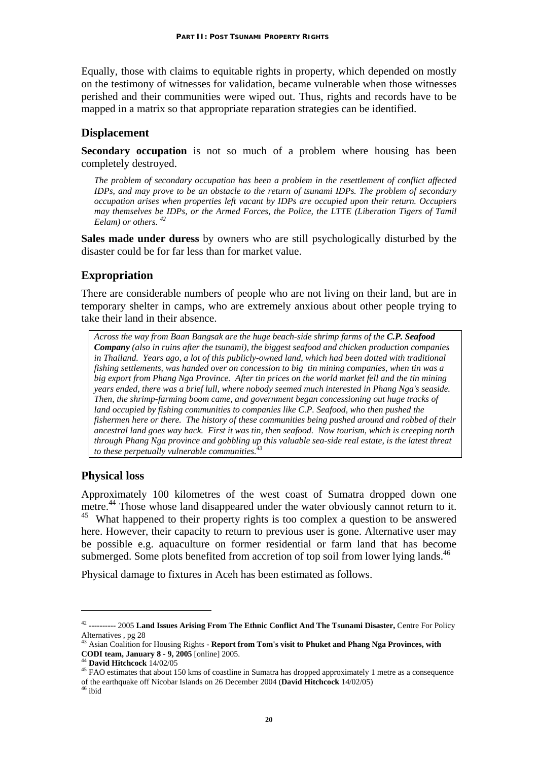Equally, those with claims to equitable rights in property, which depended on mostly on the testimony of witnesses for validation, became vulnerable when those witnesses perished and their communities were wiped out. Thus, rights and records have to be mapped in a matrix so that appropriate reparation strategies can be identified.

## Displacement

**Secondary occupation** is not so much of a problem where housing has been completely destroyed.

> *The problem of secondary occupation has been a problem in the resettlement of conflict affected IDPs, and may prove to be an obstacle to the return of tsunami IDPs. The problem of secondary occupation arises when properties left vacant by IDPs are occupied upon their return. Occupiers may themselves be IDPs, or the Armed Forces, the Police, the LTTE (Liberation Tigers of Tamil Eelam) or others.* [42]

**Sales made under duress** by owners who are still psychologically disturbed by the disaster could be for far less than for market value.

## Expropriation

There are considerable numbers of people who are not living on their land, but are in temporary shelter in camps, who are extremely anxious about other people trying to take their land in their absence.

> *Across the way from Baan Bangsak are the huge beach-side shrimp farms of the **C.P. Seafood Company** (also in ruins after the tsunami), the biggest seafood and chicken production companies in Thailand. Years ago, a lot of this publicly-owned land, which had been dotted with traditional fishing settlements, was handed over on concession to big tin mining companies, when tin was a big export from Phang Nga Province. After tin prices on the world market fell and the tin mining years ended, there was a brief lull, where nobody seemed much interested in Phang Nga's seaside. Then, the shrimp-farming boom came, and government began concessioning out huge tracks of land occupied by fishing communities to companies like C.P. Seafood, who then pushed the fishermen here or there. The history of these communities being pushed around and robbed of their ancestral land goes way back. First it was tin, then seafood. Now tourism, which is creeping north through Phang Nga province and gobbling up this valuable sea-side real estate, is the latest threat to these perpetually vulnerable communities.*[43]

## Physical loss

Approximately 100 kilometres of the west coast of Sumatra dropped down one metre.[44] Those whose land disappeared under the water obviously cannot return to it. [45] What happened to their property rights is too complex a question to be answered here. However, their capacity to return to previous user is gone. Alternative user may be possible e.g. aquaculture on former residential or farm land that has become submerged. Some plots benefited from accretion of top soil from lower lying lands.[46]

Physical damage to fixtures in Aceh has been estimated as follows.

---

[42] ---------- 2005 **Land Issues Arising From The Ethnic Conflict And The Tsunami Disaster,** Centre For Policy Alternatives , pg 28

[43] Asian Coalition for Housing Rights - **Report from Tom's visit to Phuket and Phang Nga Provinces, with CODI team, January 8 - 9, 2005** [online] 2005.

[44] **David Hitchcock** 14/02/05

[45] FAO estimates that about 150 kms of coastline in Sumatra has dropped approximately 1 metre as a consequence of the earthquake off Nicobar Islands on 26 December 2004 (**David Hitchcock** 14/02/05)

[46] ibid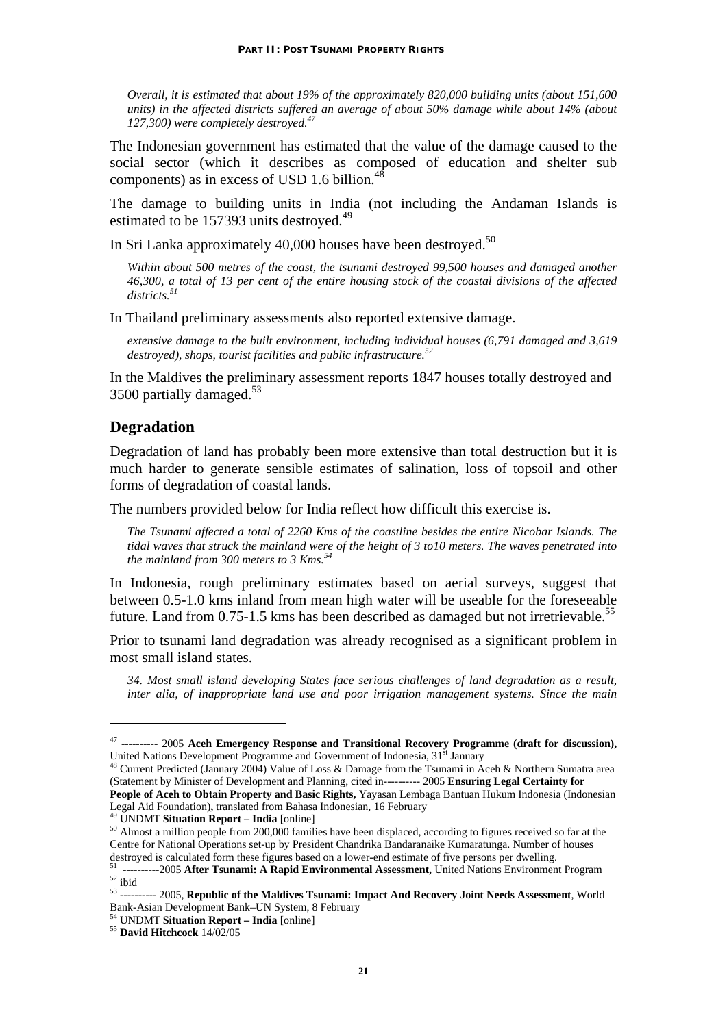*Overall, it is estimated that about 19% of the approximately 820,000 building units (about 151,600 units) in the affected districts suffered an average of about 50% damage while about 14% (about 127,300) were completely destroyed.*[47]

The Indonesian government has estimated that the value of the damage caused to the social sector (which it describes as composed of education and shelter sub components) as in excess of USD 1.6 billion.[48]

The damage to building units in India (not including the Andaman Islands is estimated to be 157393 units destroyed.[49]

In Sri Lanka approximately 40,000 houses have been destroyed.[50]

*Within about 500 metres of the coast, the tsunami destroyed 99,500 houses and damaged another 46,300, a total of 13 per cent of the entire housing stock of the coastal divisions of the affected districts.*[51]

In Thailand preliminary assessments also reported extensive damage.

*extensive damage to the built environment, including individual houses (6,791 damaged and 3,619 destroyed), shops, tourist facilities and public infrastructure.*[52]

In the Maldives the preliminary assessment reports 1847 houses totally destroyed and 3500 partially damaged.[53]

## Degradation

Degradation of land has probably been more extensive than total destruction but it is much harder to generate sensible estimates of salination, loss of topsoil and other forms of degradation of coastal lands.

The numbers provided below for India reflect how difficult this exercise is.

*The Tsunami affected a total of 2260 Kms of the coastline besides the entire Nicobar Islands. The tidal waves that struck the mainland were of the height of 3 to10 meters. The waves penetrated into the mainland from 300 meters to 3 Kms.*[54]

In Indonesia, rough preliminary estimates based on aerial surveys, suggest that between 0.5-1.0 kms inland from mean high water will be useable for the foreseeable future. Land from 0.75-1.5 kms has been described as damaged but not irretrievable.[55]

Prior to tsunami land degradation was already recognised as a significant problem in most small island states.

*34. Most small island developing States face serious challenges of land degradation as a result, inter alia, of inappropriate land use and poor irrigation management systems. Since the main*

---

[47] ---------- 2005 **Aceh Emergency Response and Transitional Recovery Programme (draft for discussion),** United Nations Development Programme and Government of Indonesia, 31st January

[48] Current Predicted (January 2004) Value of Loss & Damage from the Tsunami in Aceh & Northern Sumatra area (Statement by Minister of Development and Planning, cited in---------- 2005 **Ensuring Legal Certainty for People of Aceh to Obtain Property and Basic Rights,** Yayasan Lembaga Bantuan Hukum Indonesia (Indonesian Legal Aid Foundation)**,** translated from Bahasa Indonesian, 16 February

[49] UNDMT **Situation Report – India** [online]

[50] Almost a million people from 200,000 families have been displaced, according to figures received so far at the Centre for National Operations set-up by President Chandrika Bandaranaike Kumaratunga. Number of houses destroyed is calculated form these figures based on a lower-end estimate of five persons per dwelling.

[51] ----------2005 **After Tsunami: A Rapid Environmental Assessment,** United Nations Environment Program

[52] ibid

[53] ---------- 2005, **Republic of the Maldives Tsunami: Impact And Recovery Joint Needs Assessment**, World Bank-Asian Development Bank–UN System, 8 February

[54] UNDMT **Situation Report – India** [online]

[55] **David Hitchcock** 14/02/05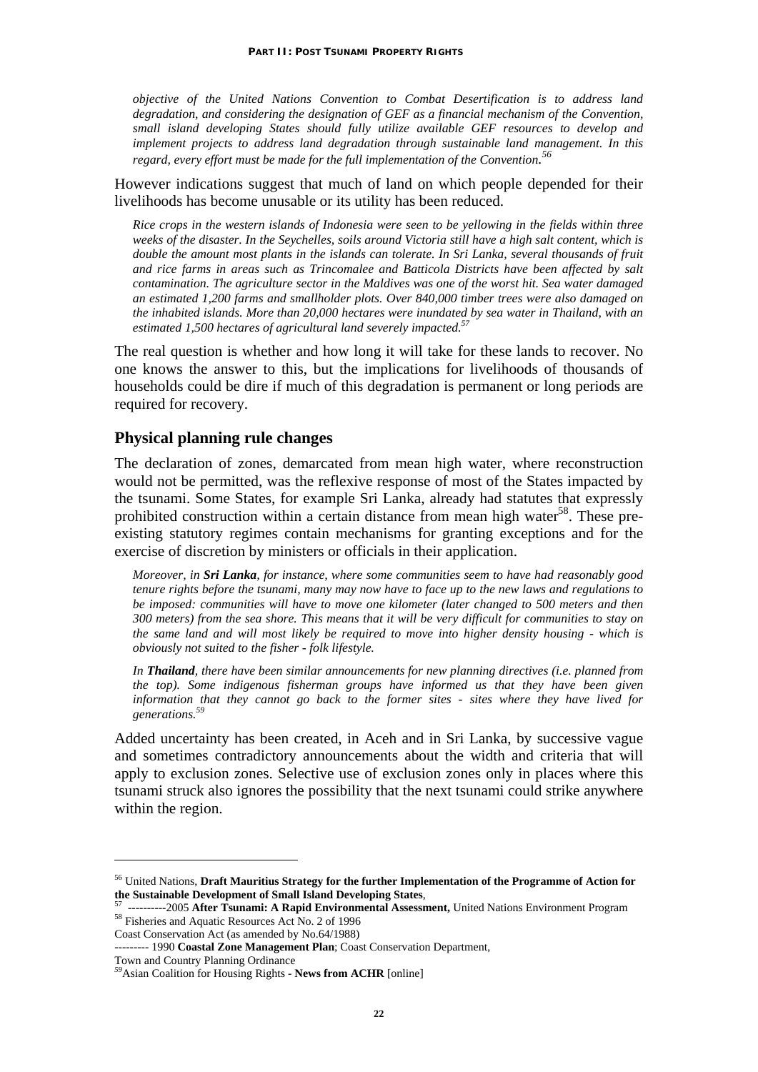*objective of the United Nations Convention to Combat Desertification is to address land degradation, and considering the designation of GEF as a financial mechanism of the Convention, small island developing States should fully utilize available GEF resources to develop and implement projects to address land degradation through sustainable land management. In this regard, every effort must be made for the full implementation of the Convention.*[56]

However indications suggest that much of land on which people depended for their livelihoods has become unusable or its utility has been reduced.

*Rice crops in the western islands of Indonesia were seen to be yellowing in the fields within three weeks of the disaster. In the Seychelles, soils around Victoria still have a high salt content, which is double the amount most plants in the islands can tolerate. In Sri Lanka, several thousands of fruit and rice farms in areas such as Trincomalee and Batticola Districts have been affected by salt contamination. The agriculture sector in the Maldives was one of the worst hit. Sea water damaged an estimated 1,200 farms and smallholder plots. Over 840,000 timber trees were also damaged on the inhabited islands. More than 20,000 hectares were inundated by sea water in Thailand, with an estimated 1,500 hectares of agricultural land severely impacted.*[57]

The real question is whether and how long it will take for these lands to recover. No one knows the answer to this, but the implications for livelihoods of thousands of households could be dire if much of this degradation is permanent or long periods are required for recovery.

## Physical planning rule changes

The declaration of zones, demarcated from mean high water, where reconstruction would not be permitted, was the reflexive response of most of the States impacted by the tsunami. Some States, for example Sri Lanka, already had statutes that expressly prohibited construction within a certain distance from mean high water[58]. These pre-existing statutory regimes contain mechanisms for granting exceptions and for the exercise of discretion by ministers or officials in their application.

*Moreover, in **Sri Lanka**, for instance, where some communities seem to have had reasonably good tenure rights before the tsunami, many may now have to face up to the new laws and regulations to be imposed: communities will have to move one kilometer (later changed to 500 meters and then 300 meters) from the sea shore. This means that it will be very difficult for communities to stay on the same land and will most likely be required to move into higher density housing - which is obviously not suited to the fisher - folk lifestyle.*

*In **Thailand**, there have been similar announcements for new planning directives (i.e. planned from the top). Some indigenous fisherman groups have informed us that they have been given information that they cannot go back to the former sites - sites where they have lived for generations.*[59]

Added uncertainty has been created, in Aceh and in Sri Lanka, by successive vague and sometimes contradictory announcements about the width and criteria that will apply to exclusion zones. Selective use of exclusion zones only in places where this tsunami struck also ignores the possibility that the next tsunami could strike anywhere within the region.

---

[56] United Nations, **Draft Mauritius Strategy for the further Implementation of the Programme of Action for the Sustainable Development of Small Island Developing States**,

[57] ----------2005 **After Tsunami: A Rapid Environmental Assessment,** United Nations Environment Program

[58] Fisheries and Aquatic Resources Act No. 2 of 1996
Coast Conservation Act (as amended by No.64/1988)
--------- 1990 **Coastal Zone Management Plan**; Coast Conservation Department,
Town and Country Planning Ordinance

[59] Asian Coalition for Housing Rights - **News from ACHR** [online]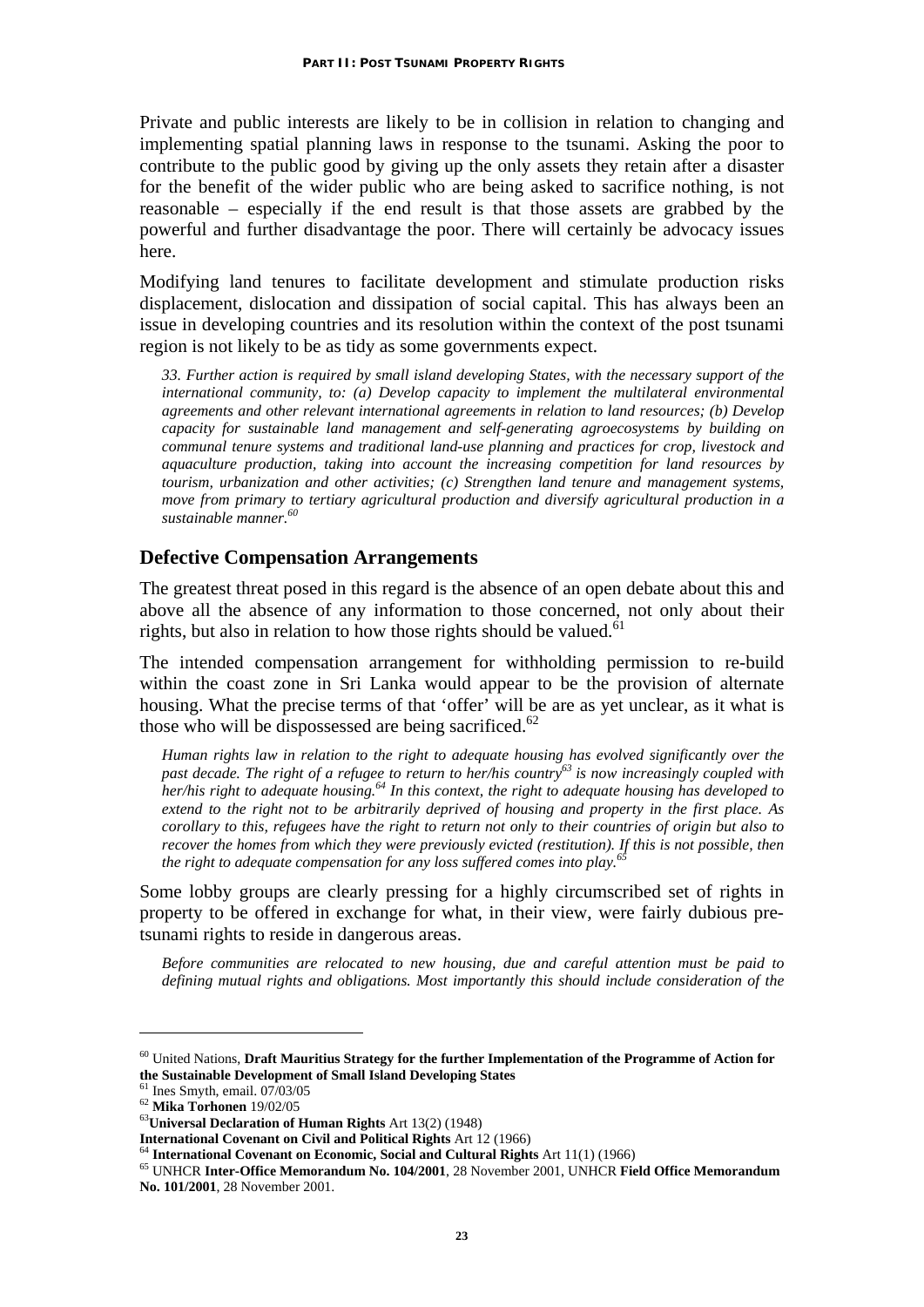Private and public interests are likely to be in collision in relation to changing and implementing spatial planning laws in response to the tsunami. Asking the poor to contribute to the public good by giving up the only assets they retain after a disaster for the benefit of the wider public who are being asked to sacrifice nothing, is not reasonable – especially if the end result is that those assets are grabbed by the powerful and further disadvantage the poor. There will certainly be advocacy issues here.

Modifying land tenures to facilitate development and stimulate production risks displacement, dislocation and dissipation of social capital. This has always been an issue in developing countries and its resolution within the context of the post tsunami region is not likely to be as tidy as some governments expect.

> *33. Further action is required by small island developing States, with the necessary support of the international community, to: (a) Develop capacity to implement the multilateral environmental agreements and other relevant international agreements in relation to land resources; (b) Develop capacity for sustainable land management and self-generating agroecosystems by building on communal tenure systems and traditional land-use planning and practices for crop, livestock and aquaculture production, taking into account the increasing competition for land resources by tourism, urbanization and other activities; (c) Strengthen land tenure and management systems, move from primary to tertiary agricultural production and diversify agricultural production in a sustainable manner.*[60]

## Defective Compensation Arrangements

The greatest threat posed in this regard is the absence of an open debate about this and above all the absence of any information to those concerned, not only about their rights, but also in relation to how those rights should be valued.[61]

The intended compensation arrangement for withholding permission to re-build within the coast zone in Sri Lanka would appear to be the provision of alternate housing. What the precise terms of that 'offer' will be are as yet unclear, as it what is those who will be dispossessed are being sacrificed.[62]

> *Human rights law in relation to the right to adequate housing has evolved significantly over the past decade. The right of a refugee to return to her/his country*[63] *is now increasingly coupled with her/his right to adequate housing.*[64] *In this context, the right to adequate housing has developed to extend to the right not to be arbitrarily deprived of housing and property in the first place. As corollary to this, refugees have the right to return not only to their countries of origin but also to recover the homes from which they were previously evicted (restitution). If this is not possible, then the right to adequate compensation for any loss suffered comes into play.*[65]

Some lobby groups are clearly pressing for a highly circumscribed set of rights in property to be offered in exchange for what, in their view, were fairly dubious pre-tsunami rights to reside in dangerous areas.

> *Before communities are relocated to new housing, due and careful attention must be paid to defining mutual rights and obligations. Most importantly this should include consideration of the*

---

[60] United Nations, **Draft Mauritius Strategy for the further Implementation of the Programme of Action for the Sustainable Development of Small Island Developing States**

[61] Ines Smyth, email. 07/03/05

[62] **Mika Torhonen** 19/02/05

[63] **Universal Declaration of Human Rights** Art 13(2) (1948)
**International Covenant on Civil and Political Rights** Art 12 (1966)

[64] **International Covenant on Economic, Social and Cultural Rights** Art 11(1) (1966)

[65] UNHCR **Inter-Office Memorandum No. 104/2001**, 28 November 2001, UNHCR **Field Office Memorandum No. 101/2001**, 28 November 2001.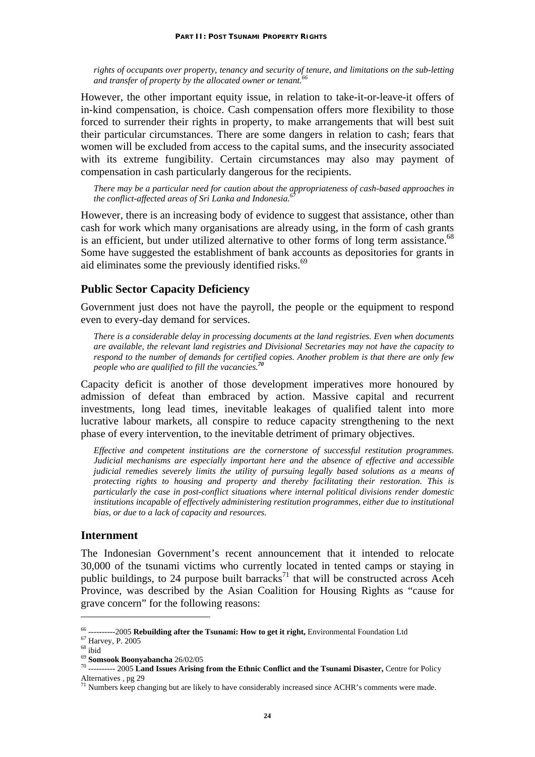*rights of occupants over property, tenancy and security of tenure, and limitations on the sub-letting and transfer of property by the allocated owner or tenant.*[66]

However, the other important equity issue, in relation to take-it-or-leave-it offers of in-kind compensation, is choice. Cash compensation offers more flexibility to those forced to surrender their rights in property, to make arrangements that will best suit their particular circumstances. There are some dangers in relation to cash; fears that women will be excluded from access to the capital sums, and the insecurity associated with its extreme fungibility. Certain circumstances may also may payment of compensation in cash particularly dangerous for the recipients.

*There may be a particular need for caution about the appropriateness of cash-based approaches in the conflict-affected areas of Sri Lanka and Indonesia.*[67]

However, there is an increasing body of evidence to suggest that assistance, other than cash for work which many organisations are already using, in the form of cash grants is an efficient, but under utilized alternative to other forms of long term assistance.[68] Some have suggested the establishment of bank accounts as depositories for grants in aid eliminates some the previously identified risks.[69]

## Public Sector Capacity Deficiency

Government just does not have the payroll, the people or the equipment to respond even to every-day demand for services.

*There is a considerable delay in processing documents at the land registries. Even when documents are available, the relevant land registries and Divisional Secretaries may not have the capacity to respond to the number of demands for certified copies. Another problem is that there are only few people who are qualified to fill the vacancies.*[70]

Capacity deficit is another of those development imperatives more honoured by admission of defeat than embraced by action. Massive capital and recurrent investments, long lead times, inevitable leakages of qualified talent into more lucrative labour markets, all conspire to reduce capacity strengthening to the next phase of every intervention, to the inevitable detriment of primary objectives.

*Effective and competent institutions are the cornerstone of successful restitution programmes. Judicial mechanisms are especially important here and the absence of effective and accessible judicial remedies severely limits the utility of pursuing legally based solutions as a means of protecting rights to housing and property and thereby facilitating their restoration. This is particularly the case in post-conflict situations where internal political divisions render domestic institutions incapable of effectively administering restitution programmes, either due to institutional bias, or due to a lack of capacity and resources.*

## Internment

The Indonesian Government's recent announcement that it intended to relocate 30,000 of the tsunami victims who currently located in tented camps or staying in public buildings, to 24 purpose built barracks[71] that will be constructed across Aceh Province, was described by the Asian Coalition for Housing Rights as "cause for grave concern" for the following reasons:

---

[66] ----------2005 **Rebuilding after the Tsunami: How to get it right,** Environmental Foundation Ltd

[67] Harvey, P. 2005

[68] ibid

[69] **Somsook Boonyabancha** 26/02/05

[70] ---------- 2005 **Land Issues Arising from the Ethnic Conflict and the Tsunami Disaster,** Centre for Policy Alternatives , pg 29

[71] Numbers keep changing but are likely to have considerably increased since ACHR's comments were made.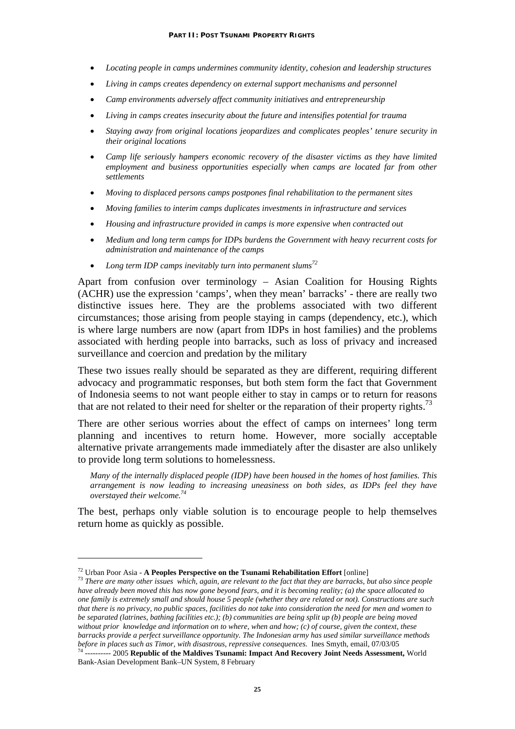- *Locating people in camps undermines community identity, cohesion and leadership structures*
- *Living in camps creates dependency on external support mechanisms and personnel*
- *Camp environments adversely affect community initiatives and entrepreneurship*
- *Living in camps creates insecurity about the future and intensifies potential for trauma*
- *Staying away from original locations jeopardizes and complicates peoples' tenure security in their original locations*
- *Camp life seriously hampers economic recovery of the disaster victims as they have limited employment and business opportunities especially when camps are located far from other settlements*
- *Moving to displaced persons camps postpones final rehabilitation to the permanent sites*
- *Moving families to interim camps duplicates investments in infrastructure and services*
- *Housing and infrastructure provided in camps is more expensive when contracted out*
- *Medium and long term camps for IDPs burdens the Government with heavy recurrent costs for administration and maintenance of the camps*
- *Long term IDP camps inevitably turn into permanent slums*[72]

Apart from confusion over terminology – Asian Coalition for Housing Rights (ACHR) use the expression 'camps', when they mean' barracks' - there are really two distinctive issues here. They are the problems associated with two different circumstances; those arising from people staying in camps (dependency, etc.), which is where large numbers are now (apart from IDPs in host families) and the problems associated with herding people into barracks, such as loss of privacy and increased surveillance and coercion and predation by the military

These two issues really should be separated as they are different, requiring different advocacy and programmatic responses, but both stem form the fact that Government of Indonesia seems to not want people either to stay in camps or to return for reasons that are not related to their need for shelter or the reparation of their property rights.[73]

There are other serious worries about the effect of camps on internees' long term planning and incentives to return home. However, more socially acceptable alternative private arrangements made immediately after the disaster are also unlikely to provide long term solutions to homelessness.

> *Many of the internally displaced people (IDP) have been housed in the homes of host families. This arrangement is now leading to increasing uneasiness on both sides, as IDPs feel they have overstayed their welcome.*[74]

The best, perhaps only viable solution is to encourage people to help themselves return home as quickly as possible.

---

[72] Urban Poor Asia - **A Peoples Perspective on the Tsunami Rehabilitation Effort** [online]

[73] *There are many other issues which, again, are relevant to the fact that they are barracks, but also since people have already been moved this has now gone beyond fears, and it is becoming reality; (a) the space allocated to one family is extremely small and should house 5 people (whether they are related or not). Constructions are such that there is no privacy, no public spaces, facilities do not take into consideration the need for men and women to be separated (latrines, bathing facilities etc.); (b) communities are being split up (b) people are being moved without prior knowledge and information on to where, when and how; (c) of course, given the context, these barracks provide a perfect surveillance opportunity. The Indonesian army has used similar surveillance methods before in places such as Timor, with disastrous, repressive consequences.* Ines Smyth, email, 07/03/05

[74] ---------- 2005 **Republic of the Maldives Tsunami: Impact And Recovery Joint Needs Assessment,** World Bank-Asian Development Bank–UN System, 8 February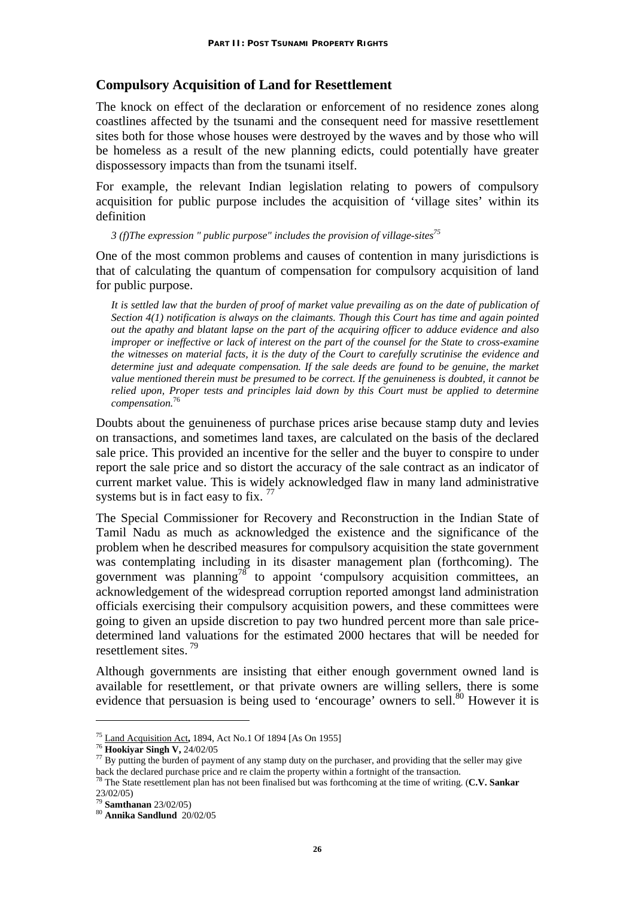## Compulsory Acquisition of Land for Resettlement

The knock on effect of the declaration or enforcement of no residence zones along coastlines affected by the tsunami and the consequent need for massive resettlement sites both for those whose houses were destroyed by the waves and by those who will be homeless as a result of the new planning edicts, could potentially have greater dispossessory impacts than from the tsunami itself.

For example, the relevant Indian legislation relating to powers of compulsory acquisition for public purpose includes the acquisition of 'village sites' within its definition

*3 (f)The expression " public purpose" includes the provision of village-sites*[75]

One of the most common problems and causes of contention in many jurisdictions is that of calculating the quantum of compensation for compulsory acquisition of land for public purpose.

> *It is settled law that the burden of proof of market value prevailing as on the date of publication of Section 4(1) notification is always on the claimants. Though this Court has time and again pointed out the apathy and blatant lapse on the part of the acquiring officer to adduce evidence and also improper or ineffective or lack of interest on the part of the counsel for the State to cross-examine the witnesses on material facts, it is the duty of the Court to carefully scrutinise the evidence and determine just and adequate compensation. If the sale deeds are found to be genuine, the market value mentioned therein must be presumed to be correct. If the genuineness is doubted, it cannot be relied upon, Proper tests and principles laid down by this Court must be applied to determine compensation.*[76]

Doubts about the genuineness of purchase prices arise because stamp duty and levies on transactions, and sometimes land taxes, are calculated on the basis of the declared sale price. This provided an incentive for the seller and the buyer to conspire to under report the sale price and so distort the accuracy of the sale contract as an indicator of current market value. This is widely acknowledged flaw in many land administrative systems but is in fact easy to fix. [77]

The Special Commissioner for Recovery and Reconstruction in the Indian State of Tamil Nadu as much as acknowledged the existence and the significance of the problem when he described measures for compulsory acquisition the state government was contemplating including in its disaster management plan (forthcoming). The government was planning[78] to appoint 'compulsory acquisition committees, an acknowledgement of the widespread corruption reported amongst land administration officials exercising their compulsory acquisition powers, and these committees were going to given an upside discretion to pay two hundred percent more than sale price-determined land valuations for the estimated 2000 hectares that will be needed for resettlement sites. [79]

Although governments are insisting that either enough government owned land is available for resettlement, or that private owners are willing sellers, there is some evidence that persuasion is being used to 'encourage' owners to sell.[80] However it is

---

[75] Land Acquisition Act**,** 1894, Act No.1 Of 1894 [As On 1955]

[76] **Hookiyar Singh V,** 24/02/05

[77] By putting the burden of payment of any stamp duty on the purchaser, and providing that the seller may give back the declared purchase price and re claim the property within a fortnight of the transaction.

[78] The State resettlement plan has not been finalised but was forthcoming at the time of writing. (**C.V. Sankar** 23/02/05)

[79] **Samthanan** 23/02/05)

[80] **Annika Sandlund** 20/02/05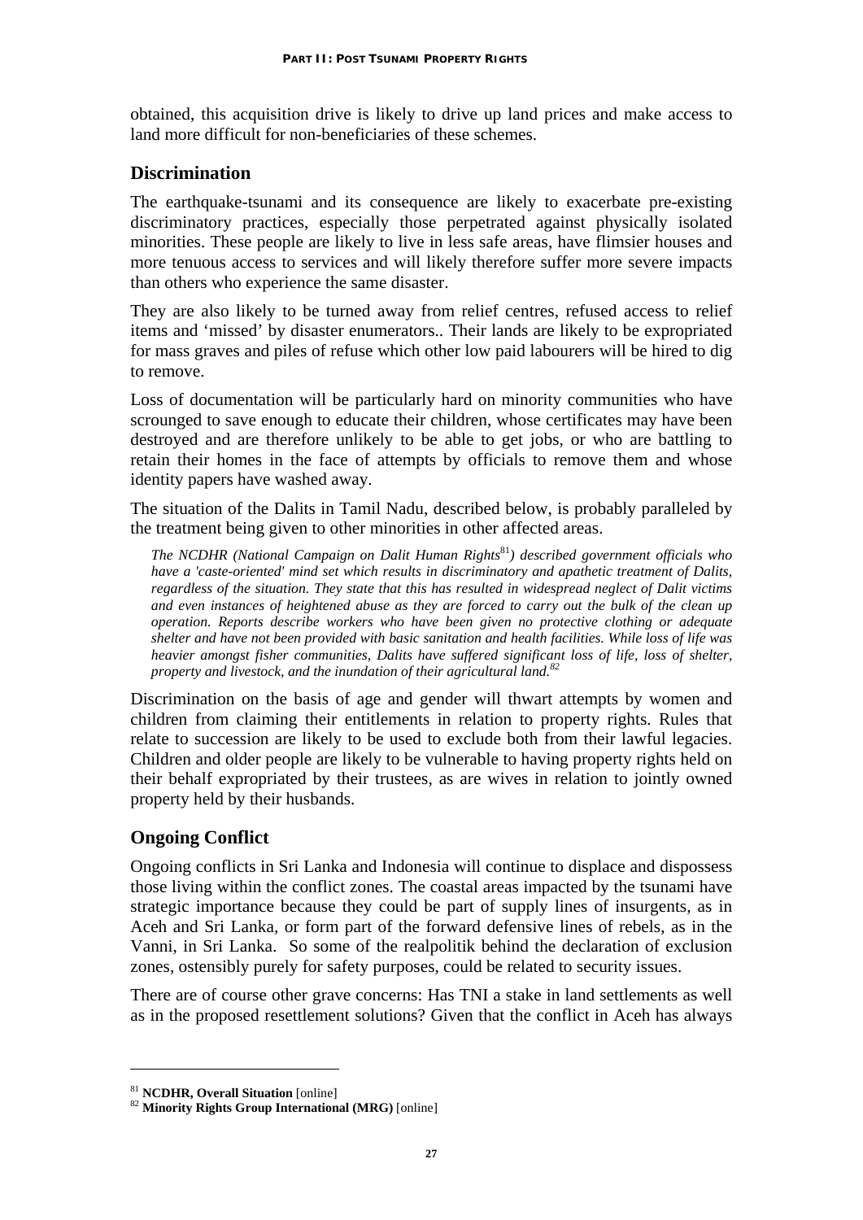obtained, this acquisition drive is likely to drive up land prices and make access to land more difficult for non-beneficiaries of these schemes.

## Discrimination

The earthquake-tsunami and its consequence are likely to exacerbate pre-existing discriminatory practices, especially those perpetrated against physically isolated minorities. These people are likely to live in less safe areas, have flimsier houses and more tenuous access to services and will likely therefore suffer more severe impacts than others who experience the same disaster.

They are also likely to be turned away from relief centres, refused access to relief items and 'missed' by disaster enumerators.. Their lands are likely to be expropriated for mass graves and piles of refuse which other low paid labourers will be hired to dig to remove.

Loss of documentation will be particularly hard on minority communities who have scrounged to save enough to educate their children, whose certificates may have been destroyed and are therefore unlikely to be able to get jobs, or who are battling to retain their homes in the face of attempts by officials to remove them and whose identity papers have washed away.

The situation of the Dalits in Tamil Nadu, described below, is probably paralleled by the treatment being given to other minorities in other affected areas.

> *The NCDHR (National Campaign on Dalit Human Rights*[81]*) described government officials who have a 'caste-oriented' mind set which results in discriminatory and apathetic treatment of Dalits, regardless of the situation. They state that this has resulted in widespread neglect of Dalit victims and even instances of heightened abuse as they are forced to carry out the bulk of the clean up operation. Reports describe workers who have been given no protective clothing or adequate shelter and have not been provided with basic sanitation and health facilities. While loss of life was heavier amongst fisher communities, Dalits have suffered significant loss of life, loss of shelter, property and livestock, and the inundation of their agricultural land.*[82]

Discrimination on the basis of age and gender will thwart attempts by women and children from claiming their entitlements in relation to property rights. Rules that relate to succession are likely to be used to exclude both from their lawful legacies. Children and older people are likely to be vulnerable to having property rights held on their behalf expropriated by their trustees, as are wives in relation to jointly owned property held by their husbands.

## Ongoing Conflict

Ongoing conflicts in Sri Lanka and Indonesia will continue to displace and dispossess those living within the conflict zones. The coastal areas impacted by the tsunami have strategic importance because they could be part of supply lines of insurgents, as in Aceh and Sri Lanka, or form part of the forward defensive lines of rebels, as in the Vanni, in Sri Lanka. So some of the realpolitik behind the declaration of exclusion zones, ostensibly purely for safety purposes, could be related to security issues.

There are of course other grave concerns: Has TNI a stake in land settlements as well as in the proposed resettlement solutions? Given that the conflict in Aceh has always

---

[81] **NCDHR, Overall Situation** [online]

[82] **Minority Rights Group International (MRG)** [online]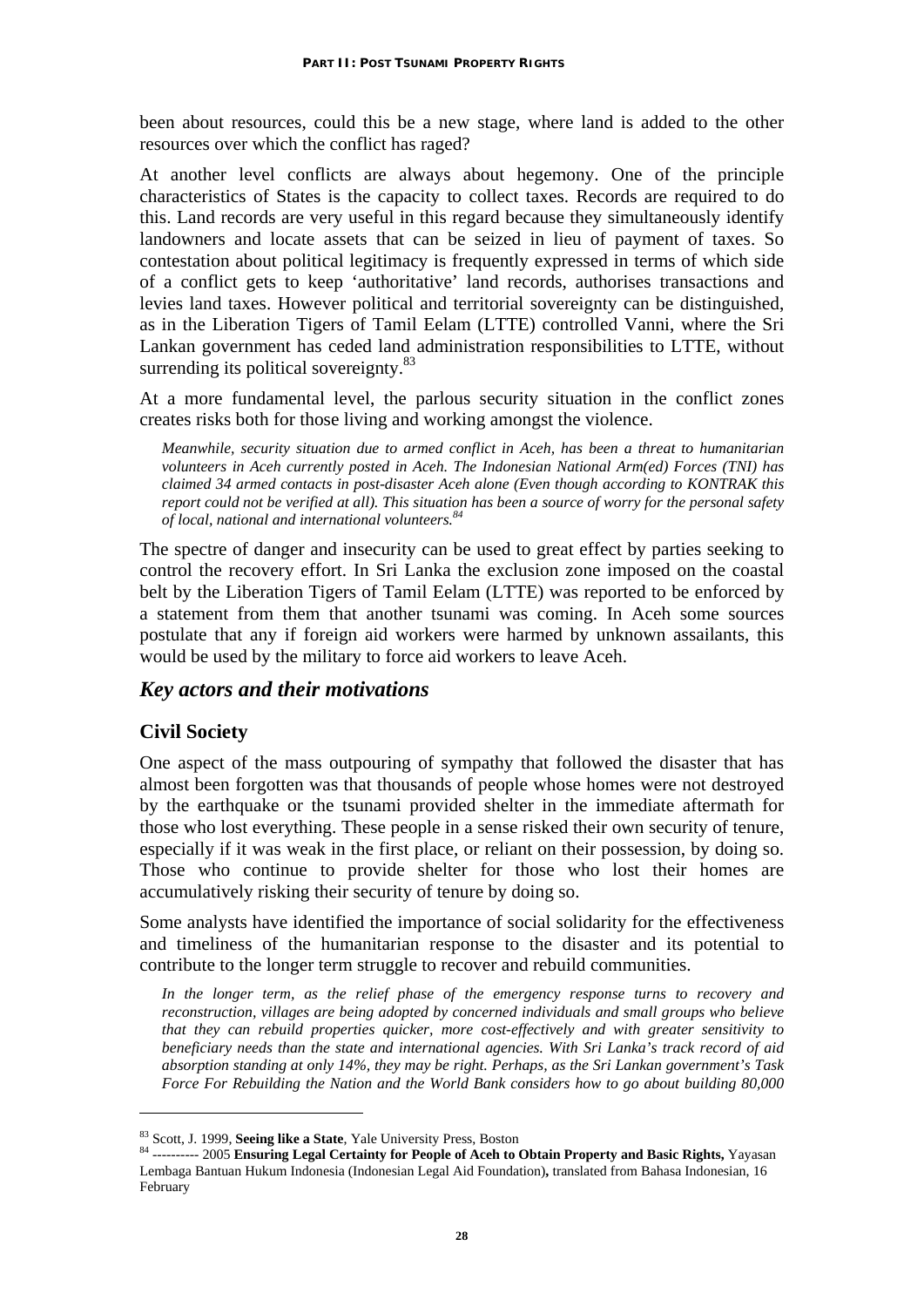been about resources, could this be a new stage, where land is added to the other resources over which the conflict has raged?

At another level conflicts are always about hegemony. One of the principle characteristics of States is the capacity to collect taxes. Records are required to do this. Land records are very useful in this regard because they simultaneously identify landowners and locate assets that can be seized in lieu of payment of taxes. So contestation about political legitimacy is frequently expressed in terms of which side of a conflict gets to keep 'authoritative' land records, authorises transactions and levies land taxes. However political and territorial sovereignty can be distinguished, as in the Liberation Tigers of Tamil Eelam (LTTE) controlled Vanni, where the Sri Lankan government has ceded land administration responsibilities to LTTE, without surrending its political sovereignty.[83]

At a more fundamental level, the parlous security situation in the conflict zones creates risks both for those living and working amongst the violence.

> *Meanwhile, security situation due to armed conflict in Aceh, has been a threat to humanitarian volunteers in Aceh currently posted in Aceh. The Indonesian National Arm(ed) Forces (TNI) has claimed 34 armed contacts in post-disaster Aceh alone (Even though according to KONTRAK this report could not be verified at all). This situation has been a source of worry for the personal safety of local, national and international volunteers.[84]*

The spectre of danger and insecurity can be used to great effect by parties seeking to control the recovery effort. In Sri Lanka the exclusion zone imposed on the coastal belt by the Liberation Tigers of Tamil Eelam (LTTE) was reported to be enforced by a statement from them that another tsunami was coming. In Aceh some sources postulate that any if foreign aid workers were harmed by unknown assailants, this would be used by the military to force aid workers to leave Aceh.

## *Key actors and their motivations*

### Civil Society

One aspect of the mass outpouring of sympathy that followed the disaster that has almost been forgotten was that thousands of people whose homes were not destroyed by the earthquake or the tsunami provided shelter in the immediate aftermath for those who lost everything. These people in a sense risked their own security of tenure, especially if it was weak in the first place, or reliant on their possession, by doing so. Those who continue to provide shelter for those who lost their homes are accumulatively risking their security of tenure by doing so.

Some analysts have identified the importance of social solidarity for the effectiveness and timeliness of the humanitarian response to the disaster and its potential to contribute to the longer term struggle to recover and rebuild communities.

> *In the longer term, as the relief phase of the emergency response turns to recovery and reconstruction, villages are being adopted by concerned individuals and small groups who believe that they can rebuild properties quicker, more cost-effectively and with greater sensitivity to beneficiary needs than the state and international agencies. With Sri Lanka's track record of aid absorption standing at only 14%, they may be right. Perhaps, as the Sri Lankan government's Task Force For Rebuilding the Nation and the World Bank considers how to go about building 80,000*

---

[83] Scott, J. 1999, **Seeing like a State**, Yale University Press, Boston

[84] ---------- 2005 **Ensuring Legal Certainty for People of Aceh to Obtain Property and Basic Rights,** Yayasan Lembaga Bantuan Hukum Indonesia (Indonesian Legal Aid Foundation)**,** translated from Bahasa Indonesian, 16 February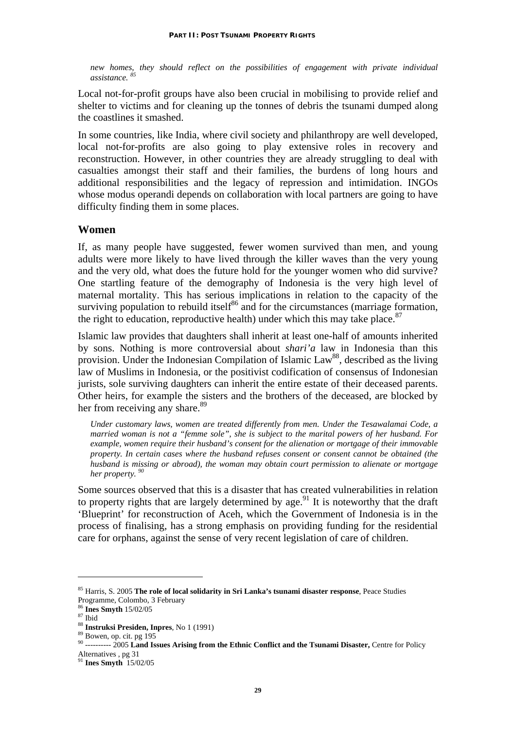*new homes, they should reflect on the possibilities of engagement with private individual assistance.* [85]

Local not-for-profit groups have also been crucial in mobilising to provide relief and shelter to victims and for cleaning up the tonnes of debris the tsunami dumped along the coastlines it smashed.

In some countries, like India, where civil society and philanthropy are well developed, local not-for-profits are also going to play extensive roles in recovery and reconstruction. However, in other countries they are already struggling to deal with casualties amongst their staff and their families, the burdens of long hours and additional responsibilities and the legacy of repression and intimidation. INGOs whose modus operandi depends on collaboration with local partners are going to have difficulty finding them in some places.

## Women

If, as many people have suggested, fewer women survived than men, and young adults were more likely to have lived through the killer waves than the very young and the very old, what does the future hold for the younger women who did survive? One startling feature of the demography of Indonesia is the very high level of maternal mortality. This has serious implications in relation to the capacity of the surviving population to rebuild itself[86] and for the circumstances (marriage formation, the right to education, reproductive health) under which this may take place.[87]

Islamic law provides that daughters shall inherit at least one-half of amounts inherited by sons. Nothing is more controversial about *shari'a* law in Indonesia than this provision. Under the Indonesian Compilation of Islamic Law[88], described as the living law of Muslims in Indonesia, or the positivist codification of consensus of Indonesian jurists, sole surviving daughters can inherit the entire estate of their deceased parents. Other heirs, for example the sisters and the brothers of the deceased, are blocked by her from receiving any share.[89]

*Under customary laws, women are treated differently from men. Under the Tesawalamai Code, a married woman is not a "femme sole", she is subject to the marital powers of her husband. For example, women require their husband's consent for the alienation or mortgage of their immovable property. In certain cases where the husband refuses consent or consent cannot be obtained (the husband is missing or abroad), the woman may obtain court permission to alienate or mortgage her property.* [90]

Some sources observed that this is a disaster that has created vulnerabilities in relation to property rights that are largely determined by age.[91] It is noteworthy that the draft 'Blueprint' for reconstruction of Aceh, which the Government of Indonesia is in the process of finalising, has a strong emphasis on providing funding for the residential care for orphans, against the sense of very recent legislation of care of children.

---

[85] Harris, S. 2005 **The role of local solidarity in Sri Lanka's tsunami disaster response**, Peace Studies Programme, Colombo, 3 February

[86] **Ines Smyth** 15/02/05

[87] Ibid

[88] **Instruksi Presiden, Inpres**, No 1 (1991)

[89] Bowen, op. cit. pg 195

[90] ---------- 2005 **Land Issues Arising from the Ethnic Conflict and the Tsunami Disaster,** Centre for Policy Alternatives , pg 31

[91] **Ines Smyth** 15/02/05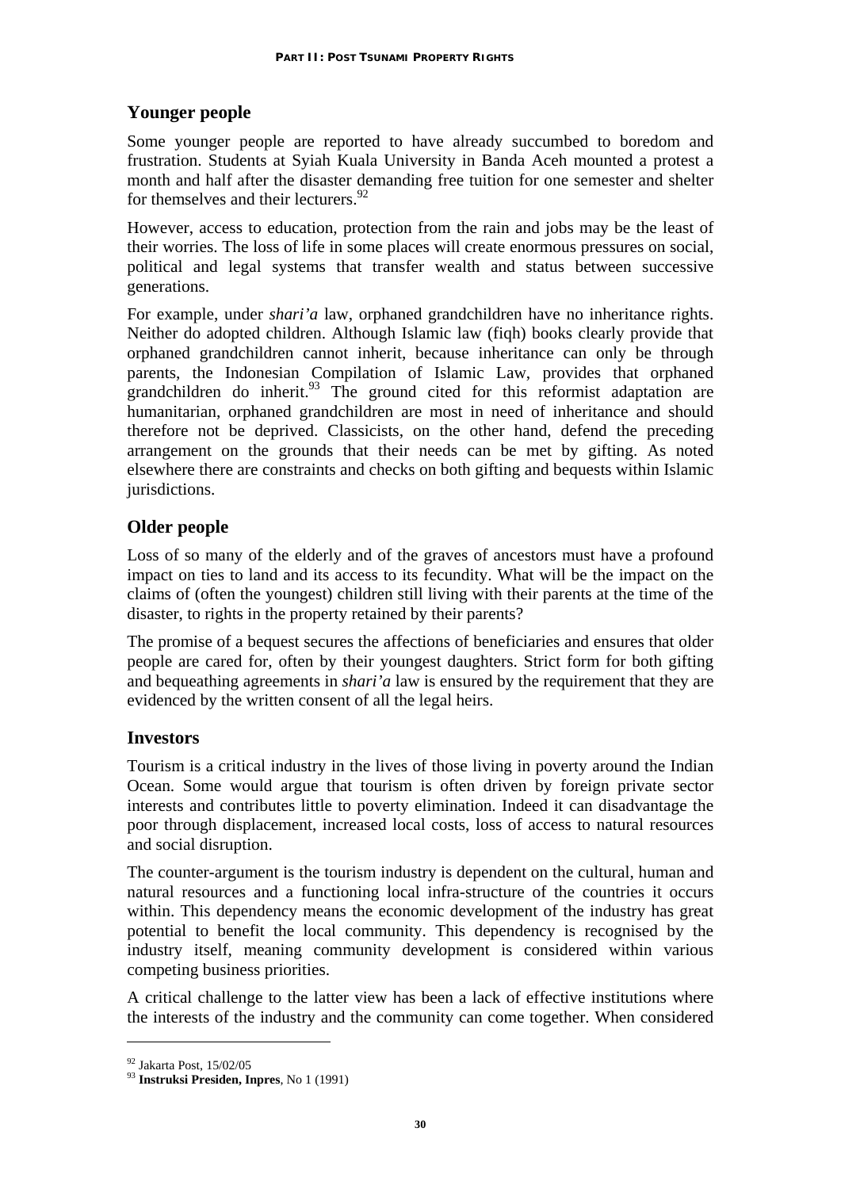## Younger people

Some younger people are reported to have already succumbed to boredom and frustration. Students at Syiah Kuala University in Banda Aceh mounted a protest a month and half after the disaster demanding free tuition for one semester and shelter for themselves and their lecturers.[92]

However, access to education, protection from the rain and jobs may be the least of their worries. The loss of life in some places will create enormous pressures on social, political and legal systems that transfer wealth and status between successive generations.

For example, under *shari'a* law, orphaned grandchildren have no inheritance rights. Neither do adopted children. Although Islamic law (fiqh) books clearly provide that orphaned grandchildren cannot inherit, because inheritance can only be through parents, the Indonesian Compilation of Islamic Law, provides that orphaned grandchildren do inherit.[93] The ground cited for this reformist adaptation are humanitarian, orphaned grandchildren are most in need of inheritance and should therefore not be deprived. Classicists, on the other hand, defend the preceding arrangement on the grounds that their needs can be met by gifting. As noted elsewhere there are constraints and checks on both gifting and bequests within Islamic jurisdictions.

## Older people

Loss of so many of the elderly and of the graves of ancestors must have a profound impact on ties to land and its access to its fecundity. What will be the impact on the claims of (often the youngest) children still living with their parents at the time of the disaster, to rights in the property retained by their parents?

The promise of a bequest secures the affections of beneficiaries and ensures that older people are cared for, often by their youngest daughters. Strict form for both gifting and bequeathing agreements in *shari'a* law is ensured by the requirement that they are evidenced by the written consent of all the legal heirs.

## Investors

Tourism is a critical industry in the lives of those living in poverty around the Indian Ocean. Some would argue that tourism is often driven by foreign private sector interests and contributes little to poverty elimination. Indeed it can disadvantage the poor through displacement, increased local costs, loss of access to natural resources and social disruption.

The counter-argument is the tourism industry is dependent on the cultural, human and natural resources and a functioning local infra-structure of the countries it occurs within. This dependency means the economic development of the industry has great potential to benefit the local community. This dependency is recognised by the industry itself, meaning community development is considered within various competing business priorities.

A critical challenge to the latter view has been a lack of effective institutions where the interests of the industry and the community can come together. When considered

---

[92] Jakarta Post, 15/02/05

[93] **Instruksi Presiden, Inpres**, No 1 (1991)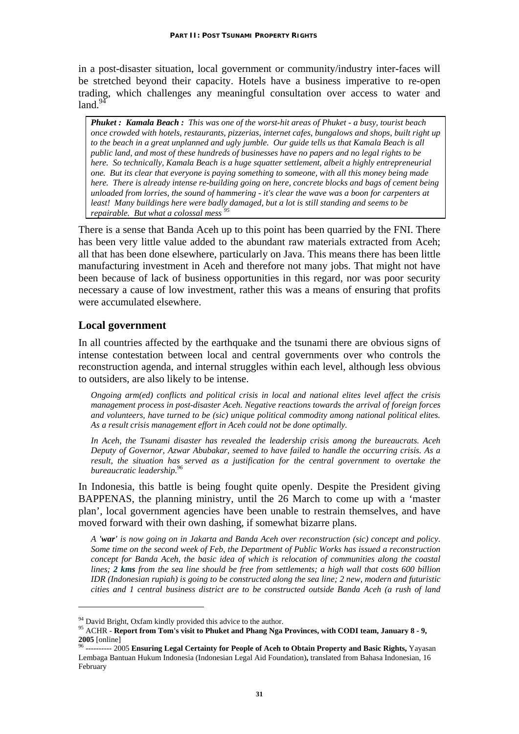in a post-disaster situation, local government or community/industry inter-faces will be stretched beyond their capacity. Hotels have a business imperative to re-open trading, which challenges any meaningful consultation over access to water and land.[94]

> ***Phuket : Kamala Beach :*** *This was one of the worst-hit areas of Phuket - a busy, tourist beach once crowded with hotels, restaurants, pizzerias, internet cafes, bungalows and shops, built right up to the beach in a great unplanned and ugly jumble. Our guide tells us that Kamala Beach is all public land, and most of these hundreds of businesses have no papers and no legal rights to be here. So technically, Kamala Beach is a huge squatter settlement, albeit a highly entrepreneurial one. But its clear that everyone is paying something to someone, with all this money being made here. There is already intense re-building going on here, concrete blocks and bags of cement being unloaded from lorries, the sound of hammering - it's clear the wave was a boon for carpenters at least! Many buildings here were badly damaged, but a lot is still standing and seems to be repairable. But what a colossal mess* [95]

There is a sense that Banda Aceh up to this point has been quarried by the FNI. There has been very little value added to the abundant raw materials extracted from Aceh; all that has been done elsewhere, particularly on Java. This means there has been little manufacturing investment in Aceh and therefore not many jobs. That might not have been because of lack of business opportunities in this regard, nor was poor security necessary a cause of low investment, rather this was a means of ensuring that profits were accumulated elsewhere.

## Local government

In all countries affected by the earthquake and the tsunami there are obvious signs of intense contestation between local and central governments over who controls the reconstruction agenda, and internal struggles within each level, although less obvious to outsiders, are also likely to be intense.

> *Ongoing arm(ed) conflicts and political crisis in local and national elites level affect the crisis management process in post-disaster Aceh. Negative reactions towards the arrival of foreign forces and volunteers, have turned to be (sic) unique political commodity among national political elites. As a result crisis management effort in Aceh could not be done optimally.*
>
> *In Aceh, the Tsunami disaster has revealed the leadership crisis among the bureaucrats. Aceh Deputy of Governor, Azwar Abubakar, seemed to have failed to handle the occurring crisis. As a result, the situation has served as a justification for the central government to overtake the bureaucratic leadership.*[96]

In Indonesia, this battle is being fought quite openly. Despite the President giving BAPPENAS, the planning ministry, until the 26 March to come up with a 'master plan', local government agencies have been unable to restrain themselves, and have moved forward with their own dashing, if somewhat bizarre plans.

> *A '**war**' is now going on in Jakarta and Banda Aceh over reconstruction (sic) concept and policy. Some time on the second week of Feb, the Department of Public Works has issued a reconstruction concept for Banda Aceh, the basic idea of which is relocation of communities along the coastal lines; **2 kms** from the sea line should be free from settlements; a high wall that costs 600 billion IDR (Indonesian rupiah) is going to be constructed along the sea line; 2 new, modern and futuristic cities and 1 central business district are to be constructed outside Banda Aceh (a rush of land*

---

[94] David Bright, Oxfam kindly provided this advice to the author.

[95] ACHR - **Report from Tom's visit to Phuket and Phang Nga Provinces, with CODI team, January 8 - 9, 2005** [online]

[96] ---------- 2005 **Ensuring Legal Certainty for People of Aceh to Obtain Property and Basic Rights,** Yayasan Lembaga Bantuan Hukum Indonesia (Indonesian Legal Aid Foundation)**,** translated from Bahasa Indonesian, 16 February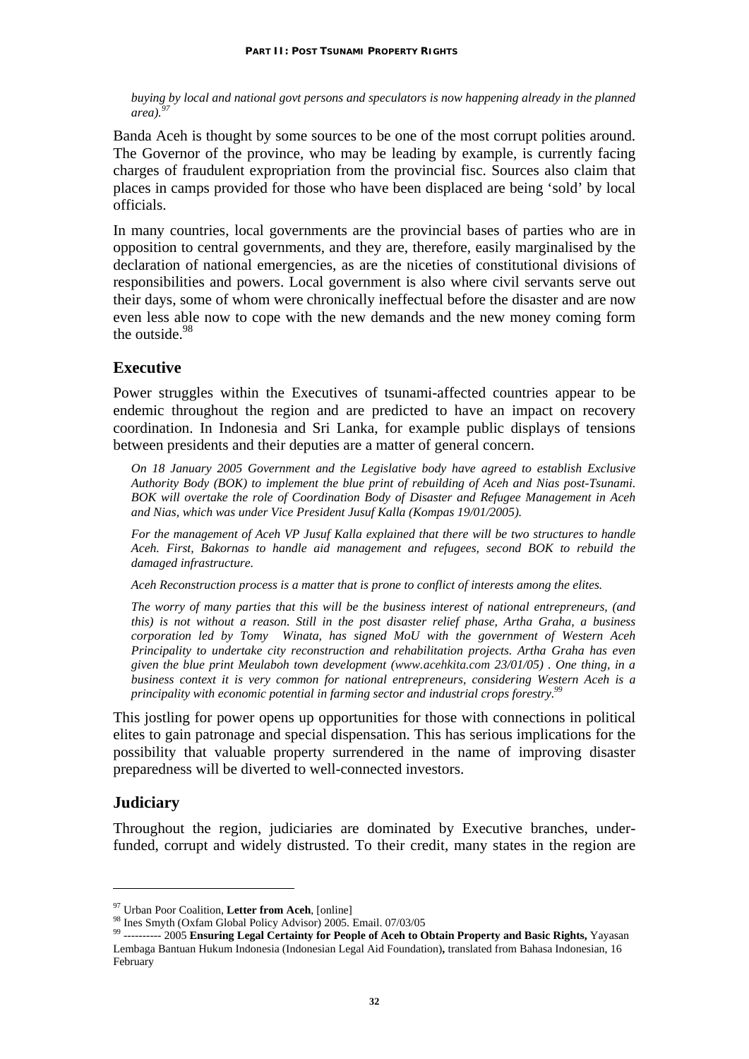*buying by local and national govt persons and speculators is now happening already in the planned area).*[97]

Banda Aceh is thought by some sources to be one of the most corrupt polities around. The Governor of the province, who may be leading by example, is currently facing charges of fraudulent expropriation from the provincial fisc. Sources also claim that places in camps provided for those who have been displaced are being 'sold' by local officials.

In many countries, local governments are the provincial bases of parties who are in opposition to central governments, and they are, therefore, easily marginalised by the declaration of national emergencies, as are the niceties of constitutional divisions of responsibilities and powers. Local government is also where civil servants serve out their days, some of whom were chronically ineffectual before the disaster and are now even less able now to cope with the new demands and the new money coming form the outside.[98]

## Executive

Power struggles within the Executives of tsunami-affected countries appear to be endemic throughout the region and are predicted to have an impact on recovery coordination. In Indonesia and Sri Lanka, for example public displays of tensions between presidents and their deputies are a matter of general concern.

*On 18 January 2005 Government and the Legislative body have agreed to establish Exclusive Authority Body (BOK) to implement the blue print of rebuilding of Aceh and Nias post-Tsunami. BOK will overtake the role of Coordination Body of Disaster and Refugee Management in Aceh and Nias, which was under Vice President Jusuf Kalla (Kompas 19/01/2005).*

*For the management of Aceh VP Jusuf Kalla explained that there will be two structures to handle Aceh. First, Bakornas to handle aid management and refugees, second BOK to rebuild the damaged infrastructure.*

*Aceh Reconstruction process is a matter that is prone to conflict of interests among the elites.*

*The worry of many parties that this will be the business interest of national entrepreneurs, (and this) is not without a reason. Still in the post disaster relief phase, Artha Graha, a business corporation led by Tomy Winata, has signed MoU with the government of Western Aceh Principality to undertake city reconstruction and rehabilitation projects. Artha Graha has even given the blue print Meulaboh town development (www.acehkita.com 23/01/05) . One thing, in a business context it is very common for national entrepreneurs, considering Western Aceh is a principality with economic potential in farming sector and industrial crops forestry.*[99]

This jostling for power opens up opportunities for those with connections in political elites to gain patronage and special dispensation. This has serious implications for the possibility that valuable property surrendered in the name of improving disaster preparedness will be diverted to well-connected investors.

## Judiciary

Throughout the region, judiciaries are dominated by Executive branches, under-funded, corrupt and widely distrusted. To their credit, many states in the region are

---

[97] Urban Poor Coalition, **Letter from Aceh**, [online]

[98] Ines Smyth (Oxfam Global Policy Advisor) 2005. Email. 07/03/05

[99] ---------- 2005 **Ensuring Legal Certainty for People of Aceh to Obtain Property and Basic Rights,** Yayasan Lembaga Bantuan Hukum Indonesia (Indonesian Legal Aid Foundation)**,** translated from Bahasa Indonesian, 16 February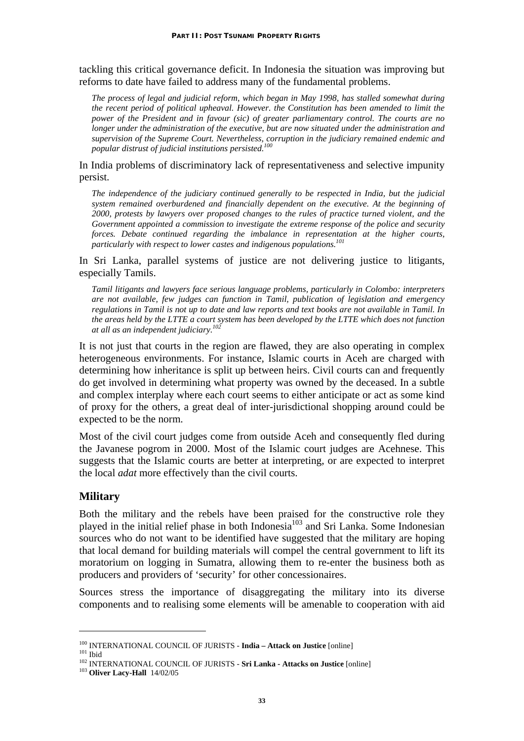tackling this critical governance deficit. In Indonesia the situation was improving but reforms to date have failed to address many of the fundamental problems.

> *The process of legal and judicial reform, which began in May 1998, has stalled somewhat during the recent period of political upheaval. However. the Constitution has been amended to limit the power of the President and in favour (sic) of greater parliamentary control. The courts are no longer under the administration of the executive, but are now situated under the administration and supervision of the Supreme Court. Nevertheless, corruption in the judiciary remained endemic and popular distrust of judicial institutions persisted.*[100]

In India problems of discriminatory lack of representativeness and selective impunity persist.

> *The independence of the judiciary continued generally to be respected in India, but the judicial system remained overburdened and financially dependent on the executive. At the beginning of 2000, protests by lawyers over proposed changes to the rules of practice turned violent, and the Government appointed a commission to investigate the extreme response of the police and security forces. Debate continued regarding the imbalance in representation at the higher courts, particularly with respect to lower castes and indigenous populations.*[101]

In Sri Lanka, parallel systems of justice are not delivering justice to litigants, especially Tamils.

> *Tamil litigants and lawyers face serious language problems, particularly in Colombo: interpreters are not available, few judges can function in Tamil, publication of legislation and emergency regulations in Tamil is not up to date and law reports and text books are not available in Tamil. In the areas held by the LTTE a court system has been developed by the LTTE which does not function at all as an independent judiciary.*[102]

It is not just that courts in the region are flawed, they are also operating in complex heterogeneous environments. For instance, Islamic courts in Aceh are charged with determining how inheritance is split up between heirs. Civil courts can and frequently do get involved in determining what property was owned by the deceased. In a subtle and complex interplay where each court seems to either anticipate or act as some kind of proxy for the others, a great deal of inter-jurisdictional shopping around could be expected to be the norm.

Most of the civil court judges come from outside Aceh and consequently fled during the Javanese pogrom in 2000. Most of the Islamic court judges are Acehnese. This suggests that the Islamic courts are better at interpreting, or are expected to interpret the local *adat* more effectively than the civil courts.

## Military

Both the military and the rebels have been praised for the constructive role they played in the initial relief phase in both Indonesia[103] and Sri Lanka. Some Indonesian sources who do not want to be identified have suggested that the military are hoping that local demand for building materials will compel the central government to lift its moratorium on logging in Sumatra, allowing them to re-enter the business both as producers and providers of 'security' for other concessionaires.

Sources stress the importance of disaggregating the military into its diverse components and to realising some elements will be amenable to cooperation with aid

---

[100] INTERNATIONAL COUNCIL OF JURISTS - **India – Attack on Justice** [online]

[101] Ibid

[102] INTERNATIONAL COUNCIL OF JURISTS - **Sri Lanka - Attacks on Justice** [online]

[103] **Oliver Lacy-Hall** 14/02/05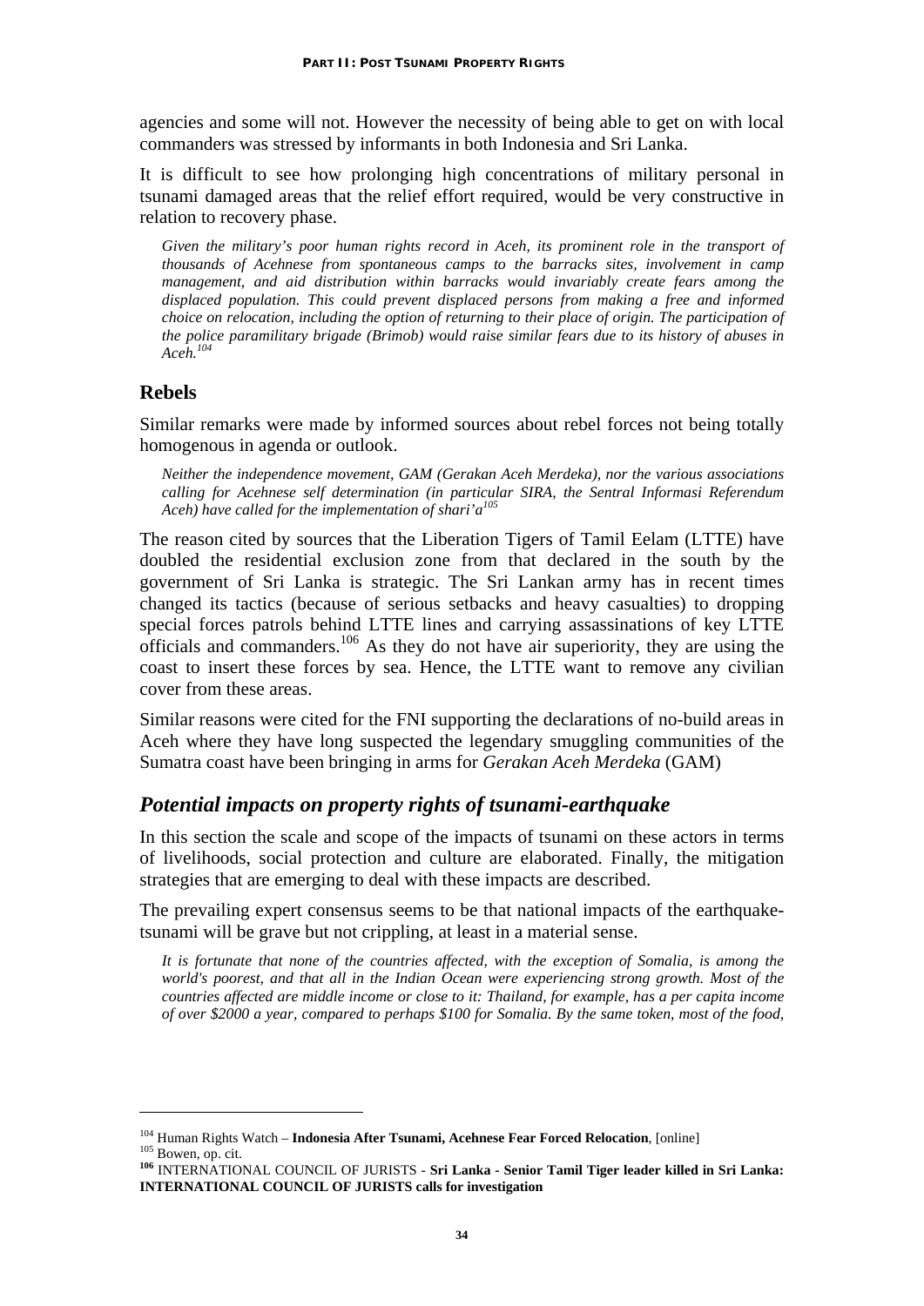agencies and some will not. However the necessity of being able to get on with local commanders was stressed by informants in both Indonesia and Sri Lanka.

It is difficult to see how prolonging high concentrations of military personal in tsunami damaged areas that the relief effort required, would be very constructive in relation to recovery phase.

> *Given the military's poor human rights record in Aceh, its prominent role in the transport of thousands of Acehnese from spontaneous camps to the barracks sites, involvement in camp management, and aid distribution within barracks would invariably create fears among the displaced population. This could prevent displaced persons from making a free and informed choice on relocation, including the option of returning to their place of origin. The participation of the police paramilitary brigade (Brimob) would raise similar fears due to its history of abuses in Aceh.*[104]

## Rebels

Similar remarks were made by informed sources about rebel forces not being totally homogenous in agenda or outlook.

> *Neither the independence movement, GAM (Gerakan Aceh Merdeka), nor the various associations calling for Acehnese self determination (in particular SIRA, the Sentral Informasi Referendum Aceh) have called for the implementation of shari'a*[105]

The reason cited by sources that the Liberation Tigers of Tamil Eelam (LTTE) have doubled the residential exclusion zone from that declared in the south by the government of Sri Lanka is strategic. The Sri Lankan army has in recent times changed its tactics (because of serious setbacks and heavy casualties) to dropping special forces patrols behind LTTE lines and carrying assassinations of key LTTE officials and commanders.[106] As they do not have air superiority, they are using the coast to insert these forces by sea. Hence, the LTTE want to remove any civilian cover from these areas.

Similar reasons were cited for the FNI supporting the declarations of no-build areas in Aceh where they have long suspected the legendary smuggling communities of the Sumatra coast have been bringing in arms for *Gerakan Aceh Merdeka* (GAM)

## *Potential impacts on property rights of tsunami-earthquake*

In this section the scale and scope of the impacts of tsunami on these actors in terms of livelihoods, social protection and culture are elaborated. Finally, the mitigation strategies that are emerging to deal with these impacts are described.

The prevailing expert consensus seems to be that national impacts of the earthquake-tsunami will be grave but not crippling, at least in a material sense.

> *It is fortunate that none of the countries affected, with the exception of Somalia, is among the world's poorest, and that all in the Indian Ocean were experiencing strong growth. Most of the countries affected are middle income or close to it: Thailand, for example, has a per capita income of over $2000 a year, compared to perhaps $100 for Somalia. By the same token, most of the food,*

---

[104] Human Rights Watch – **Indonesia After Tsunami, Acehnese Fear Forced Relocation**, [online]

[105] Bowen, op. cit.

[106] INTERNATIONAL COUNCIL OF JURISTS - **Sri Lanka - Senior Tamil Tiger leader killed in Sri Lanka: INTERNATIONAL COUNCIL OF JURISTS calls for investigation**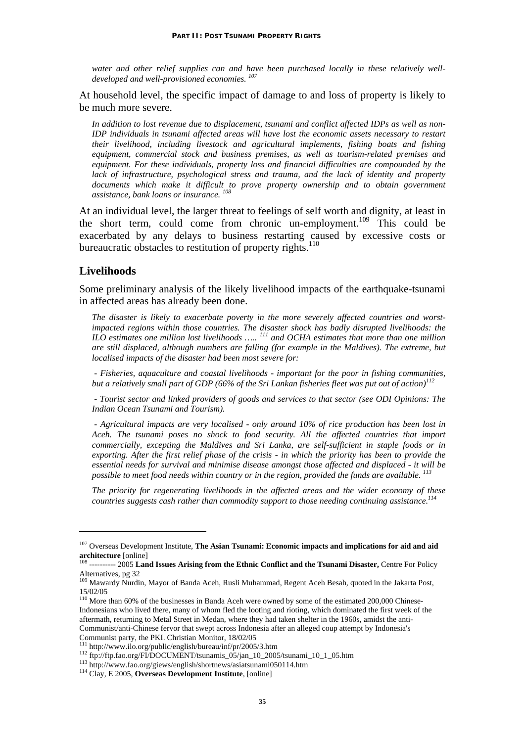*water and other relief supplies can and have been purchased locally in these relatively well-developed and well-provisioned economies.* [107]

At household level, the specific impact of damage to and loss of property is likely to be much more severe.

*In addition to lost revenue due to displacement, tsunami and conflict affected IDPs as well as non-IDP individuals in tsunami affected areas will have lost the economic assets necessary to restart their livelihood, including livestock and agricultural implements, fishing boats and fishing equipment, commercial stock and business premises, as well as tourism-related premises and equipment. For these individuals, property loss and financial difficulties are compounded by the lack of infrastructure, psychological stress and trauma, and the lack of identity and property documents which make it difficult to prove property ownership and to obtain government assistance, bank loans or insurance.* [108]

At an individual level, the larger threat to feelings of self worth and dignity, at least in the short term, could come from chronic un-employment.[109] This could be exacerbated by any delays to business restarting caused by excessive costs or bureaucratic obstacles to restitution of property rights.[110]

## Livelihoods

Some preliminary analysis of the likely livelihood impacts of the earthquake-tsunami in affected areas has already been done.

*The disaster is likely to exacerbate poverty in the more severely affected countries and worst-impacted regions within those countries. The disaster shock has badly disrupted livelihoods: the ILO estimates one million lost livelihoods ….. [111] and OCHA estimates that more than one million are still displaced, although numbers are falling (for example in the Maldives). The extreme, but localised impacts of the disaster had been most severe for:*

*- Fisheries, aquaculture and coastal livelihoods - important for the poor in fishing communities, but a relatively small part of GDP (66% of the Sri Lankan fisheries fleet was put out of action)*[112]

*- Tourist sector and linked providers of goods and services to that sector (see ODI Opinions: The Indian Ocean Tsunami and Tourism).*

*- Agricultural impacts are very localised - only around 10% of rice production has been lost in Aceh. The tsunami poses no shock to food security. All the affected countries that import commercially, excepting the Maldives and Sri Lanka, are self-sufficient in staple foods or in exporting. After the first relief phase of the crisis - in which the priority has been to provide the essential needs for survival and minimise disease amongst those affected and displaced - it will be possible to meet food needs within country or in the region, provided the funds are available.* [113]

*The priority for regenerating livelihoods in the affected areas and the wider economy of these countries suggests cash rather than commodity support to those needing continuing assistance.*[114]

---

[107] Overseas Development Institute, **The Asian Tsunami: Economic impacts and implications for aid and aid architecture** [online]

[108] ---------- 2005 **Land Issues Arising from the Ethnic Conflict and the Tsunami Disaster,** Centre For Policy Alternatives, pg 32

[109] Mawardy Nurdin, Mayor of Banda Aceh, Rusli Muhammad, Regent Aceh Besah, quoted in the Jakarta Post, 15/02/05

[110] More than 60% of the businesses in Banda Aceh were owned by some of the estimated 200,000 Chinese-Indonesians who lived there, many of whom fled the looting and rioting, which dominated the first week of the aftermath, returning to Metal Street in Medan, where they had taken shelter in the 1960s, amidst the anti-Communist/anti-Chinese fervor that swept across Indonesia after an alleged coup attempt by Indonesia's Communist party, the PKI. Christian Monitor, 18/02/05

[111] http://www.ilo.org/public/english/bureau/inf/pr/2005/3.htm

[112] ftp://ftp.fao.org/FI/DOCUMENT/tsunamis_05/jan_10_2005/tsunami_10_1_05.htm

[113] http://www.fao.org/giews/english/shortnews/asiatsunami050114.htm

[114] Clay, E 2005, **Overseas Development Institute**, [online]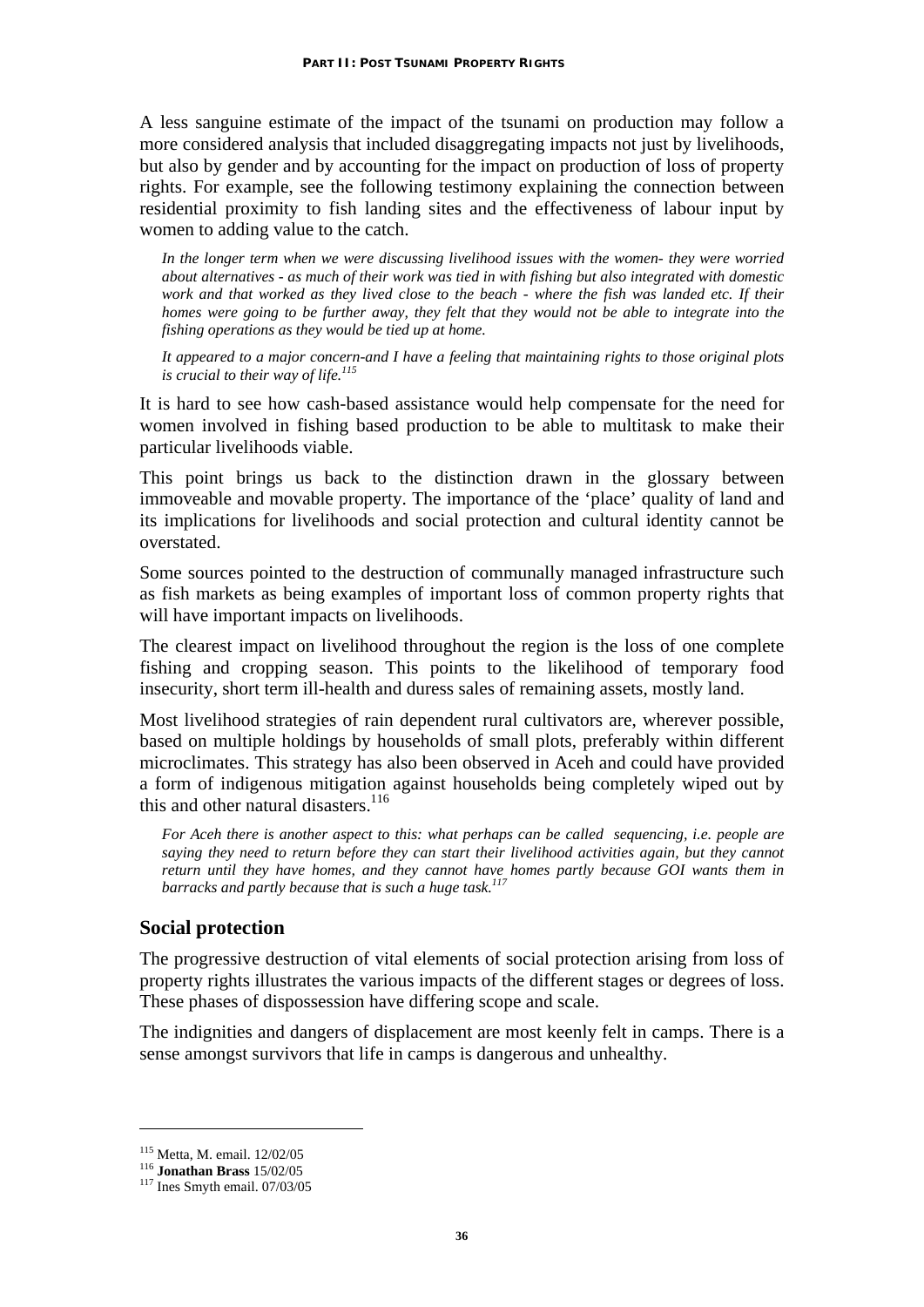A less sanguine estimate of the impact of the tsunami on production may follow a more considered analysis that included disaggregating impacts not just by livelihoods, but also by gender and by accounting for the impact on production of loss of property rights. For example, see the following testimony explaining the connection between residential proximity to fish landing sites and the effectiveness of labour input by women to adding value to the catch.

> *In the longer term when we were discussing livelihood issues with the women- they were worried about alternatives - as much of their work was tied in with fishing but also integrated with domestic work and that worked as they lived close to the beach - where the fish was landed etc. If their homes were going to be further away, they felt that they would not be able to integrate into the fishing operations as they would be tied up at home.*
>
> *It appeared to a major concern-and I have a feeling that maintaining rights to those original plots is crucial to their way of life.*[115]

It is hard to see how cash-based assistance would help compensate for the need for women involved in fishing based production to be able to multitask to make their particular livelihoods viable.

This point brings us back to the distinction drawn in the glossary between immoveable and movable property. The importance of the 'place' quality of land and its implications for livelihoods and social protection and cultural identity cannot be overstated.

Some sources pointed to the destruction of communally managed infrastructure such as fish markets as being examples of important loss of common property rights that will have important impacts on livelihoods.

The clearest impact on livelihood throughout the region is the loss of one complete fishing and cropping season. This points to the likelihood of temporary food insecurity, short term ill-health and duress sales of remaining assets, mostly land.

Most livelihood strategies of rain dependent rural cultivators are, wherever possible, based on multiple holdings by households of small plots, preferably within different microclimates. This strategy has also been observed in Aceh and could have provided a form of indigenous mitigation against households being completely wiped out by this and other natural disasters.[116]

> *For Aceh there is another aspect to this: what perhaps can be called sequencing, i.e. people are saying they need to return before they can start their livelihood activities again, but they cannot return until they have homes, and they cannot have homes partly because GOI wants them in barracks and partly because that is such a huge task.*[117]

## Social protection

The progressive destruction of vital elements of social protection arising from loss of property rights illustrates the various impacts of the different stages or degrees of loss. These phases of dispossession have differing scope and scale.

The indignities and dangers of displacement are most keenly felt in camps. There is a sense amongst survivors that life in camps is dangerous and unhealthy.

---

[115] Metta, M. email. 12/02/05

[116] **Jonathan Brass** 15/02/05

[117] Ines Smyth email. 07/03/05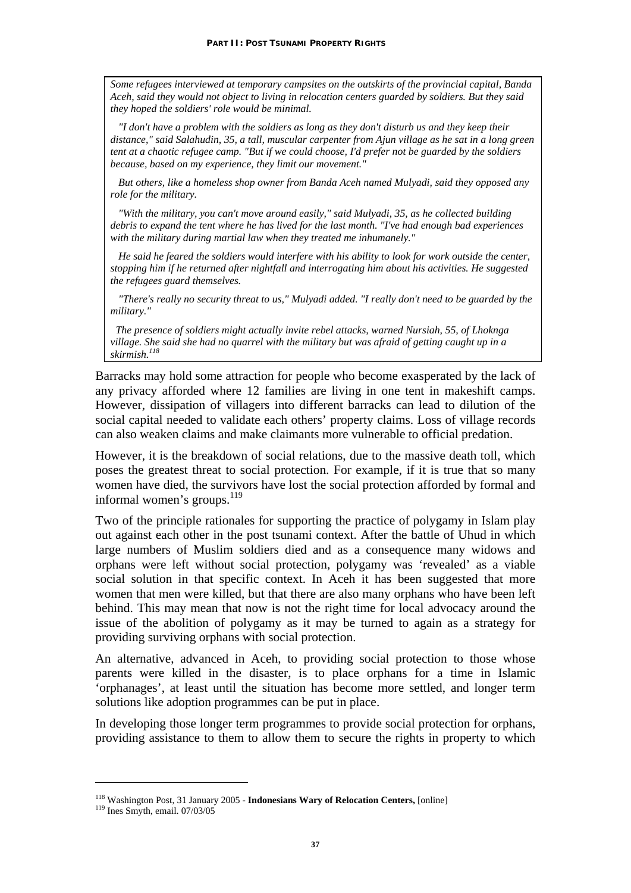*Some refugees interviewed at temporary campsites on the outskirts of the provincial capital, Banda Aceh, said they would not object to living in relocation centers guarded by soldiers. But they said they hoped the soldiers' role would be minimal.*

*"I don't have a problem with the soldiers as long as they don't disturb us and they keep their distance," said Salahudin, 35, a tall, muscular carpenter from Ajun village as he sat in a long green tent at a chaotic refugee camp. "But if we could choose, I'd prefer not be guarded by the soldiers because, based on my experience, they limit our movement."*

*But others, like a homeless shop owner from Banda Aceh named Mulyadi, said they opposed any role for the military.*

*"With the military, you can't move around easily," said Mulyadi, 35, as he collected building debris to expand the tent where he has lived for the last month. "I've had enough bad experiences with the military during martial law when they treated me inhumanely."*

*He said he feared the soldiers would interfere with his ability to look for work outside the center, stopping him if he returned after nightfall and interrogating him about his activities. He suggested the refugees guard themselves.*

*"There's really no security threat to us," Mulyadi added. "I really don't need to be guarded by the military."*

*The presence of soldiers might actually invite rebel attacks, warned Nursiah, 55, of Lhoknga village. She said she had no quarrel with the military but was afraid of getting caught up in a skirmish.*[118]

Barracks may hold some attraction for people who become exasperated by the lack of any privacy afforded where 12 families are living in one tent in makeshift camps. However, dissipation of villagers into different barracks can lead to dilution of the social capital needed to validate each others' property claims. Loss of village records can also weaken claims and make claimants more vulnerable to official predation.

However, it is the breakdown of social relations, due to the massive death toll, which poses the greatest threat to social protection. For example, if it is true that so many women have died, the survivors have lost the social protection afforded by formal and informal women's groups.[119]

Two of the principle rationales for supporting the practice of polygamy in Islam play out against each other in the post tsunami context. After the battle of Uhud in which large numbers of Muslim soldiers died and as a consequence many widows and orphans were left without social protection, polygamy was 'revealed' as a viable social solution in that specific context. In Aceh it has been suggested that more women that men were killed, but that there are also many orphans who have been left behind. This may mean that now is not the right time for local advocacy around the issue of the abolition of polygamy as it may be turned to again as a strategy for providing surviving orphans with social protection.

An alternative, advanced in Aceh, to providing social protection to those whose parents were killed in the disaster, is to place orphans for a time in Islamic 'orphanages', at least until the situation has become more settled, and longer term solutions like adoption programmes can be put in place.

In developing those longer term programmes to provide social protection for orphans, providing assistance to them to allow them to secure the rights in property to which

---

[118] Washington Post, 31 January 2005 - **Indonesians Wary of Relocation Centers,** [online]

[119] Ines Smyth, email. 07/03/05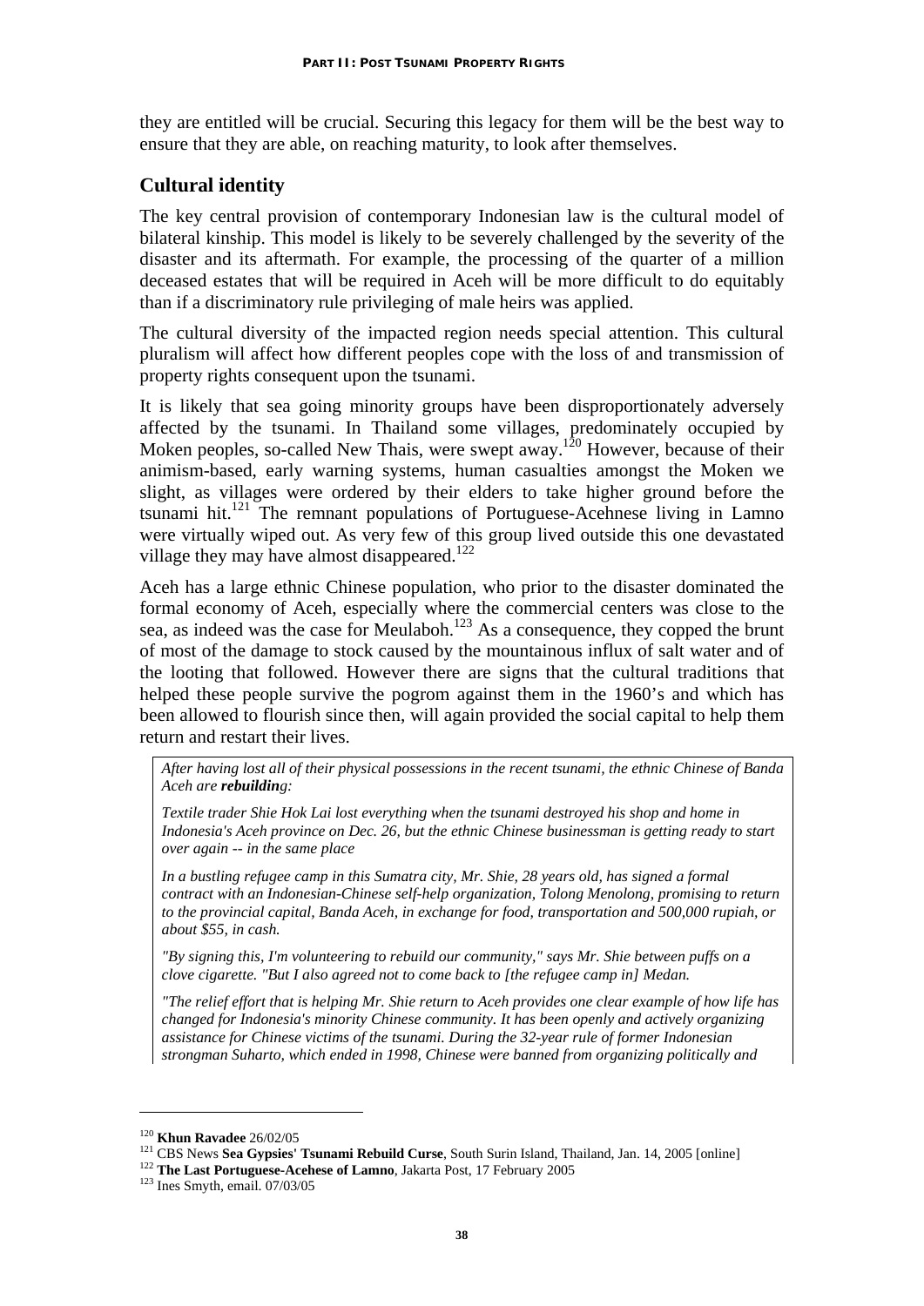they are entitled will be crucial. Securing this legacy for them will be the best way to ensure that they are able, on reaching maturity, to look after themselves.

## Cultural identity

The key central provision of contemporary Indonesian law is the cultural model of bilateral kinship. This model is likely to be severely challenged by the severity of the disaster and its aftermath. For example, the processing of the quarter of a million deceased estates that will be required in Aceh will be more difficult to do equitably than if a discriminatory rule privileging of male heirs was applied.

The cultural diversity of the impacted region needs special attention. This cultural pluralism will affect how different peoples cope with the loss of and transmission of property rights consequent upon the tsunami.

It is likely that sea going minority groups have been disproportionately adversely affected by the tsunami. In Thailand some villages, predominately occupied by Moken peoples, so-called New Thais, were swept away.[120] However, because of their animism-based, early warning systems, human casualties amongst the Moken we slight, as villages were ordered by their elders to take higher ground before the tsunami hit.[121] The remnant populations of Portuguese-Acehnese living in Lamno were virtually wiped out. As very few of this group lived outside this one devastated village they may have almost disappeared.[122]

Aceh has a large ethnic Chinese population, who prior to the disaster dominated the formal economy of Aceh, especially where the commercial centers was close to the sea, as indeed was the case for Meulaboh.[123] As a consequence, they copped the brunt of most of the damage to stock caused by the mountainous influx of salt water and of the looting that followed. However there are signs that the cultural traditions that helped these people survive the pogrom against them in the 1960's and which has been allowed to flourish since then, will again provided the social capital to help them return and restart their lives.

> *After having lost all of their physical possessions in the recent tsunami, the ethnic Chinese of Banda Aceh are **rebuilding**:*
>
> *Textile trader Shie Hok Lai lost everything when the tsunami destroyed his shop and home in Indonesia's Aceh province on Dec. 26, but the ethnic Chinese businessman is getting ready to start over again -- in the same place*
>
> *In a bustling refugee camp in this Sumatra city, Mr. Shie, 28 years old, has signed a formal contract with an Indonesian-Chinese self-help organization, Tolong Menolong, promising to return to the provincial capital, Banda Aceh, in exchange for food, transportation and 500,000 rupiah, or about $55, in cash.*
>
> *"By signing this, I'm volunteering to rebuild our community," says Mr. Shie between puffs on a clove cigarette. "But I also agreed not to come back to [the refugee camp in] Medan.*
>
> *"The relief effort that is helping Mr. Shie return to Aceh provides one clear example of how life has changed for Indonesia's minority Chinese community. It has been openly and actively organizing assistance for Chinese victims of the tsunami. During the 32-year rule of former Indonesian strongman Suharto, which ended in 1998, Chinese were banned from organizing politically and*

---

[120] **Khun Ravadee** 26/02/05

[121] CBS News **Sea Gypsies' Tsunami Rebuild Curse**, South Surin Island, Thailand, Jan. 14, 2005 [online]

[122] **The Last Portuguese-Acehese of Lamno**, Jakarta Post, 17 February 2005

[123] Ines Smyth, email. 07/03/05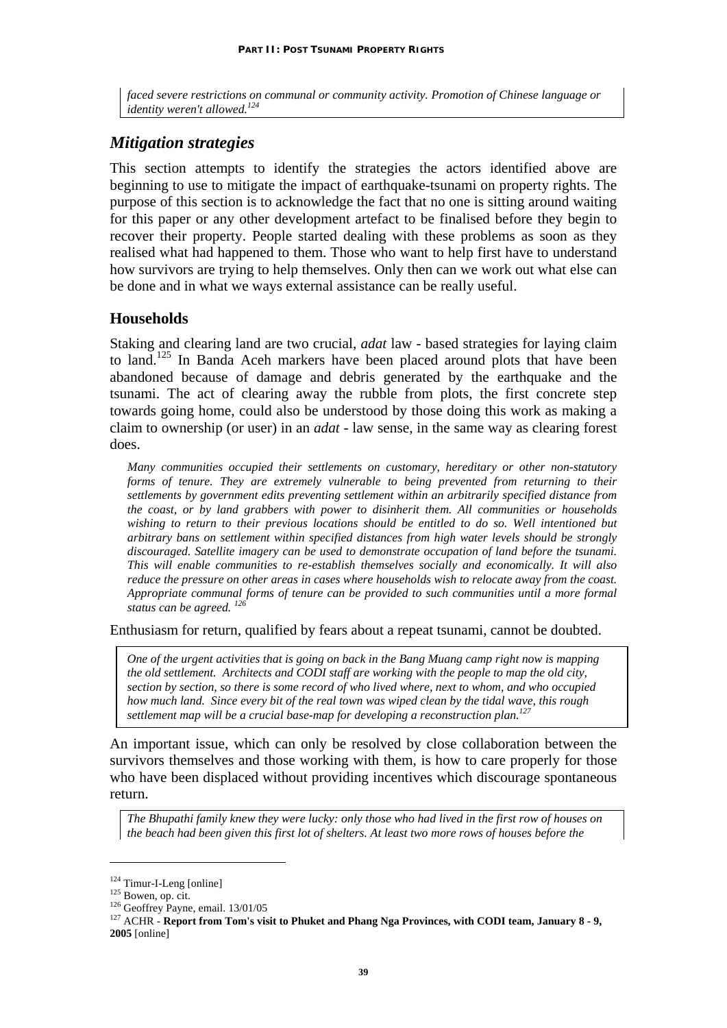*faced severe restrictions on communal or community activity. Promotion of Chinese language or identity weren't allowed.*[124]

## *Mitigation strategies*

This section attempts to identify the strategies the actors identified above are beginning to use to mitigate the impact of earthquake-tsunami on property rights. The purpose of this section is to acknowledge the fact that no one is sitting around waiting for this paper or any other development artefact to be finalised before they begin to recover their property. People started dealing with these problems as soon as they realised what had happened to them. Those who want to help first have to understand how survivors are trying to help themselves. Only then can we work out what else can be done and in what we ways external assistance can be really useful.

### Households

Staking and clearing land are two crucial, *adat* law - based strategies for laying claim to land.[125] In Banda Aceh markers have been placed around plots that have been abandoned because of damage and debris generated by the earthquake and the tsunami. The act of clearing away the rubble from plots, the first concrete step towards going home, could also be understood by those doing this work as making a claim to ownership (or user) in an *adat* - law sense, in the same way as clearing forest does.

> *Many communities occupied their settlements on customary, hereditary or other non-statutory forms of tenure. They are extremely vulnerable to being prevented from returning to their settlements by government edits preventing settlement within an arbitrarily specified distance from the coast, or by land grabbers with power to disinherit them. All communities or households wishing to return to their previous locations should be entitled to do so. Well intentioned but arbitrary bans on settlement within specified distances from high water levels should be strongly discouraged. Satellite imagery can be used to demonstrate occupation of land before the tsunami. This will enable communities to re-establish themselves socially and economically. It will also reduce the pressure on other areas in cases where households wish to relocate away from the coast. Appropriate communal forms of tenure can be provided to such communities until a more formal status can be agreed.* [126]

Enthusiasm for return, qualified by fears about a repeat tsunami, cannot be doubted.

> *One of the urgent activities that is going on back in the Bang Muang camp right now is mapping the old settlement. Architects and CODI staff are working with the people to map the old city, section by section, so there is some record of who lived where, next to whom, and who occupied how much land. Since every bit of the real town was wiped clean by the tidal wave, this rough settlement map will be a crucial base-map for developing a reconstruction plan.*[127]

An important issue, which can only be resolved by close collaboration between the survivors themselves and those working with them, is how to care properly for those who have been displaced without providing incentives which discourage spontaneous return.

> *The Bhupathi family knew they were lucky: only those who had lived in the first row of houses on the beach had been given this first lot of shelters. At least two more rows of houses before the*

---

[124] Timur-I-Leng [online]

[125] Bowen, op. cit.

[126] Geoffrey Payne, email. 13/01/05

[127] ACHR - **Report from Tom's visit to Phuket and Phang Nga Provinces, with CODI team, January 8 - 9, 2005** [online]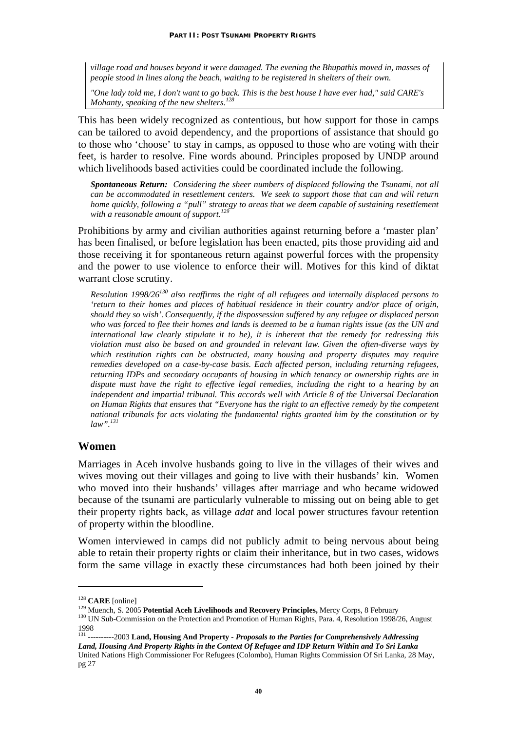*village road and houses beyond it were damaged. The evening the Bhupathis moved in, masses of people stood in lines along the beach, waiting to be registered in shelters of their own.*

*"One lady told me, I don't want to go back. This is the best house I have ever had," said CARE's Mohanty, speaking of the new shelters.*[128]

This has been widely recognized as contentious, but how support for those in camps can be tailored to avoid dependency, and the proportions of assistance that should go to those who 'choose' to stay in camps, as opposed to those who are voting with their feet, is harder to resolve. Fine words abound. Principles proposed by UNDP around which livelihoods based activities could be coordinated include the following.

***Spontaneous Return:*** *Considering the sheer numbers of displaced following the Tsunami, not all can be accommodated in resettlement centers. We seek to support those that can and will return home quickly, following a "pull" strategy to areas that we deem capable of sustaining resettlement with a reasonable amount of support.*[129]

Prohibitions by army and civilian authorities against returning before a 'master plan' has been finalised, or before legislation has been enacted, pits those providing aid and those receiving it for spontaneous return against powerful forces with the propensity and the power to use violence to enforce their will. Motives for this kind of diktat warrant close scrutiny.

*Resolution 1998/26*[130] *also reaffirms the right of all refugees and internally displaced persons to 'return to their homes and places of habitual residence in their country and/or place of origin, should they so wish'. Consequently, if the dispossession suffered by any refugee or displaced person who was forced to flee their homes and lands is deemed to be a human rights issue (as the UN and international law clearly stipulate it to be), it is inherent that the remedy for redressing this violation must also be based on and grounded in relevant law. Given the often-diverse ways by which restitution rights can be obstructed, many housing and property disputes may require remedies developed on a case-by-case basis. Each affected person, including returning refugees, returning IDPs and secondary occupants of housing in which tenancy or ownership rights are in dispute must have the right to effective legal remedies, including the right to a hearing by an independent and impartial tribunal. This accords well with Article 8 of the Universal Declaration on Human Rights that ensures that "Everyone has the right to an effective remedy by the competent national tribunals for acts violating the fundamental rights granted him by the constitution or by law".*[131]

## Women

Marriages in Aceh involve husbands going to live in the villages of their wives and wives moving out their villages and going to live with their husbands' kin. Women who moved into their husbands' villages after marriage and who became widowed because of the tsunami are particularly vulnerable to missing out on being able to get their property rights back, as village *adat* and local power structures favour retention of property within the bloodline.

Women interviewed in camps did not publicly admit to being nervous about being able to retain their property rights or claim their inheritance, but in two cases, widows form the same village in exactly these circumstances had both been joined by their

---

[128] **CARE** [online]

[129] Muench, S. 2005 **Potential Aceh Livelihoods and Recovery Principles,** Mercy Corps, 8 February

[130] UN Sub-Commission on the Protection and Promotion of Human Rights, Para. 4, Resolution 1998/26, August 1998

[131] ----------2003 **Land, Housing And Property -** ***Proposals to the Parties for Comprehensively Addressing Land, Housing And Property Rights in the Context Of Refugee and IDP Return Within and To Sri Lanka*** United Nations High Commissioner For Refugees (Colombo), Human Rights Commission Of Sri Lanka, 28 May, pg 27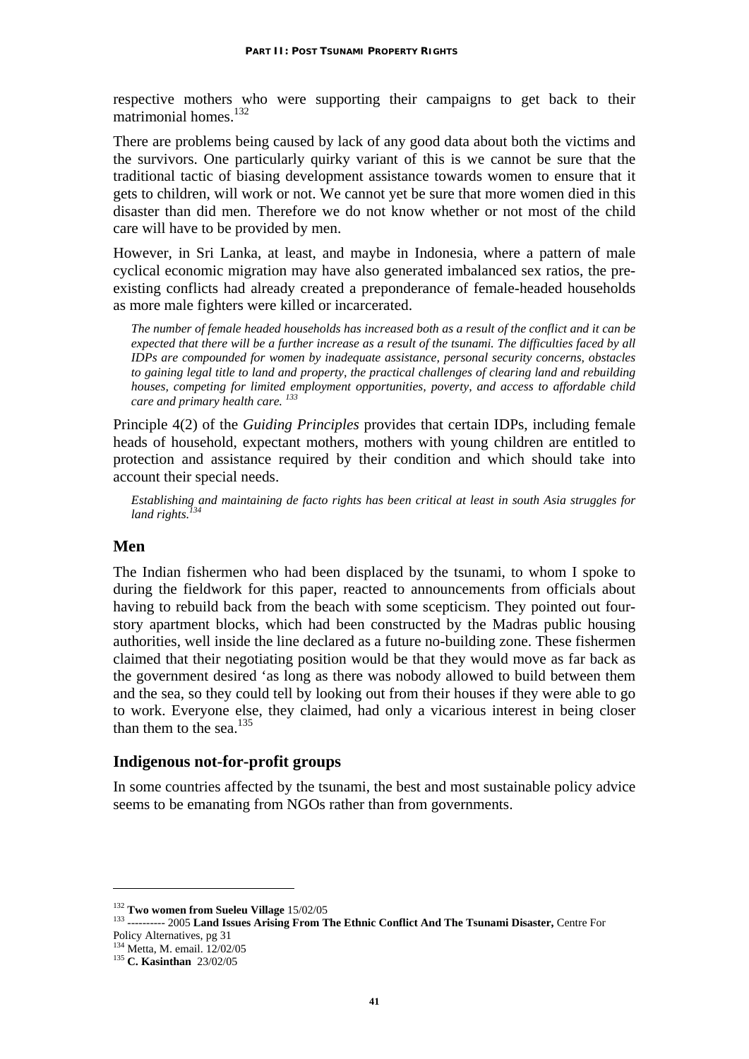respective mothers who were supporting their campaigns to get back to their matrimonial homes.[132]

There are problems being caused by lack of any good data about both the victims and the survivors. One particularly quirky variant of this is we cannot be sure that the traditional tactic of biasing development assistance towards women to ensure that it gets to children, will work or not. We cannot yet be sure that more women died in this disaster than did men. Therefore we do not know whether or not most of the child care will have to be provided by men.

However, in Sri Lanka, at least, and maybe in Indonesia, where a pattern of male cyclical economic migration may have also generated imbalanced sex ratios, the pre-existing conflicts had already created a preponderance of female-headed households as more male fighters were killed or incarcerated.

> *The number of female headed households has increased both as a result of the conflict and it can be expected that there will be a further increase as a result of the tsunami. The difficulties faced by all IDPs are compounded for women by inadequate assistance, personal security concerns, obstacles to gaining legal title to land and property, the practical challenges of clearing land and rebuilding houses, competing for limited employment opportunities, poverty, and access to affordable child care and primary health care.* [133]

Principle 4(2) of the *Guiding Principles* provides that certain IDPs, including female heads of household, expectant mothers, mothers with young children are entitled to protection and assistance required by their condition and which should take into account their special needs.

> *Establishing and maintaining de facto rights has been critical at least in south Asia struggles for land rights.*[134]

## Men

The Indian fishermen who had been displaced by the tsunami, to whom I spoke to during the fieldwork for this paper, reacted to announcements from officials about having to rebuild back from the beach with some scepticism. They pointed out four-story apartment blocks, which had been constructed by the Madras public housing authorities, well inside the line declared as a future no-building zone. These fishermen claimed that their negotiating position would be that they would move as far back as the government desired 'as long as there was nobody allowed to build between them and the sea, so they could tell by looking out from their houses if they were able to go to work. Everyone else, they claimed, had only a vicarious interest in being closer than them to the sea.[135]

## Indigenous not-for-profit groups

In some countries affected by the tsunami, the best and most sustainable policy advice seems to be emanating from NGOs rather than from governments.

---

[132] **Two women from Sueleu Village** 15/02/05

[133] ---------- 2005 **Land Issues Arising From The Ethnic Conflict And The Tsunami Disaster,** Centre For Policy Alternatives, pg 31

[134] Metta, M. email. 12/02/05

[135] **C. Kasinthan** 23/02/05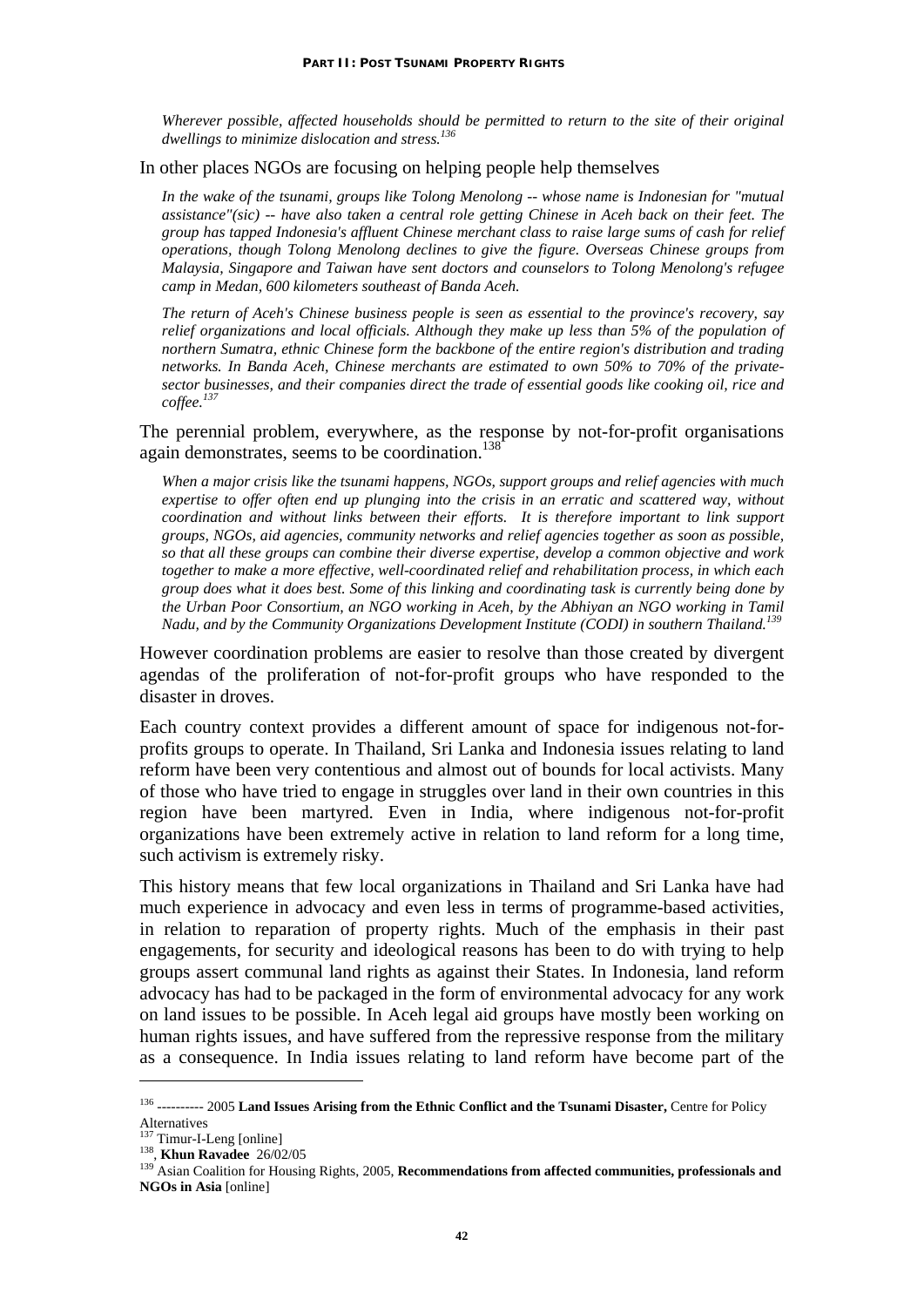*Wherever possible, affected households should be permitted to return to the site of their original dwellings to minimize dislocation and stress.*[136]

In other places NGOs are focusing on helping people help themselves

*In the wake of the tsunami, groups like Tolong Menolong -- whose name is Indonesian for "mutual assistance"(sic) -- have also taken a central role getting Chinese in Aceh back on their feet. The group has tapped Indonesia's affluent Chinese merchant class to raise large sums of cash for relief operations, though Tolong Menolong declines to give the figure. Overseas Chinese groups from Malaysia, Singapore and Taiwan have sent doctors and counselors to Tolong Menolong's refugee camp in Medan, 600 kilometers southeast of Banda Aceh.*

*The return of Aceh's Chinese business people is seen as essential to the province's recovery, say relief organizations and local officials. Although they make up less than 5% of the population of northern Sumatra, ethnic Chinese form the backbone of the entire region's distribution and trading networks. In Banda Aceh, Chinese merchants are estimated to own 50% to 70% of the private-sector businesses, and their companies direct the trade of essential goods like cooking oil, rice and coffee.*[137]

The perennial problem, everywhere, as the response by not-for-profit organisations again demonstrates, seems to be coordination.[138]

*When a major crisis like the tsunami happens, NGOs, support groups and relief agencies with much expertise to offer often end up plunging into the crisis in an erratic and scattered way, without coordination and without links between their efforts. It is therefore important to link support groups, NGOs, aid agencies, community networks and relief agencies together as soon as possible, so that all these groups can combine their diverse expertise, develop a common objective and work together to make a more effective, well-coordinated relief and rehabilitation process, in which each group does what it does best. Some of this linking and coordinating task is currently being done by the Urban Poor Consortium, an NGO working in Aceh, by the Abhiyan an NGO working in Tamil Nadu, and by the Community Organizations Development Institute (CODI) in southern Thailand.*[139]

However coordination problems are easier to resolve than those created by divergent agendas of the proliferation of not-for-profit groups who have responded to the disaster in droves.

Each country context provides a different amount of space for indigenous not-for-profits groups to operate. In Thailand, Sri Lanka and Indonesia issues relating to land reform have been very contentious and almost out of bounds for local activists. Many of those who have tried to engage in struggles over land in their own countries in this region have been martyred. Even in India, where indigenous not-for-profit organizations have been extremely active in relation to land reform for a long time, such activism is extremely risky.

This history means that few local organizations in Thailand and Sri Lanka have had much experience in advocacy and even less in terms of programme-based activities, in relation to reparation of property rights. Much of the emphasis in their past engagements, for security and ideological reasons has been to do with trying to help groups assert communal land rights as against their States. In Indonesia, land reform advocacy has had to be packaged in the form of environmental advocacy for any work on land issues to be possible. In Aceh legal aid groups have mostly been working on human rights issues, and have suffered from the repressive response from the military as a consequence. In India issues relating to land reform have become part of the

---

[136] ---------- 2005 **Land Issues Arising from the Ethnic Conflict and the Tsunami Disaster,** Centre for Policy Alternatives

[137] Timur-I-Leng [online]

[138], **Khun Ravadee** 26/02/05

[139] Asian Coalition for Housing Rights, 2005, **Recommendations from affected communities, professionals and NGOs in Asia** [online]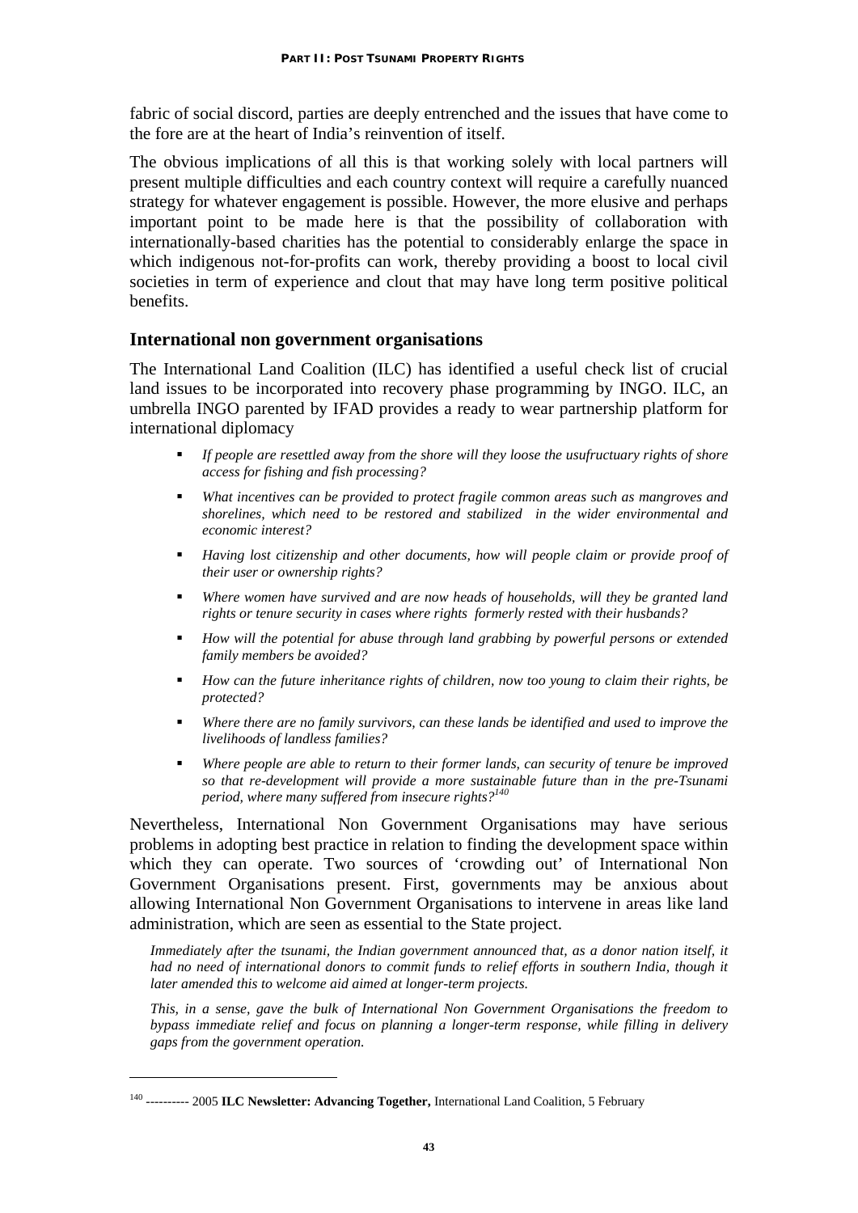fabric of social discord, parties are deeply entrenched and the issues that have come to the fore are at the heart of India's reinvention of itself.

The obvious implications of all this is that working solely with local partners will present multiple difficulties and each country context will require a carefully nuanced strategy for whatever engagement is possible. However, the more elusive and perhaps important point to be made here is that the possibility of collaboration with internationally-based charities has the potential to considerably enlarge the space in which indigenous not-for-profits can work, thereby providing a boost to local civil societies in term of experience and clout that may have long term positive political benefits.

## International non government organisations

The International Land Coalition (ILC) has identified a useful check list of crucial land issues to be incorporated into recovery phase programming by INGO. ILC, an umbrella INGO parented by IFAD provides a ready to wear partnership platform for international diplomacy

- *If people are resettled away from the shore will they loose the usufructuary rights of shore access for fishing and fish processing?*
- *What incentives can be provided to protect fragile common areas such as mangroves and shorelines, which need to be restored and stabilized in the wider environmental and economic interest?*
- *Having lost citizenship and other documents, how will people claim or provide proof of their user or ownership rights?*
- *Where women have survived and are now heads of households, will they be granted land rights or tenure security in cases where rights formerly rested with their husbands?*
- *How will the potential for abuse through land grabbing by powerful persons or extended family members be avoided?*
- *How can the future inheritance rights of children, now too young to claim their rights, be protected?*
- *Where there are no family survivors, can these lands be identified and used to improve the livelihoods of landless families?*
- *Where people are able to return to their former lands, can security of tenure be improved so that re-development will provide a more sustainable future than in the pre-Tsunami period, where many suffered from insecure rights?*[140]

Nevertheless, International Non Government Organisations may have serious problems in adopting best practice in relation to finding the development space within which they can operate. Two sources of 'crowding out' of International Non Government Organisations present. First, governments may be anxious about allowing International Non Government Organisations to intervene in areas like land administration, which are seen as essential to the State project.

> *Immediately after the tsunami, the Indian government announced that, as a donor nation itself, it had no need of international donors to commit funds to relief efforts in southern India, though it later amended this to welcome aid aimed at longer-term projects.*
>
> *This, in a sense, gave the bulk of International Non Government Organisations the freedom to bypass immediate relief and focus on planning a longer-term response, while filling in delivery gaps from the government operation.*

---

[140] ---------- 2005 **ILC Newsletter: Advancing Together,** International Land Coalition, 5 February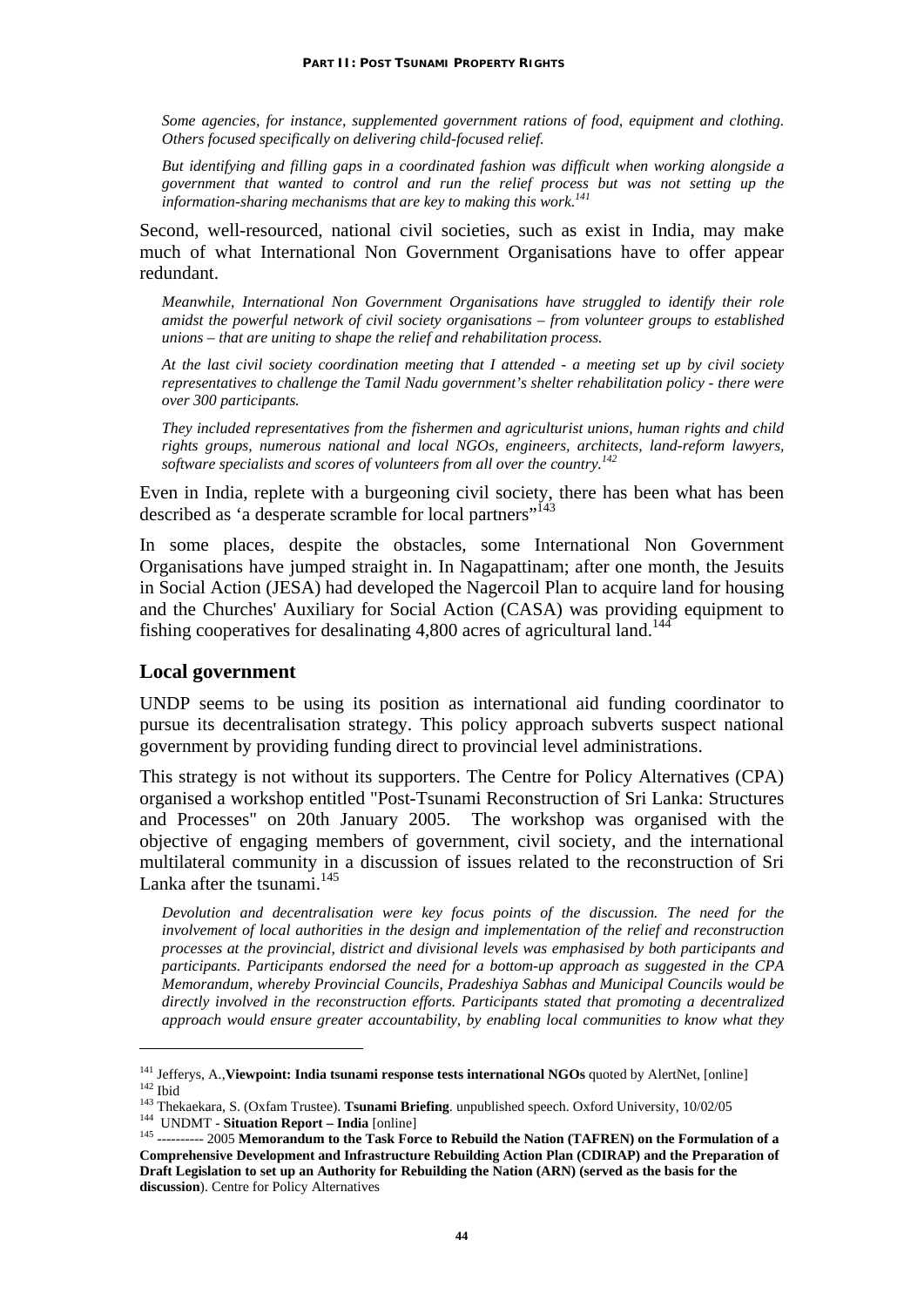*Some agencies, for instance, supplemented government rations of food, equipment and clothing. Others focused specifically on delivering child-focused relief.*

*But identifying and filling gaps in a coordinated fashion was difficult when working alongside a government that wanted to control and run the relief process but was not setting up the information-sharing mechanisms that are key to making this work.*[141]

Second, well-resourced, national civil societies, such as exist in India, may make much of what International Non Government Organisations have to offer appear redundant.

*Meanwhile, International Non Government Organisations have struggled to identify their role amidst the powerful network of civil society organisations – from volunteer groups to established unions – that are uniting to shape the relief and rehabilitation process.*

*At the last civil society coordination meeting that I attended - a meeting set up by civil society representatives to challenge the Tamil Nadu government's shelter rehabilitation policy - there were over 300 participants.*

*They included representatives from the fishermen and agriculturist unions, human rights and child rights groups, numerous national and local NGOs, engineers, architects, land-reform lawyers, software specialists and scores of volunteers from all over the country.*[142]

Even in India, replete with a burgeoning civil society, there has been what has been described as 'a desperate scramble for local partners"[143]

In some places, despite the obstacles, some International Non Government Organisations have jumped straight in. In Nagapattinam; after one month, the Jesuits in Social Action (JESA) had developed the Nagercoil Plan to acquire land for housing and the Churches' Auxiliary for Social Action (CASA) was providing equipment to fishing cooperatives for desalinating 4,800 acres of agricultural land.[144]

## Local government

UNDP seems to be using its position as international aid funding coordinator to pursue its decentralisation strategy. This policy approach subverts suspect national government by providing funding direct to provincial level administrations.

This strategy is not without its supporters. The Centre for Policy Alternatives (CPA) organised a workshop entitled "Post-Tsunami Reconstruction of Sri Lanka: Structures and Processes" on 20th January 2005. The workshop was organised with the objective of engaging members of government, civil society, and the international multilateral community in a discussion of issues related to the reconstruction of Sri Lanka after the tsunami.[145]

*Devolution and decentralisation were key focus points of the discussion. The need for the involvement of local authorities in the design and implementation of the relief and reconstruction processes at the provincial, district and divisional levels was emphasised by both participants and participants. Participants endorsed the need for a bottom-up approach as suggested in the CPA Memorandum, whereby Provincial Councils, Pradeshiya Sabhas and Municipal Councils would be directly involved in the reconstruction efforts. Participants stated that promoting a decentralized approach would ensure greater accountability, by enabling local communities to know what they*

---

[141] Jefferys, A.,**Viewpoint: India tsunami response tests international NGOs** quoted by AlertNet, [online]

[142] Ibid

[143] Thekaekara, S. (Oxfam Trustee). **Tsunami Briefing**. unpublished speech. Oxford University, 10/02/05

[144] UNDMT - **Situation Report – India** [online]

[145] ---------- 2005 **Memorandum to the Task Force to Rebuild the Nation (TAFREN) on the Formulation of a Comprehensive Development and Infrastructure Rebuilding Action Plan (CDIRAP) and the Preparation of Draft Legislation to set up an Authority for Rebuilding the Nation (ARN) (served as the basis for the discussion**). Centre for Policy Alternatives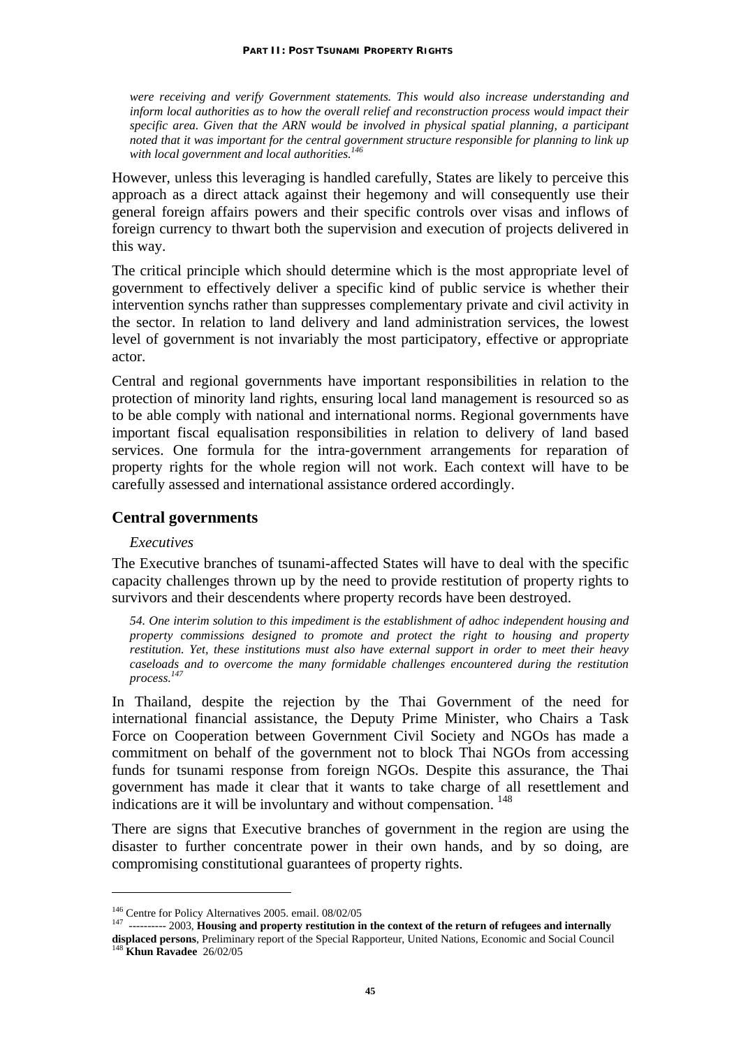*were receiving and verify Government statements. This would also increase understanding and inform local authorities as to how the overall relief and reconstruction process would impact their specific area. Given that the ARN would be involved in physical spatial planning, a participant noted that it was important for the central government structure responsible for planning to link up with local government and local authorities.*[146]

However, unless this leveraging is handled carefully, States are likely to perceive this approach as a direct attack against their hegemony and will consequently use their general foreign affairs powers and their specific controls over visas and inflows of foreign currency to thwart both the supervision and execution of projects delivered in this way.

The critical principle which should determine which is the most appropriate level of government to effectively deliver a specific kind of public service is whether their intervention synchs rather than suppresses complementary private and civil activity in the sector. In relation to land delivery and land administration services, the lowest level of government is not invariably the most participatory, effective or appropriate actor.

Central and regional governments have important responsibilities in relation to the protection of minority land rights, ensuring local land management is resourced so as to be able comply with national and international norms. Regional governments have important fiscal equalisation responsibilities in relation to delivery of land based services. One formula for the intra-government arrangements for reparation of property rights for the whole region will not work. Each context will have to be carefully assessed and international assistance ordered accordingly.

## Central governments

*Executives*

The Executive branches of tsunami-affected States will have to deal with the specific capacity challenges thrown up by the need to provide restitution of property rights to survivors and their descendents where property records have been destroyed.

*54. One interim solution to this impediment is the establishment of adhoc independent housing and property commissions designed to promote and protect the right to housing and property restitution. Yet, these institutions must also have external support in order to meet their heavy caseloads and to overcome the many formidable challenges encountered during the restitution process.*[147]

In Thailand, despite the rejection by the Thai Government of the need for international financial assistance, the Deputy Prime Minister, who Chairs a Task Force on Cooperation between Government Civil Society and NGOs has made a commitment on behalf of the government not to block Thai NGOs from accessing funds for tsunami response from foreign NGOs. Despite this assurance, the Thai government has made it clear that it wants to take charge of all resettlement and indications are it will be involuntary and without compensation. [148]

There are signs that Executive branches of government in the region are using the disaster to further concentrate power in their own hands, and by so doing, are compromising constitutional guarantees of property rights.

---

[146] Centre for Policy Alternatives 2005. email. 08/02/05

[147] ---------- 2003, **Housing and property restitution in the context of the return of refugees and internally displaced persons**, Preliminary report of the Special Rapporteur, United Nations, Economic and Social Council

[148] **Khun Ravadee** 26/02/05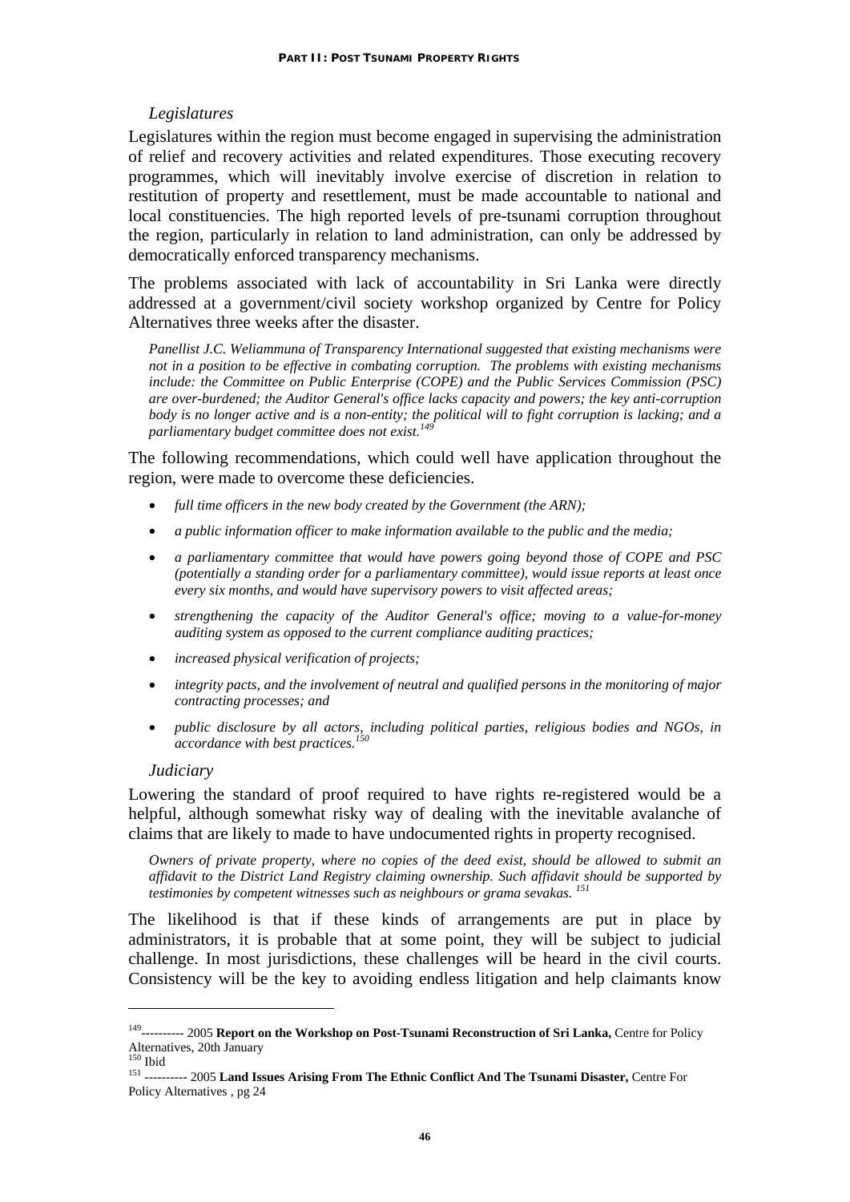### *Legislatures*

Legislatures within the region must become engaged in supervising the administration of relief and recovery activities and related expenditures. Those executing recovery programmes, which will inevitably involve exercise of discretion in relation to restitution of property and resettlement, must be made accountable to national and local constituencies. The high reported levels of pre-tsunami corruption throughout the region, particularly in relation to land administration, can only be addressed by democratically enforced transparency mechanisms.

The problems associated with lack of accountability in Sri Lanka were directly addressed at a government/civil society workshop organized by Centre for Policy Alternatives three weeks after the disaster.

> *Panellist J.C. Weliammuna of Transparency International suggested that existing mechanisms were not in a position to be effective in combating corruption. The problems with existing mechanisms include: the Committee on Public Enterprise (COPE) and the Public Services Commission (PSC) are over-burdened; the Auditor General's office lacks capacity and powers; the key anti-corruption body is no longer active and is a non-entity; the political will to fight corruption is lacking; and a parliamentary budget committee does not exist.*[149]

The following recommendations, which could well have application throughout the region, were made to overcome these deficiencies.

- *full time officers in the new body created by the Government (the ARN);*
- *a public information officer to make information available to the public and the media;*
- *a parliamentary committee that would have powers going beyond those of COPE and PSC (potentially a standing order for a parliamentary committee), would issue reports at least once every six months, and would have supervisory powers to visit affected areas;*
- *strengthening the capacity of the Auditor General's office; moving to a value-for-money auditing system as opposed to the current compliance auditing practices;*
- *increased physical verification of projects;*
- *integrity pacts, and the involvement of neutral and qualified persons in the monitoring of major contracting processes; and*
- *public disclosure by all actors, including political parties, religious bodies and NGOs, in accordance with best practices.*[150]

### *Judiciary*

Lowering the standard of proof required to have rights re-registered would be a helpful, although somewhat risky way of dealing with the inevitable avalanche of claims that are likely to made to have undocumented rights in property recognised.

> *Owners of private property, where no copies of the deed exist, should be allowed to submit an affidavit to the District Land Registry claiming ownership. Such affidavit should be supported by testimonies by competent witnesses such as neighbours or grama sevakas.* [151]

The likelihood is that if these kinds of arrangements are put in place by administrators, it is probable that at some point, they will be subject to judicial challenge. In most jurisdictions, these challenges will be heard in the civil courts. Consistency will be the key to avoiding endless litigation and help claimants know

---

[149] ---------- 2005 **Report on the Workshop on Post-Tsunami Reconstruction of Sri Lanka,** Centre for Policy Alternatives, 20th January

[150] Ibid

[151] ---------- 2005 **Land Issues Arising From The Ethnic Conflict And The Tsunami Disaster,** Centre For Policy Alternatives , pg 24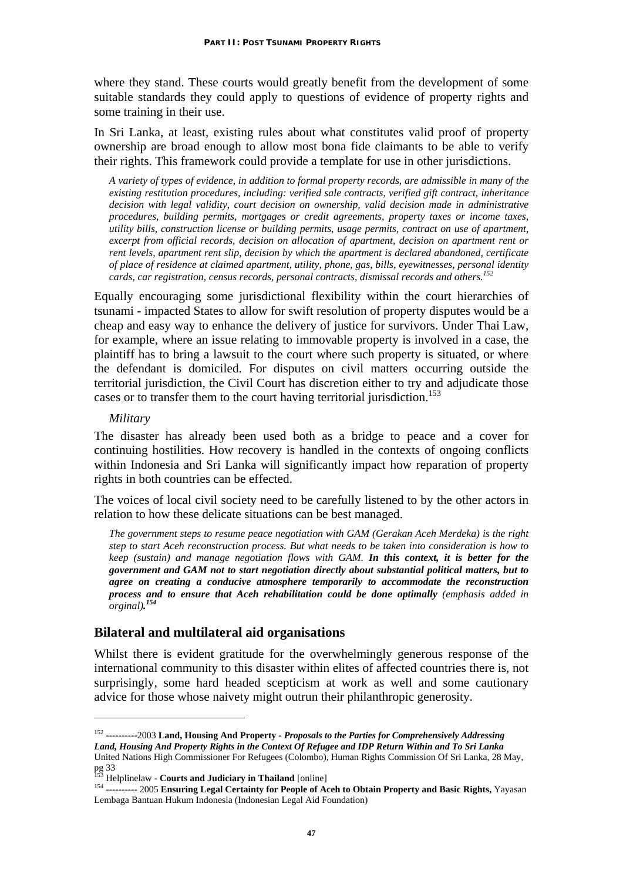where they stand. These courts would greatly benefit from the development of some suitable standards they could apply to questions of evidence of property rights and some training in their use.

In Sri Lanka, at least, existing rules about what constitutes valid proof of property ownership are broad enough to allow most bona fide claimants to be able to verify their rights. This framework could provide a template for use in other jurisdictions.

> *A variety of types of evidence, in addition to formal property records, are admissible in many of the existing restitution procedures, including: verified sale contracts, verified gift contract, inheritance decision with legal validity, court decision on ownership, valid decision made in administrative procedures, building permits, mortgages or credit agreements, property taxes or income taxes, utility bills, construction license or building permits, usage permits, contract on use of apartment, excerpt from official records, decision on allocation of apartment, decision on apartment rent or rent levels, apartment rent slip, decision by which the apartment is declared abandoned, certificate of place of residence at claimed apartment, utility, phone, gas, bills, eyewitnesses, personal identity cards, car registration, census records, personal contracts, dismissal records and others.*[152]

Equally encouraging some jurisdictional flexibility within the court hierarchies of tsunami - impacted States to allow for swift resolution of property disputes would be a cheap and easy way to enhance the delivery of justice for survivors. Under Thai Law, for example, where an issue relating to immovable property is involved in a case, the plaintiff has to bring a lawsuit to the court where such property is situated, or where the defendant is domiciled. For disputes on civil matters occurring outside the territorial jurisdiction, the Civil Court has discretion either to try and adjudicate those cases or to transfer them to the court having territorial jurisdiction.[153]

*Military*

The disaster has already been used both as a bridge to peace and a cover for continuing hostilities. How recovery is handled in the contexts of ongoing conflicts within Indonesia and Sri Lanka will significantly impact how reparation of property rights in both countries can be effected.

The voices of local civil society need to be carefully listened to by the other actors in relation to how these delicate situations can be best managed.

> *The government steps to resume peace negotiation with GAM (Gerakan Aceh Merdeka) is the right step to start Aceh reconstruction process. But what needs to be taken into consideration is how to keep (sustain) and manage negotiation flows with GAM.* ***In this context, it is better for the government and GAM not to start negotiation directly about substantial political matters, but to agree on creating a conducive atmosphere temporarily to accommodate the reconstruction process and to ensure that Aceh rehabilitation could be done optimally*** *(emphasis added in orginal)***.**[154]

## Bilateral and multilateral aid organisations

Whilst there is evident gratitude for the overwhelmingly generous response of the international community to this disaster within elites of affected countries there is, not surprisingly, some hard headed scepticism at work as well and some cautionary advice for those whose naivety might outrun their philanthropic generosity.

---

[152] ----------2003 **Land, Housing And Property -** ***Proposals to the Parties for Comprehensively Addressing Land, Housing And Property Rights in the Context Of Refugee and IDP Return Within and To Sri Lanka*** United Nations High Commissioner For Refugees (Colombo), Human Rights Commission Of Sri Lanka, 28 May, pg 33

[153] Helplinelaw - **Courts and Judiciary in Thailand** [online]

[154] ---------- 2005 **Ensuring Legal Certainty for People of Aceh to Obtain Property and Basic Rights,** Yayasan Lembaga Bantuan Hukum Indonesia (Indonesian Legal Aid Foundation)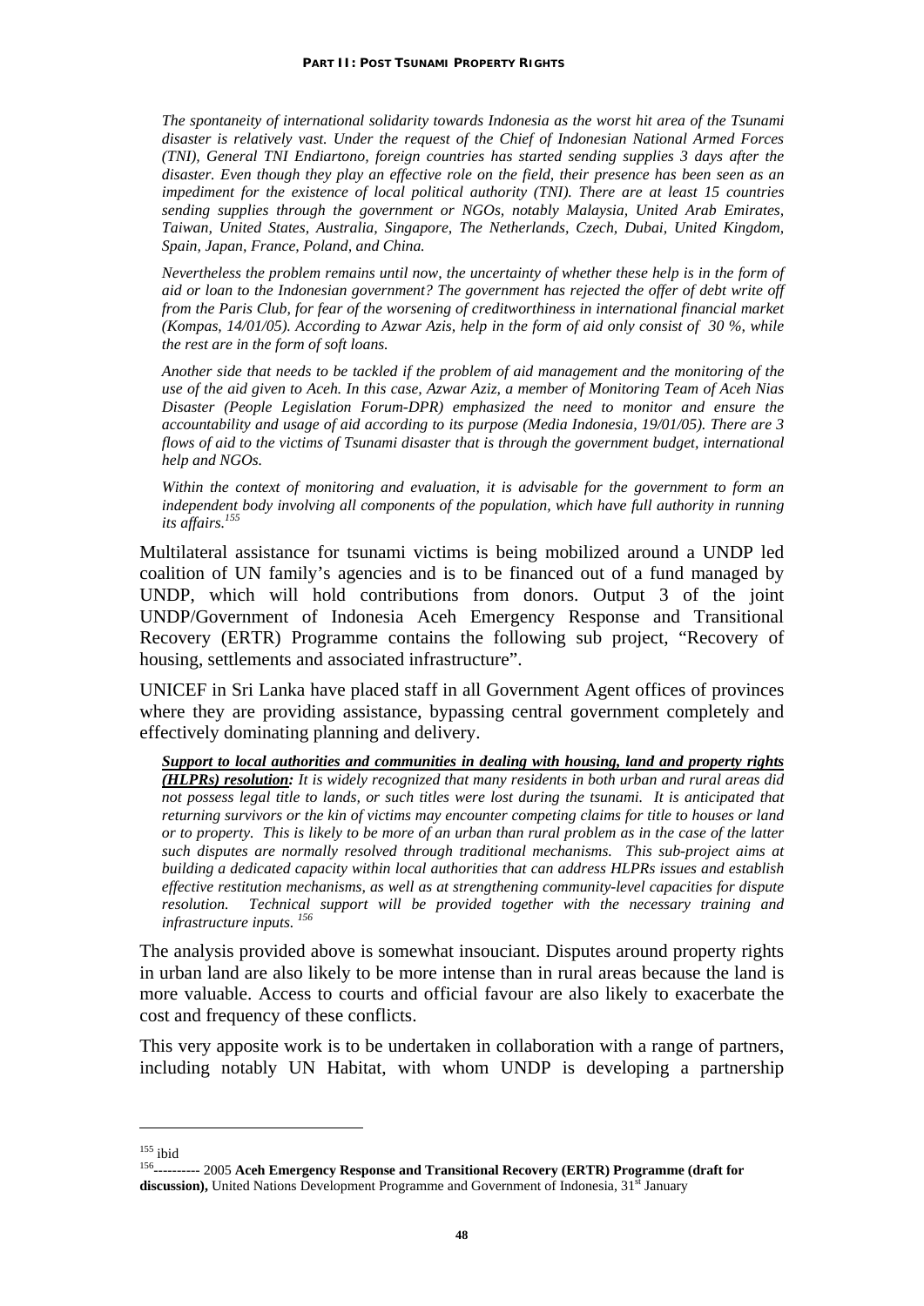*The spontaneity of international solidarity towards Indonesia as the worst hit area of the Tsunami disaster is relatively vast. Under the request of the Chief of Indonesian National Armed Forces (TNI), General TNI Endiartono, foreign countries has started sending supplies 3 days after the disaster. Even though they play an effective role on the field, their presence has been seen as an impediment for the existence of local political authority (TNI). There are at least 15 countries sending supplies through the government or NGOs, notably Malaysia, United Arab Emirates, Taiwan, United States, Australia, Singapore, The Netherlands, Czech, Dubai, United Kingdom, Spain, Japan, France, Poland, and China.*

*Nevertheless the problem remains until now, the uncertainty of whether these help is in the form of aid or loan to the Indonesian government? The government has rejected the offer of debt write off from the Paris Club, for fear of the worsening of creditworthiness in international financial market (Kompas, 14/01/05). According to Azwar Azis, help in the form of aid only consist of 30 %, while the rest are in the form of soft loans.*

*Another side that needs to be tackled if the problem of aid management and the monitoring of the use of the aid given to Aceh. In this case, Azwar Aziz, a member of Monitoring Team of Aceh Nias Disaster (People Legislation Forum-DPR) emphasized the need to monitor and ensure the accountability and usage of aid according to its purpose (Media Indonesia, 19/01/05). There are 3 flows of aid to the victims of Tsunami disaster that is through the government budget, international help and NGOs.*

*Within the context of monitoring and evaluation, it is advisable for the government to form an independent body involving all components of the population, which have full authority in running its affairs.*[155]

Multilateral assistance for tsunami victims is being mobilized around a UNDP led coalition of UN family's agencies and is to be financed out of a fund managed by UNDP, which will hold contributions from donors. Output 3 of the joint UNDP/Government of Indonesia Aceh Emergency Response and Transitional Recovery (ERTR) Programme contains the following sub project, "Recovery of housing, settlements and associated infrastructure".

UNICEF in Sri Lanka have placed staff in all Government Agent offices of provinces where they are providing assistance, bypassing central government completely and effectively dominating planning and delivery.

***Support to local authorities and communities in dealing with housing, land and property rights (HLPRs) resolution:** It is widely recognized that many residents in both urban and rural areas did not possess legal title to lands, or such titles were lost during the tsunami. It is anticipated that returning survivors or the kin of victims may encounter competing claims for title to houses or land or to property. This is likely to be more of an urban than rural problem as in the case of the latter such disputes are normally resolved through traditional mechanisms. This sub-project aims at building a dedicated capacity within local authorities that can address HLPRs issues and establish effective restitution mechanisms, as well as at strengthening community-level capacities for dispute resolution. Technical support will be provided together with the necessary training and infrastructure inputs.*[156]

The analysis provided above is somewhat insouciant. Disputes around property rights in urban land are also likely to be more intense than in rural areas because the land is more valuable. Access to courts and official favour are also likely to exacerbate the cost and frequency of these conflicts.

This very apposite work is to be undertaken in collaboration with a range of partners, including notably UN Habitat, with whom UNDP is developing a partnership

---

[155] ibid

[156] ---------- 2005 **Aceh Emergency Response and Transitional Recovery (ERTR) Programme (draft for discussion),** United Nations Development Programme and Government of Indonesia, 31st January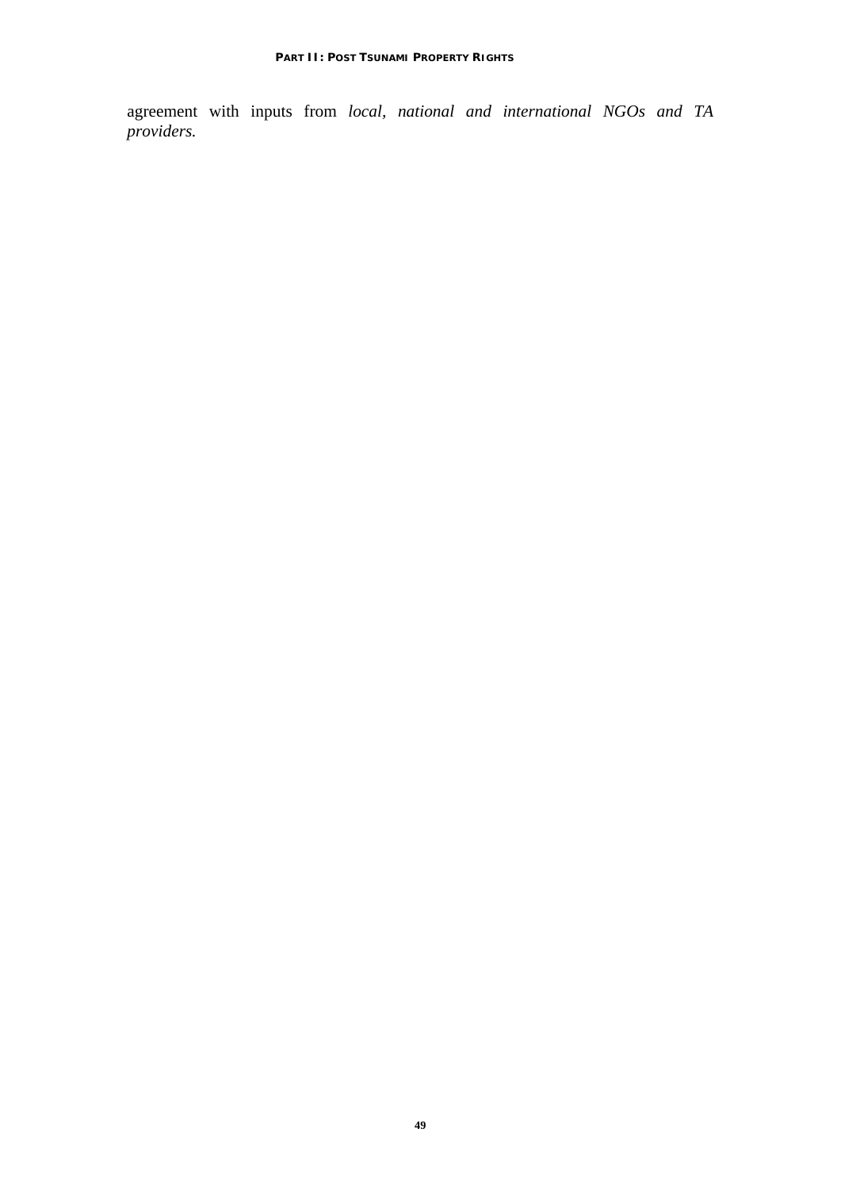agreement with inputs from *local, national and international NGOs and TA providers.*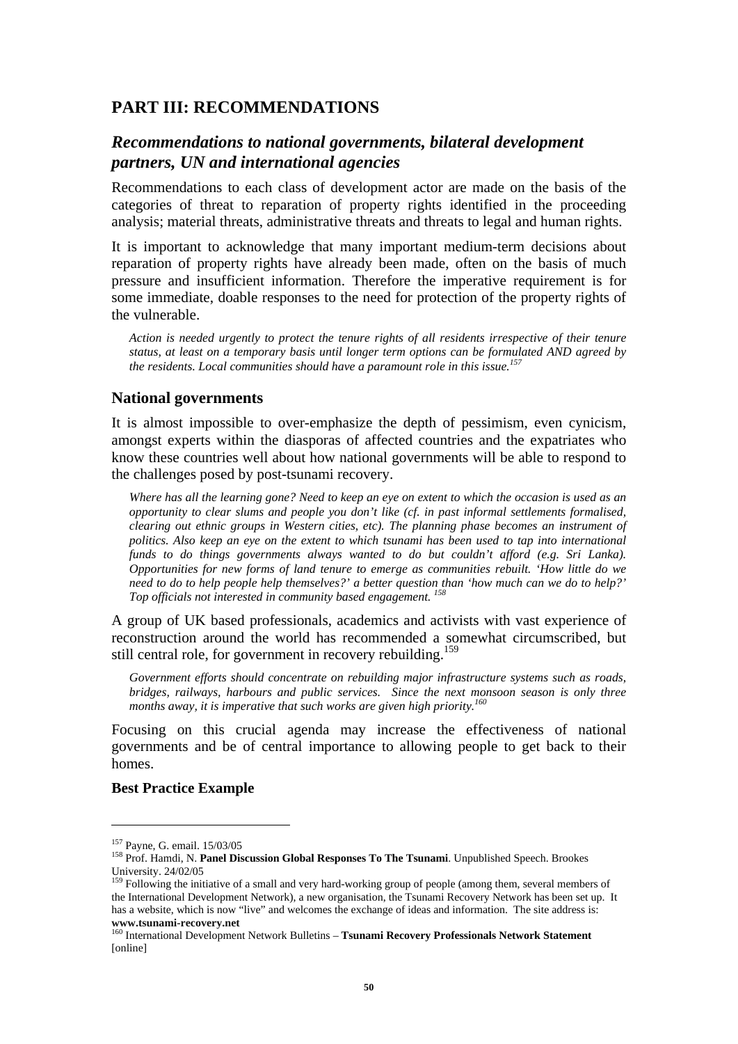## PART III: RECOMMENDATIONS

### *Recommendations to national governments, bilateral development partners, UN and international agencies*

Recommendations to each class of development actor are made on the basis of the categories of threat to reparation of property rights identified in the proceeding analysis; material threats, administrative threats and threats to legal and human rights.

It is important to acknowledge that many important medium-term decisions about reparation of property rights have already been made, often on the basis of much pressure and insufficient information. Therefore the imperative requirement is for some immediate, doable responses to the need for protection of the property rights of the vulnerable.

> *Action is needed urgently to protect the tenure rights of all residents irrespective of their tenure status, at least on a temporary basis until longer term options can be formulated AND agreed by the residents. Local communities should have a paramount role in this issue.*[157]

### National governments

It is almost impossible to over-emphasize the depth of pessimism, even cynicism, amongst experts within the diasporas of affected countries and the expatriates who know these countries well about how national governments will be able to respond to the challenges posed by post-tsunami recovery.

> *Where has all the learning gone? Need to keep an eye on extent to which the occasion is used as an opportunity to clear slums and people you don't like (cf. in past informal settlements formalised, clearing out ethnic groups in Western cities, etc). The planning phase becomes an instrument of politics. Also keep an eye on the extent to which tsunami has been used to tap into international funds to do things governments always wanted to do but couldn't afford (e.g. Sri Lanka). Opportunities for new forms of land tenure to emerge as communities rebuilt. 'How little do we need to do to help people help themselves?' a better question than 'how much can we do to help?' Top officials not interested in community based engagement.* [158]

A group of UK based professionals, academics and activists with vast experience of reconstruction around the world has recommended a somewhat circumscribed, but still central role, for government in recovery rebuilding.[159]

> *Government efforts should concentrate on rebuilding major infrastructure systems such as roads, bridges, railways, harbours and public services. Since the next monsoon season is only three months away, it is imperative that such works are given high priority.*[160]

Focusing on this crucial agenda may increase the effectiveness of national governments and be of central importance to allowing people to get back to their homes.

**Best Practice Example**

---

[157] Payne, G. email. 15/03/05

[158] Prof. Hamdi, N. **Panel Discussion Global Responses To The Tsunami**. Unpublished Speech. Brookes University. 24/02/05

[159] Following the initiative of a small and very hard-working group of people (among them, several members of the International Development Network), a new organisation, the Tsunami Recovery Network has been set up. It has a website, which is now "live" and welcomes the exchange of ideas and information. The site address is: **www.tsunami-recovery.net**

[160] International Development Network Bulletins – **Tsunami Recovery Professionals Network Statement** [online]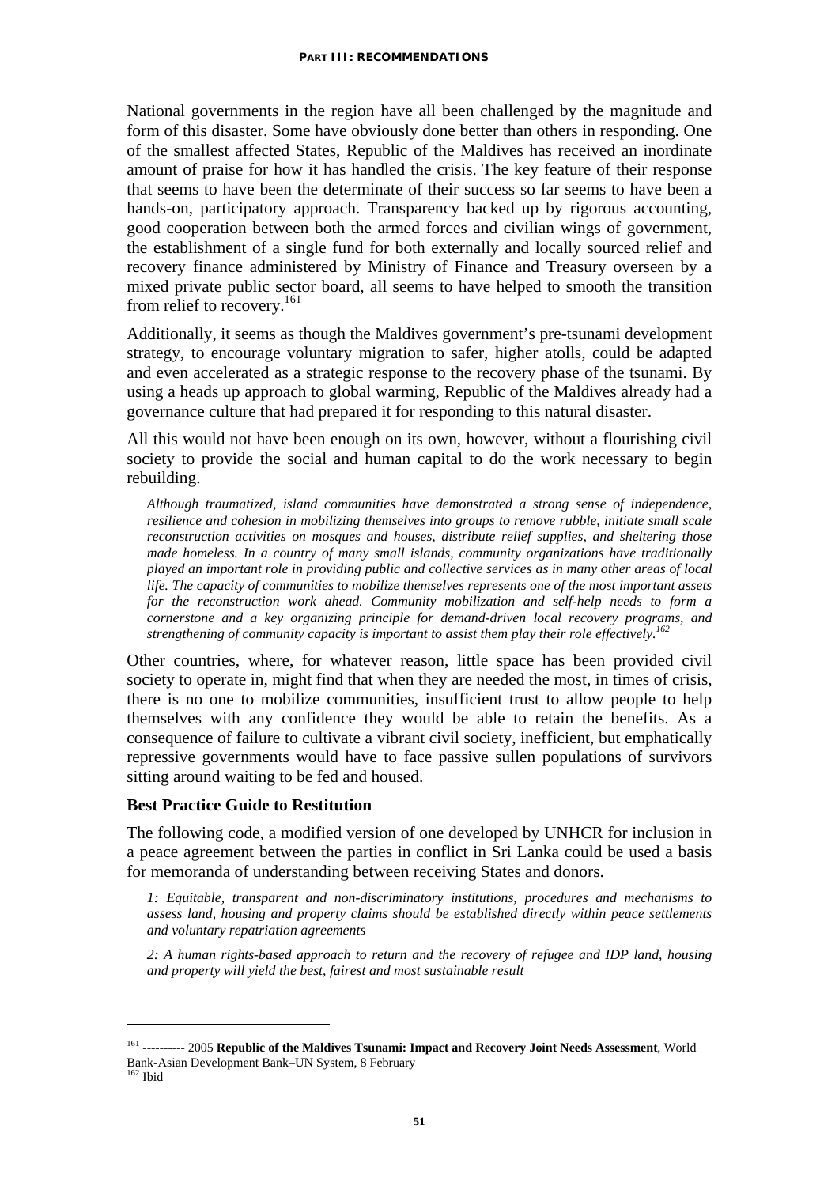National governments in the region have all been challenged by the magnitude and form of this disaster. Some have obviously done better than others in responding. One of the smallest affected States, Republic of the Maldives has received an inordinate amount of praise for how it has handled the crisis. The key feature of their response that seems to have been the determinate of their success so far seems to have been a hands-on, participatory approach. Transparency backed up by rigorous accounting, good cooperation between both the armed forces and civilian wings of government, the establishment of a single fund for both externally and locally sourced relief and recovery finance administered by Ministry of Finance and Treasury overseen by a mixed private public sector board, all seems to have helped to smooth the transition from relief to recovery.[161]

Additionally, it seems as though the Maldives government's pre-tsunami development strategy, to encourage voluntary migration to safer, higher atolls, could be adapted and even accelerated as a strategic response to the recovery phase of the tsunami. By using a heads up approach to global warming, Republic of the Maldives already had a governance culture that had prepared it for responding to this natural disaster.

All this would not have been enough on its own, however, without a flourishing civil society to provide the social and human capital to do the work necessary to begin rebuilding.

> *Although traumatized, island communities have demonstrated a strong sense of independence, resilience and cohesion in mobilizing themselves into groups to remove rubble, initiate small scale reconstruction activities on mosques and houses, distribute relief supplies, and sheltering those made homeless. In a country of many small islands, community organizations have traditionally played an important role in providing public and collective services as in many other areas of local life. The capacity of communities to mobilize themselves represents one of the most important assets for the reconstruction work ahead. Community mobilization and self-help needs to form a cornerstone and a key organizing principle for demand-driven local recovery programs, and strengthening of community capacity is important to assist them play their role effectively.*[162]

Other countries, where, for whatever reason, little space has been provided civil society to operate in, might find that when they are needed the most, in times of crisis, there is no one to mobilize communities, insufficient trust to allow people to help themselves with any confidence they would be able to retain the benefits. As a consequence of failure to cultivate a vibrant civil society, inefficient, but emphatically repressive governments would have to face passive sullen populations of survivors sitting around waiting to be fed and housed.

### Best Practice Guide to Restitution

The following code, a modified version of one developed by UNHCR for inclusion in a peace agreement between the parties in conflict in Sri Lanka could be used a basis for memoranda of understanding between receiving States and donors.

> *1: Equitable, transparent and non-discriminatory institutions, procedures and mechanisms to assess land, housing and property claims should be established directly within peace settlements and voluntary repatriation agreements*
>
> *2: A human rights-based approach to return and the recovery of refugee and IDP land, housing and property will yield the best, fairest and most sustainable result*

---

[161] ---------- 2005 **Republic of the Maldives Tsunami: Impact and Recovery Joint Needs Assessment**, World Bank-Asian Development Bank–UN System, 8 February

[162] Ibid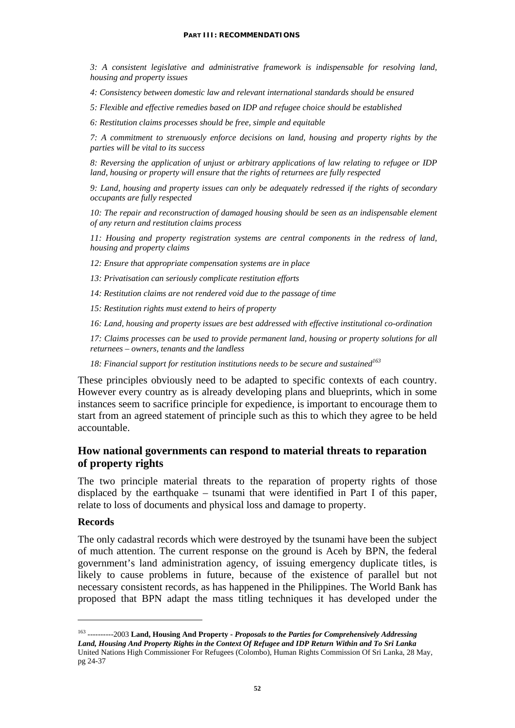*3: A consistent legislative and administrative framework is indispensable for resolving land, housing and property issues*

*4: Consistency between domestic law and relevant international standards should be ensured*

*5: Flexible and effective remedies based on IDP and refugee choice should be established*

*6: Restitution claims processes should be free, simple and equitable*

*7: A commitment to strenuously enforce decisions on land, housing and property rights by the parties will be vital to its success*

*8: Reversing the application of unjust or arbitrary applications of law relating to refugee or IDP land, housing or property will ensure that the rights of returnees are fully respected*

*9: Land, housing and property issues can only be adequately redressed if the rights of secondary occupants are fully respected*

*10: The repair and reconstruction of damaged housing should be seen as an indispensable element of any return and restitution claims process*

*11: Housing and property registration systems are central components in the redress of land, housing and property claims*

*12: Ensure that appropriate compensation systems are in place*

*13: Privatisation can seriously complicate restitution efforts*

*14: Restitution claims are not rendered void due to the passage of time*

*15: Restitution rights must extend to heirs of property*

*16: Land, housing and property issues are best addressed with effective institutional co-ordination*

*17: Claims processes can be used to provide permanent land, housing or property solutions for all returnees – owners, tenants and the landless*

*18: Financial support for restitution institutions needs to be secure and sustained*[163]

These principles obviously need to be adapted to specific contexts of each country. However every country as is already developing plans and blueprints, which in some instances seem to sacrifice principle for expedience, is important to encourage them to start from an agreed statement of principle such as this to which they agree to be held accountable.

## How national governments can respond to material threats to reparation of property rights

The two principle material threats to the reparation of property rights of those displaced by the earthquake – tsunami that were identified in Part I of this paper, relate to loss of documents and physical loss and damage to property.

### Records

The only cadastral records which were destroyed by the tsunami have been the subject of much attention. The current response on the ground is Aceh by BPN, the federal government's land administration agency, of issuing emergency duplicate titles, is likely to cause problems in future, because of the existence of parallel but not necessary consistent records, as has happened in the Philippines. The World Bank has proposed that BPN adapt the mass titling techniques it has developed under the

---

[163] ----------2003 **Land, Housing And Property -** ***Proposals to the Parties for Comprehensively Addressing Land, Housing And Property Rights in the Context Of Refugee and IDP Return Within and To Sri Lanka*** United Nations High Commissioner For Refugees (Colombo), Human Rights Commission Of Sri Lanka, 28 May, pg 24-37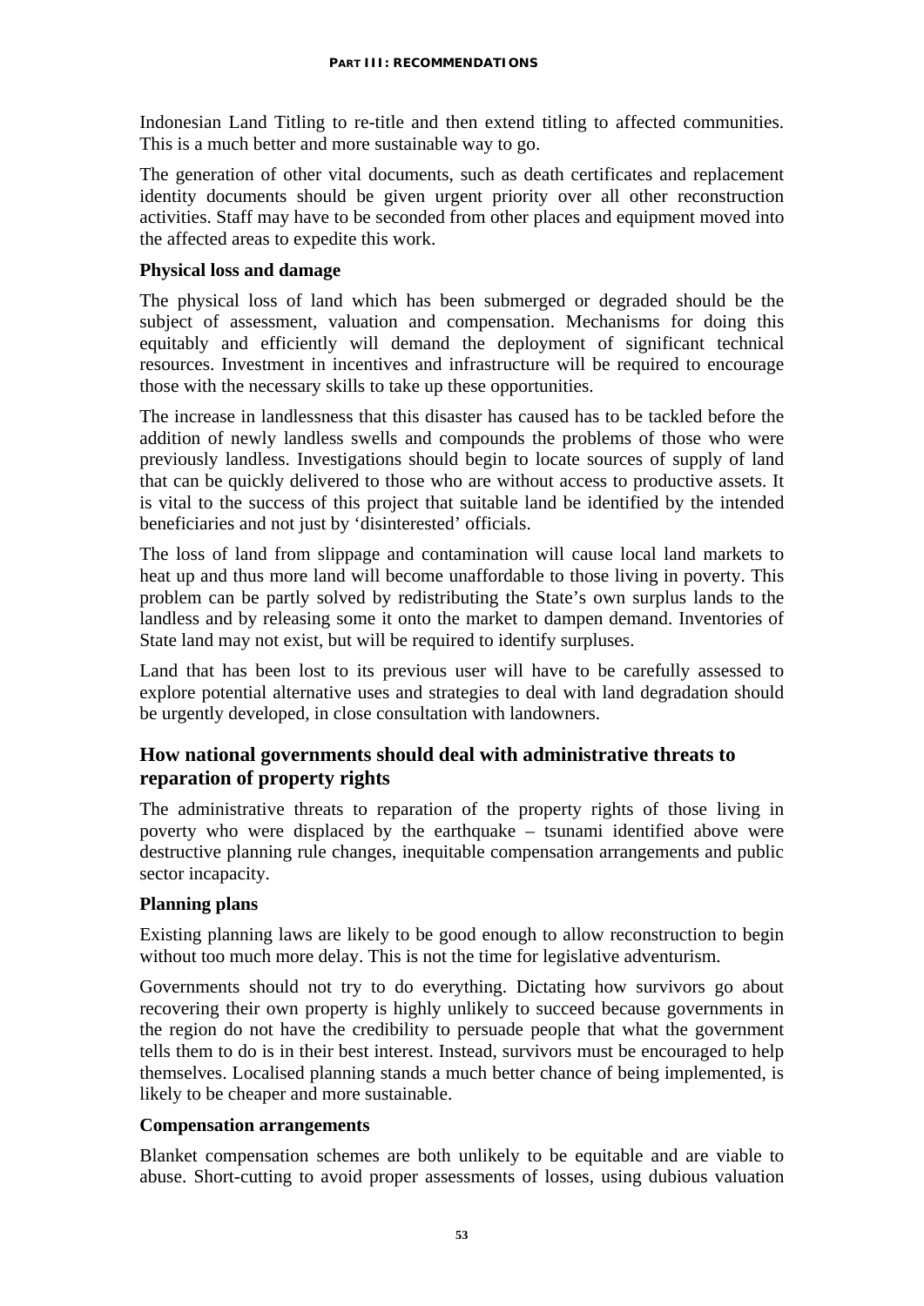Indonesian Land Titling to re-title and then extend titling to affected communities. This is a much better and more sustainable way to go.

The generation of other vital documents, such as death certificates and replacement identity documents should be given urgent priority over all other reconstruction activities. Staff may have to be seconded from other places and equipment moved into the affected areas to expedite this work.

**Physical loss and damage**

The physical loss of land which has been submerged or degraded should be the subject of assessment, valuation and compensation. Mechanisms for doing this equitably and efficiently will demand the deployment of significant technical resources. Investment in incentives and infrastructure will be required to encourage those with the necessary skills to take up these opportunities.

The increase in landlessness that this disaster has caused has to be tackled before the addition of newly landless swells and compounds the problems of those who were previously landless. Investigations should begin to locate sources of supply of land that can be quickly delivered to those who are without access to productive assets. It is vital to the success of this project that suitable land be identified by the intended beneficiaries and not just by 'disinterested' officials.

The loss of land from slippage and contamination will cause local land markets to heat up and thus more land will become unaffordable to those living in poverty. This problem can be partly solved by redistributing the State's own surplus lands to the landless and by releasing some it onto the market to dampen demand. Inventories of State land may not exist, but will be required to identify surpluses.

Land that has been lost to its previous user will have to be carefully assessed to explore potential alternative uses and strategies to deal with land degradation should be urgently developed, in close consultation with landowners.

## How national governments should deal with administrative threats to reparation of property rights

The administrative threats to reparation of the property rights of those living in poverty who were displaced by the earthquake – tsunami identified above were destructive planning rule changes, inequitable compensation arrangements and public sector incapacity.

**Planning plans**

Existing planning laws are likely to be good enough to allow reconstruction to begin without too much more delay. This is not the time for legislative adventurism.

Governments should not try to do everything. Dictating how survivors go about recovering their own property is highly unlikely to succeed because governments in the region do not have the credibility to persuade people that what the government tells them to do is in their best interest. Instead, survivors must be encouraged to help themselves. Localised planning stands a much better chance of being implemented, is likely to be cheaper and more sustainable.

**Compensation arrangements**

Blanket compensation schemes are both unlikely to be equitable and are viable to abuse. Short-cutting to avoid proper assessments of losses, using dubious valuation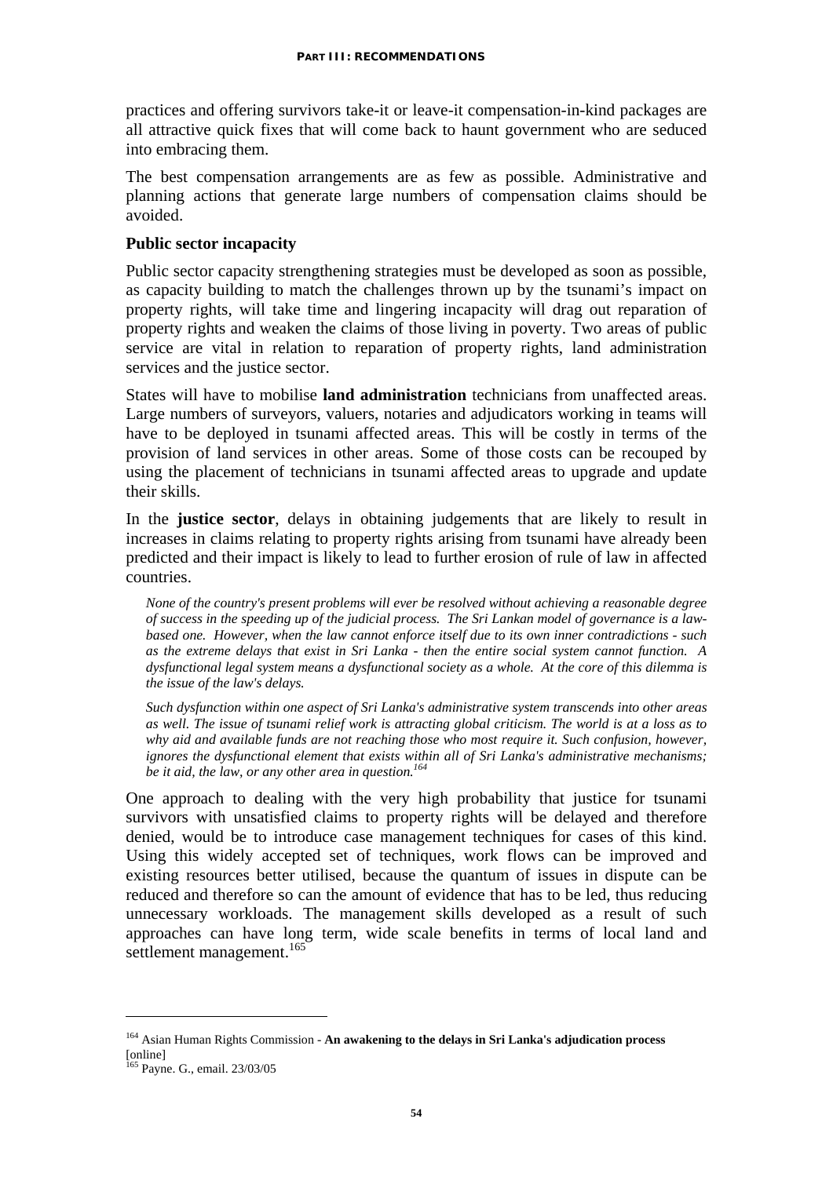practices and offering survivors take-it or leave-it compensation-in-kind packages are all attractive quick fixes that will come back to haunt government who are seduced into embracing them.

The best compensation arrangements are as few as possible. Administrative and planning actions that generate large numbers of compensation claims should be avoided.

**Public sector incapacity**

Public sector capacity strengthening strategies must be developed as soon as possible, as capacity building to match the challenges thrown up by the tsunami's impact on property rights, will take time and lingering incapacity will drag out reparation of property rights and weaken the claims of those living in poverty. Two areas of public service are vital in relation to reparation of property rights, land administration services and the justice sector.

States will have to mobilise **land administration** technicians from unaffected areas. Large numbers of surveyors, valuers, notaries and adjudicators working in teams will have to be deployed in tsunami affected areas. This will be costly in terms of the provision of land services in other areas. Some of those costs can be recouped by using the placement of technicians in tsunami affected areas to upgrade and update their skills.

In the **justice sector**, delays in obtaining judgements that are likely to result in increases in claims relating to property rights arising from tsunami have already been predicted and their impact is likely to lead to further erosion of rule of law in affected countries.

> *None of the country's present problems will ever be resolved without achieving a reasonable degree of success in the speeding up of the judicial process. The Sri Lankan model of governance is a law-based one. However, when the law cannot enforce itself due to its own inner contradictions - such as the extreme delays that exist in Sri Lanka - then the entire social system cannot function. A dysfunctional legal system means a dysfunctional society as a whole. At the core of this dilemma is the issue of the law's delays.*
>
> *Such dysfunction within one aspect of Sri Lanka's administrative system transcends into other areas as well. The issue of tsunami relief work is attracting global criticism. The world is at a loss as to why aid and available funds are not reaching those who most require it. Such confusion, however, ignores the dysfunctional element that exists within all of Sri Lanka's administrative mechanisms; be it aid, the law, or any other area in question.*[164]

One approach to dealing with the very high probability that justice for tsunami survivors with unsatisfied claims to property rights will be delayed and therefore denied, would be to introduce case management techniques for cases of this kind. Using this widely accepted set of techniques, work flows can be improved and existing resources better utilised, because the quantum of issues in dispute can be reduced and therefore so can the amount of evidence that has to be led, thus reducing unnecessary workloads. The management skills developed as a result of such approaches can have long term, wide scale benefits in terms of local land and settlement management.[165]

---

[164] Asian Human Rights Commission - **An awakening to the delays in Sri Lanka's adjudication process** [online]

[165] Payne. G., email. 23/03/05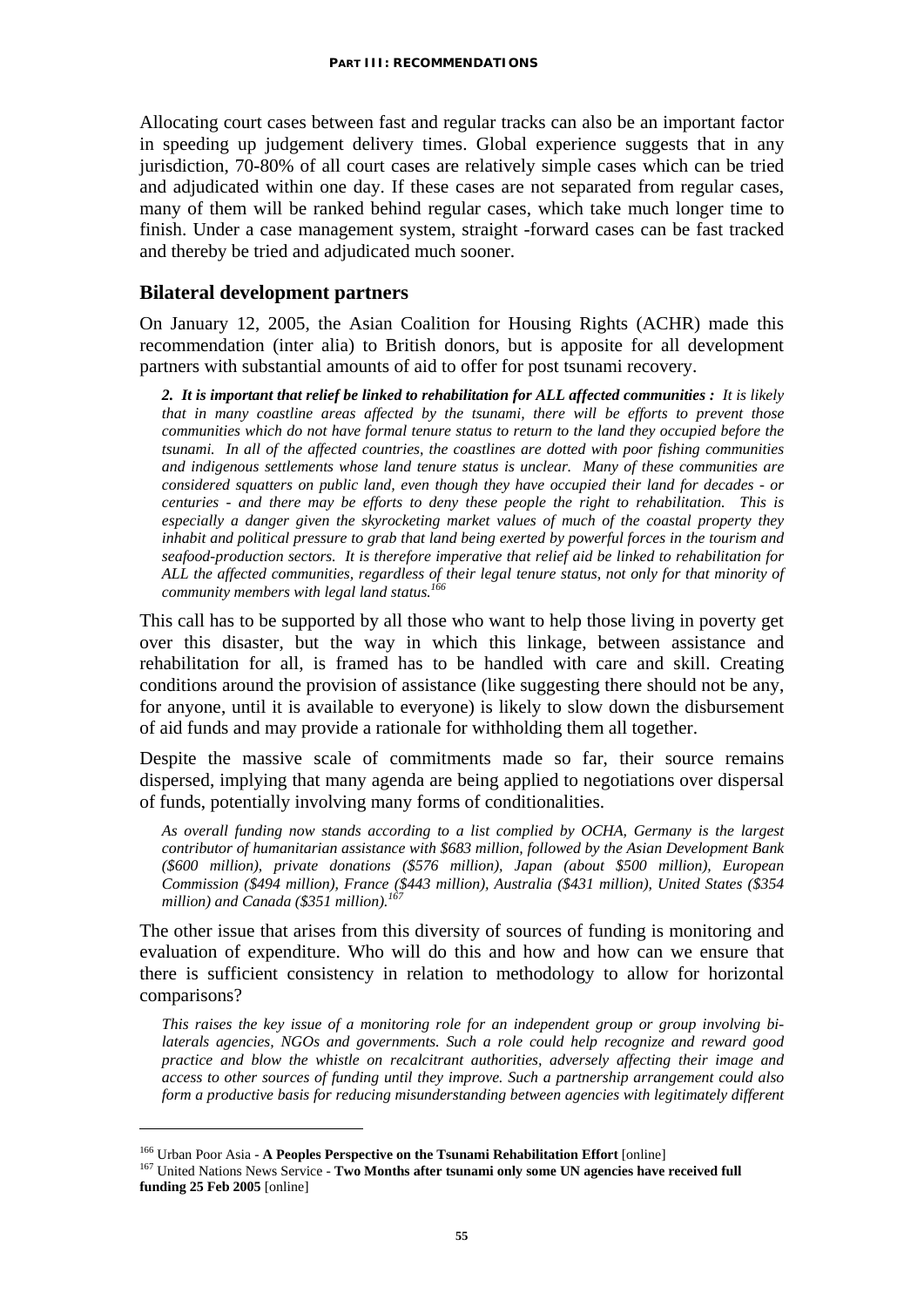Allocating court cases between fast and regular tracks can also be an important factor in speeding up judgement delivery times. Global experience suggests that in any jurisdiction, 70-80% of all court cases are relatively simple cases which can be tried and adjudicated within one day. If these cases are not separated from regular cases, many of them will be ranked behind regular cases, which take much longer time to finish. Under a case management system, straight -forward cases can be fast tracked and thereby be tried and adjudicated much sooner.

## Bilateral development partners

On January 12, 2005, the Asian Coalition for Housing Rights (ACHR) made this recommendation (inter alia) to British donors, but is apposite for all development partners with substantial amounts of aid to offer for post tsunami recovery.

> ***2. It is important that relief be linked to rehabilitation for ALL affected communities :*** *It is likely that in many coastline areas affected by the tsunami, there will be efforts to prevent those communities which do not have formal tenure status to return to the land they occupied before the tsunami. In all of the affected countries, the coastlines are dotted with poor fishing communities and indigenous settlements whose land tenure status is unclear. Many of these communities are considered squatters on public land, even though they have occupied their land for decades - or centuries - and there may be efforts to deny these people the right to rehabilitation. This is especially a danger given the skyrocketing market values of much of the coastal property they inhabit and political pressure to grab that land being exerted by powerful forces in the tourism and seafood-production sectors. It is therefore imperative that relief aid be linked to rehabilitation for ALL the affected communities, regardless of their legal tenure status, not only for that minority of community members with legal land status.*[166]

This call has to be supported by all those who want to help those living in poverty get over this disaster, but the way in which this linkage, between assistance and rehabilitation for all, is framed has to be handled with care and skill. Creating conditions around the provision of assistance (like suggesting there should not be any, for anyone, until it is available to everyone) is likely to slow down the disbursement of aid funds and may provide a rationale for withholding them all together.

Despite the massive scale of commitments made so far, their source remains dispersed, implying that many agenda are being applied to negotiations over dispersal of funds, potentially involving many forms of conditionalities.

> *As overall funding now stands according to a list complied by OCHA, Germany is the largest contributor of humanitarian assistance with $683 million, followed by the Asian Development Bank ($600 million), private donations ($576 million), Japan (about $500 million), European Commission ($494 million), France ($443 million), Australia ($431 million), United States ($354 million) and Canada ($351 million).*[167]

The other issue that arises from this diversity of sources of funding is monitoring and evaluation of expenditure. Who will do this and how and how can we ensure that there is sufficient consistency in relation to methodology to allow for horizontal comparisons?

> *This raises the key issue of a monitoring role for an independent group or group involving bi-laterals agencies, NGOs and governments. Such a role could help recognize and reward good practice and blow the whistle on recalcitrant authorities, adversely affecting their image and access to other sources of funding until they improve. Such a partnership arrangement could also form a productive basis for reducing misunderstanding between agencies with legitimately different*

---

[166] Urban Poor Asia - **A Peoples Perspective on the Tsunami Rehabilitation Effort** [online]

[167] United Nations News Service - **Two Months after tsunami only some UN agencies have received full funding 25 Feb 2005** [online]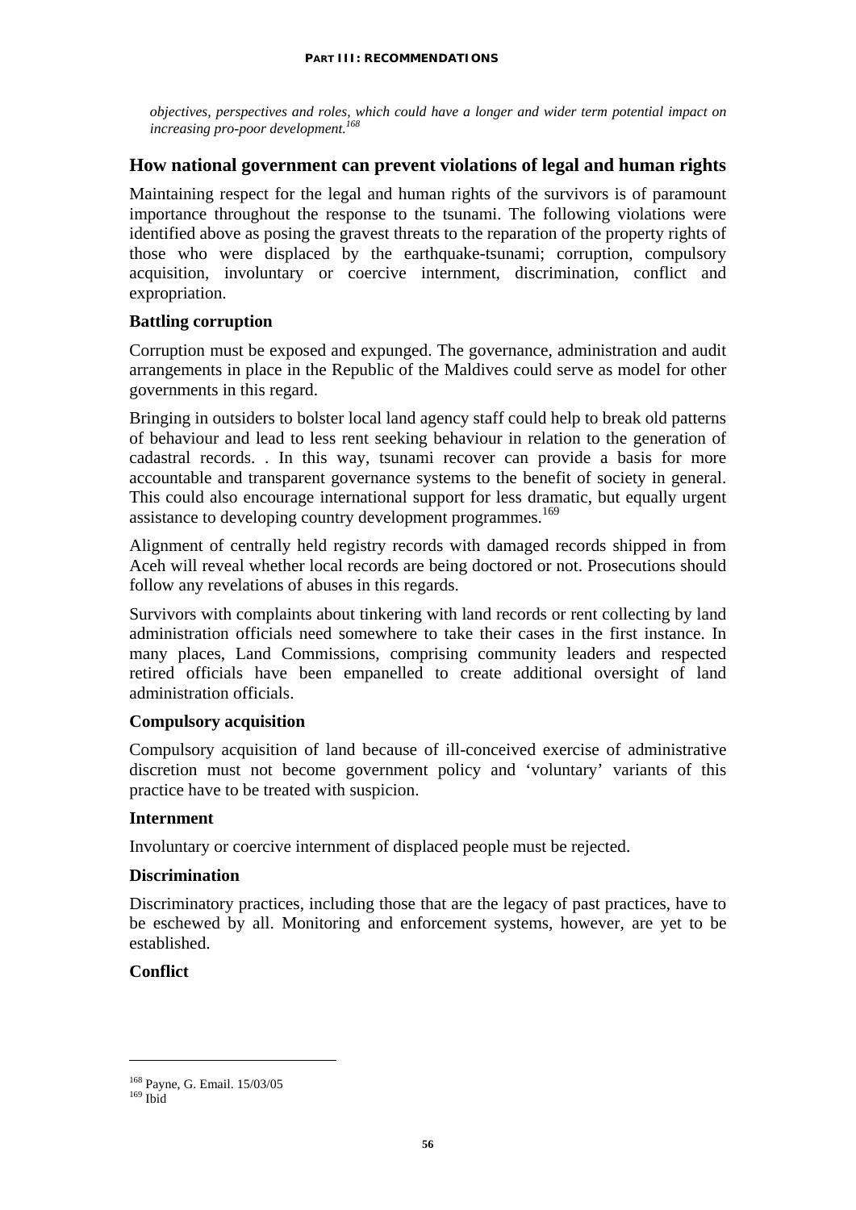*objectives, perspectives and roles, which could have a longer and wider term potential impact on increasing pro-poor development.*[168]

## How national government can prevent violations of legal and human rights

Maintaining respect for the legal and human rights of the survivors is of paramount importance throughout the response to the tsunami. The following violations were identified above as posing the gravest threats to the reparation of the property rights of those who were displaced by the earthquake-tsunami; corruption, compulsory acquisition, involuntary or coercive internment, discrimination, conflict and expropriation.

### Battling corruption

Corruption must be exposed and expunged. The governance, administration and audit arrangements in place in the Republic of the Maldives could serve as model for other governments in this regard.

Bringing in outsiders to bolster local land agency staff could help to break old patterns of behaviour and lead to less rent seeking behaviour in relation to the generation of cadastral records. . In this way, tsunami recover can provide a basis for more accountable and transparent governance systems to the benefit of society in general. This could also encourage international support for less dramatic, but equally urgent assistance to developing country development programmes.[169]

Alignment of centrally held registry records with damaged records shipped in from Aceh will reveal whether local records are being doctored or not. Prosecutions should follow any revelations of abuses in this regards.

Survivors with complaints about tinkering with land records or rent collecting by land administration officials need somewhere to take their cases in the first instance. In many places, Land Commissions, comprising community leaders and respected retired officials have been empanelled to create additional oversight of land administration officials.

### Compulsory acquisition

Compulsory acquisition of land because of ill-conceived exercise of administrative discretion must not become government policy and 'voluntary' variants of this practice have to be treated with suspicion.

### Internment

Involuntary or coercive internment of displaced people must be rejected.

### Discrimination

Discriminatory practices, including those that are the legacy of past practices, have to be eschewed by all. Monitoring and enforcement systems, however, are yet to be established.

### Conflict

---

[168] Payne, G. Email. 15/03/05

[169] Ibid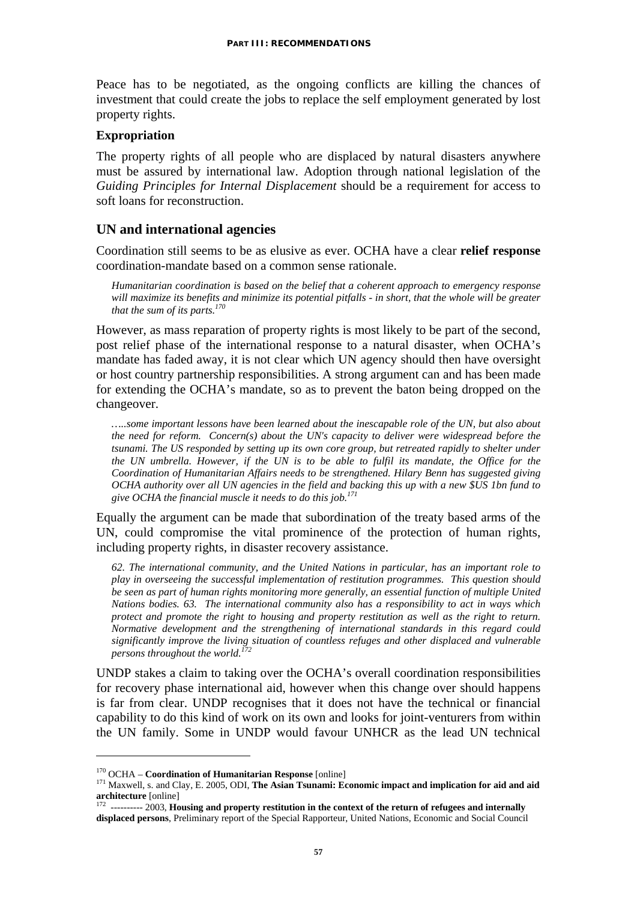Peace has to be negotiated, as the ongoing conflicts are killing the chances of investment that could create the jobs to replace the self employment generated by lost property rights.

### Expropriation

The property rights of all people who are displaced by natural disasters anywhere must be assured by international law. Adoption through national legislation of the *Guiding Principles for Internal Displacement* should be a requirement for access to soft loans for reconstruction.

## UN and international agencies

Coordination still seems to be as elusive as ever. OCHA have a clear **relief response** coordination-mandate based on a common sense rationale.

> *Humanitarian coordination is based on the belief that a coherent approach to emergency response will maximize its benefits and minimize its potential pitfalls - in short, that the whole will be greater that the sum of its parts.*[170]

However, as mass reparation of property rights is most likely to be part of the second, post relief phase of the international response to a natural disaster, when OCHA's mandate has faded away, it is not clear which UN agency should then have oversight or host country partnership responsibilities. A strong argument can and has been made for extending the OCHA's mandate, so as to prevent the baton being dropped on the changeover.

> *…..some important lessons have been learned about the inescapable role of the UN, but also about the need for reform. Concern(s) about the UN's capacity to deliver were widespread before the tsunami. The US responded by setting up its own core group, but retreated rapidly to shelter under the UN umbrella. However, if the UN is to be able to fulfil its mandate, the Office for the Coordination of Humanitarian Affairs needs to be strengthened. Hilary Benn has suggested giving OCHA authority over all UN agencies in the field and backing this up with a new $US 1bn fund to give OCHA the financial muscle it needs to do this job.*[171]

Equally the argument can be made that subordination of the treaty based arms of the UN, could compromise the vital prominence of the protection of human rights, including property rights, in disaster recovery assistance.

> *62. The international community, and the United Nations in particular, has an important role to play in overseeing the successful implementation of restitution programmes. This question should be seen as part of human rights monitoring more generally, an essential function of multiple United Nations bodies. 63. The international community also has a responsibility to act in ways which protect and promote the right to housing and property restitution as well as the right to return. Normative development and the strengthening of international standards in this regard could significantly improve the living situation of countless refuges and other displaced and vulnerable persons throughout the world.*[172]

UNDP stakes a claim to taking over the OCHA's overall coordination responsibilities for recovery phase international aid, however when this change over should happens is far from clear. UNDP recognises that it does not have the technical or financial capability to do this kind of work on its own and looks for joint-venturers from within the UN family. Some in UNDP would favour UNHCR as the lead UN technical

---

[170] OCHA – **Coordination of Humanitarian Response** [online]

[171] Maxwell, s. and Clay, E. 2005, ODI, **The Asian Tsunami: Economic impact and implication for aid and aid architecture** [online]

[172] ---------- 2003, **Housing and property restitution in the context of the return of refugees and internally displaced persons**, Preliminary report of the Special Rapporteur, United Nations, Economic and Social Council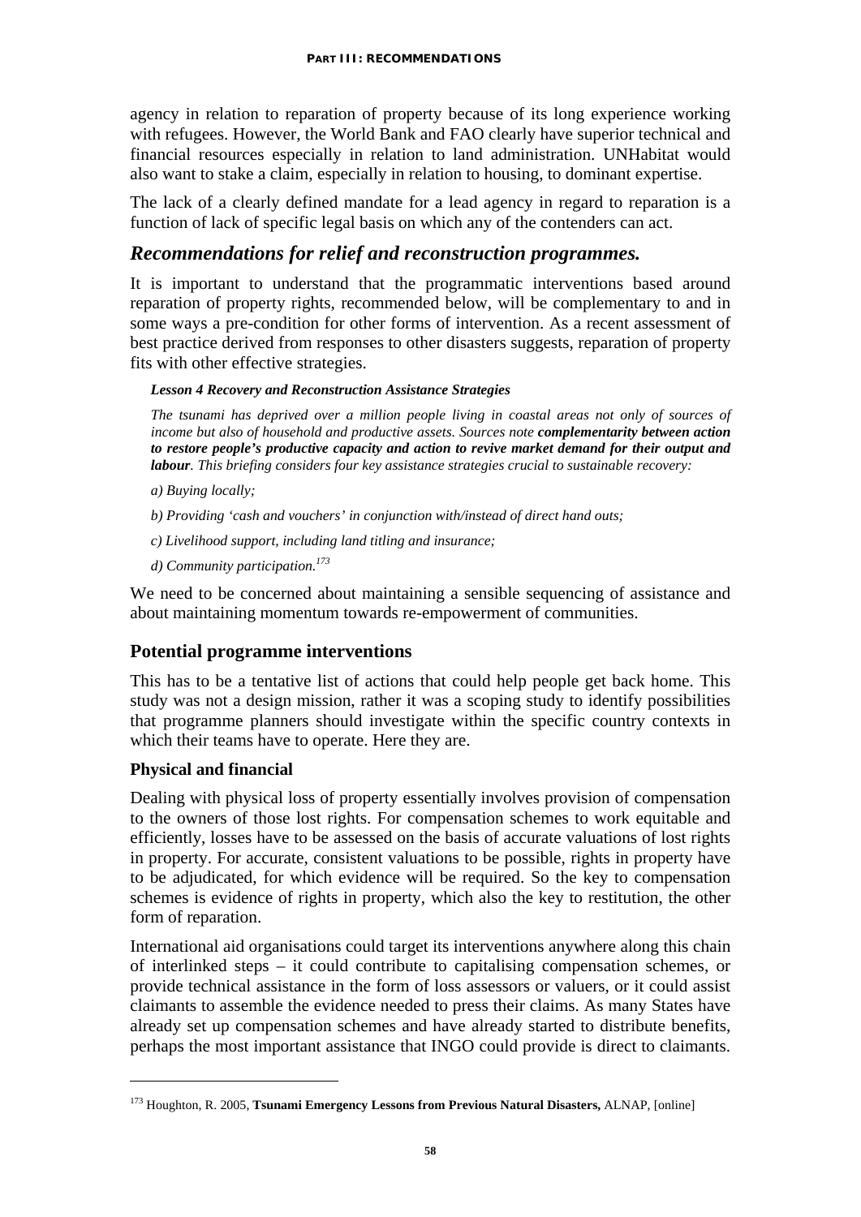agency in relation to reparation of property because of its long experience working with refugees. However, the World Bank and FAO clearly have superior technical and financial resources especially in relation to land administration. UNHabitat would also want to stake a claim, especially in relation to housing, to dominant expertise.

The lack of a clearly defined mandate for a lead agency in regard to reparation is a function of lack of specific legal basis on which any of the contenders can act.

## *Recommendations for relief and reconstruction programmes.*

It is important to understand that the programmatic interventions based around reparation of property rights, recommended below, will be complementary to and in some ways a pre-condition for other forms of intervention. As a recent assessment of best practice derived from responses to other disasters suggests, reparation of property fits with other effective strategies.

> ***Lesson 4 Recovery and Reconstruction Assistance Strategies***
>
> *The tsunami has deprived over a million people living in coastal areas not only of sources of income but also of household and productive assets. Sources note **complementarity between action to restore people's productive capacity and action to revive market demand for their output and labour**. This briefing considers four key assistance strategies crucial to sustainable recovery:*
>
> *a) Buying locally;*
>
> *b) Providing 'cash and vouchers' in conjunction with/instead of direct hand outs;*
>
> *c) Livelihood support, including land titling and insurance;*
>
> *d) Community participation.*[173]

We need to be concerned about maintaining a sensible sequencing of assistance and about maintaining momentum towards re-empowerment of communities.

### Potential programme interventions

This has to be a tentative list of actions that could help people get back home. This study was not a design mission, rather it was a scoping study to identify possibilities that programme planners should investigate within the specific country contexts in which their teams have to operate. Here they are.

#### Physical and financial

Dealing with physical loss of property essentially involves provision of compensation to the owners of those lost rights. For compensation schemes to work equitable and efficiently, losses have to be assessed on the basis of accurate valuations of lost rights in property. For accurate, consistent valuations to be possible, rights in property have to be adjudicated, for which evidence will be required. So the key to compensation schemes is evidence of rights in property, which also the key to restitution, the other form of reparation.

International aid organisations could target its interventions anywhere along this chain of interlinked steps – it could contribute to capitalising compensation schemes, or provide technical assistance in the form of loss assessors or valuers, or it could assist claimants to assemble the evidence needed to press their claims. As many States have already set up compensation schemes and have already started to distribute benefits, perhaps the most important assistance that INGO could provide is direct to claimants.

---

[173] Houghton, R. 2005, **Tsunami Emergency Lessons from Previous Natural Disasters,** ALNAP, [online]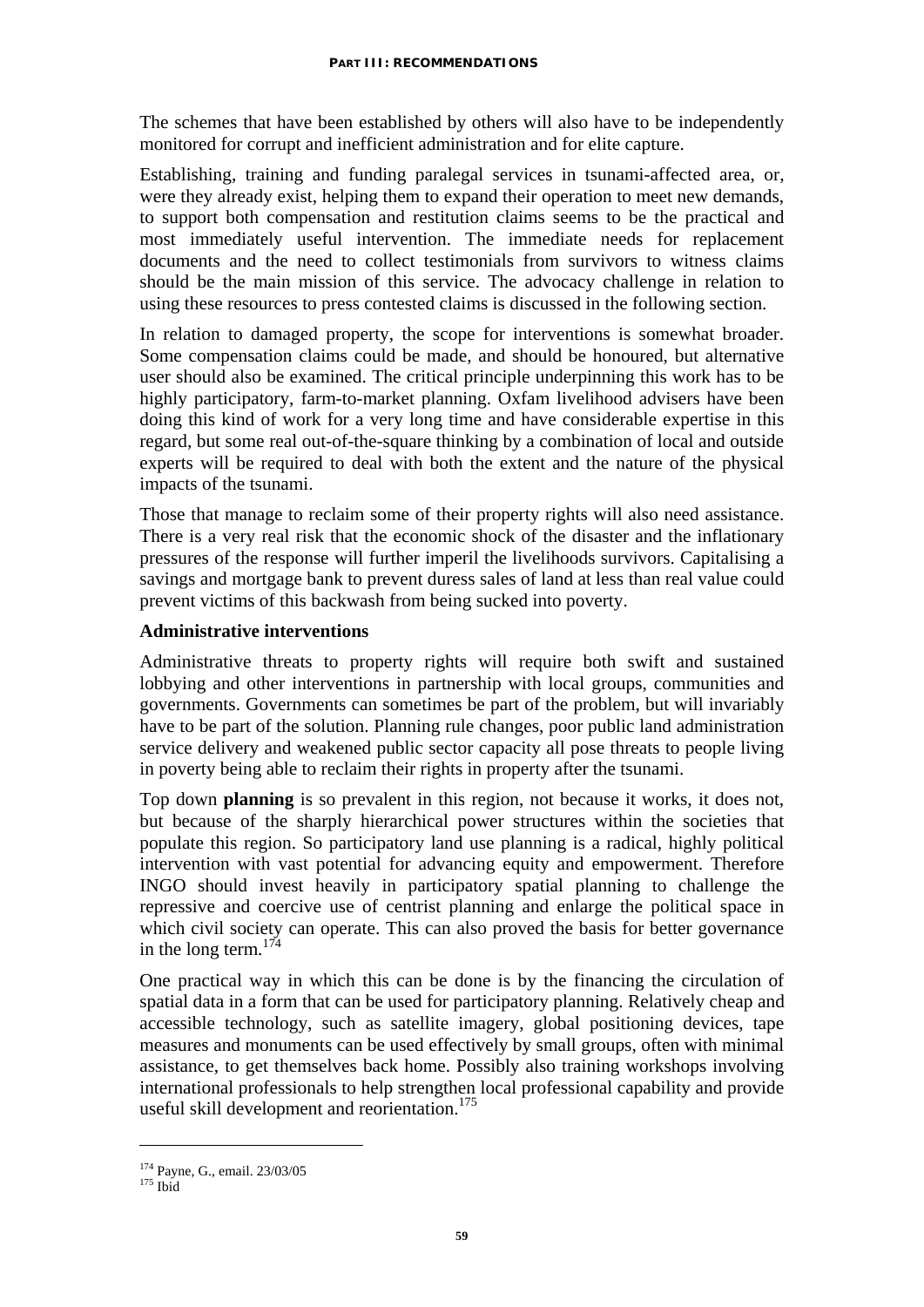The schemes that have been established by others will also have to be independently monitored for corrupt and inefficient administration and for elite capture.

Establishing, training and funding paralegal services in tsunami-affected area, or, were they already exist, helping them to expand their operation to meet new demands, to support both compensation and restitution claims seems to be the practical and most immediately useful intervention. The immediate needs for replacement documents and the need to collect testimonials from survivors to witness claims should be the main mission of this service. The advocacy challenge in relation to using these resources to press contested claims is discussed in the following section.

In relation to damaged property, the scope for interventions is somewhat broader. Some compensation claims could be made, and should be honoured, but alternative user should also be examined. The critical principle underpinning this work has to be highly participatory, farm-to-market planning. Oxfam livelihood advisers have been doing this kind of work for a very long time and have considerable expertise in this regard, but some real out-of-the-square thinking by a combination of local and outside experts will be required to deal with both the extent and the nature of the physical impacts of the tsunami.

Those that manage to reclaim some of their property rights will also need assistance. There is a very real risk that the economic shock of the disaster and the inflationary pressures of the response will further imperil the livelihoods survivors. Capitalising a savings and mortgage bank to prevent duress sales of land at less than real value could prevent victims of this backwash from being sucked into poverty.

**Administrative interventions**

Administrative threats to property rights will require both swift and sustained lobbying and other interventions in partnership with local groups, communities and governments. Governments can sometimes be part of the problem, but will invariably have to be part of the solution. Planning rule changes, poor public land administration service delivery and weakened public sector capacity all pose threats to people living in poverty being able to reclaim their rights in property after the tsunami.

Top down **planning** is so prevalent in this region, not because it works, it does not, but because of the sharply hierarchical power structures within the societies that populate this region. So participatory land use planning is a radical, highly political intervention with vast potential for advancing equity and empowerment. Therefore INGO should invest heavily in participatory spatial planning to challenge the repressive and coercive use of centrist planning and enlarge the political space in which civil society can operate. This can also proved the basis for better governance in the long term.[174]

One practical way in which this can be done is by the financing the circulation of spatial data in a form that can be used for participatory planning. Relatively cheap and accessible technology, such as satellite imagery, global positioning devices, tape measures and monuments can be used effectively by small groups, often with minimal assistance, to get themselves back home. Possibly also training workshops involving international professionals to help strengthen local professional capability and provide useful skill development and reorientation.[175]

---

[174] Payne, G., email. 23/03/05

[175] Ibid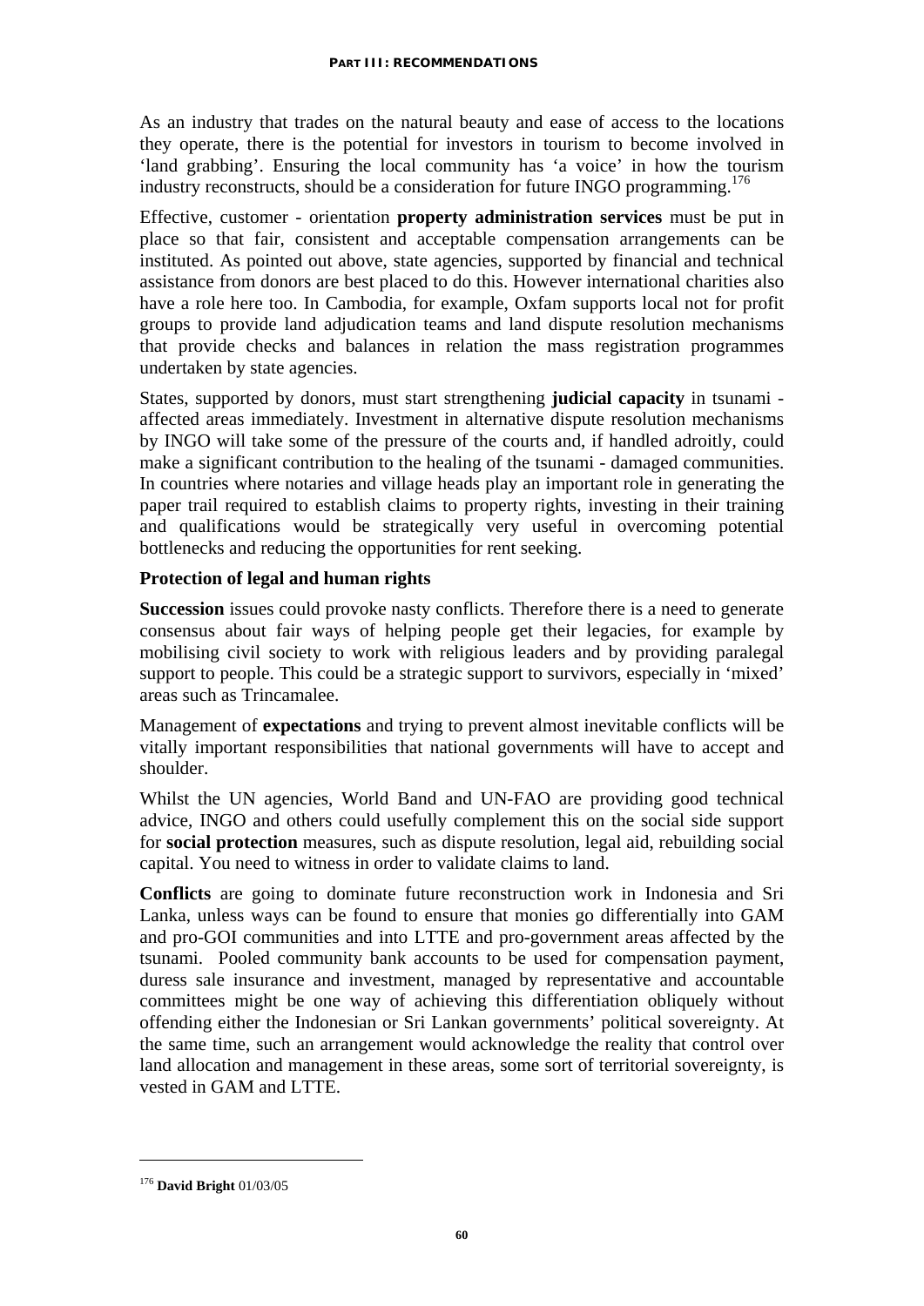As an industry that trades on the natural beauty and ease of access to the locations they operate, there is the potential for investors in tourism to become involved in 'land grabbing'. Ensuring the local community has 'a voice' in how the tourism industry reconstructs, should be a consideration for future INGO programming.[176]

Effective, customer - orientation **property administration services** must be put in place so that fair, consistent and acceptable compensation arrangements can be instituted. As pointed out above, state agencies, supported by financial and technical assistance from donors are best placed to do this. However international charities also have a role here too. In Cambodia, for example, Oxfam supports local not for profit groups to provide land adjudication teams and land dispute resolution mechanisms that provide checks and balances in relation the mass registration programmes undertaken by state agencies.

States, supported by donors, must start strengthening **judicial capacity** in tsunami - affected areas immediately. Investment in alternative dispute resolution mechanisms by INGO will take some of the pressure of the courts and, if handled adroitly, could make a significant contribution to the healing of the tsunami - damaged communities. In countries where notaries and village heads play an important role in generating the paper trail required to establish claims to property rights, investing in their training and qualifications would be strategically very useful in overcoming potential bottlenecks and reducing the opportunities for rent seeking.

**Protection of legal and human rights**

**Succession** issues could provoke nasty conflicts. Therefore there is a need to generate consensus about fair ways of helping people get their legacies, for example by mobilising civil society to work with religious leaders and by providing paralegal support to people. This could be a strategic support to survivors, especially in 'mixed' areas such as Trincamalee.

Management of **expectations** and trying to prevent almost inevitable conflicts will be vitally important responsibilities that national governments will have to accept and shoulder.

Whilst the UN agencies, World Band and UN-FAO are providing good technical advice, INGO and others could usefully complement this on the social side support for **social protection** measures, such as dispute resolution, legal aid, rebuilding social capital. You need to witness in order to validate claims to land.

**Conflicts** are going to dominate future reconstruction work in Indonesia and Sri Lanka, unless ways can be found to ensure that monies go differentially into GAM and pro-GOI communities and into LTTE and pro-government areas affected by the tsunami. Pooled community bank accounts to be used for compensation payment, duress sale insurance and investment, managed by representative and accountable committees might be one way of achieving this differentiation obliquely without offending either the Indonesian or Sri Lankan governments' political sovereignty. At the same time, such an arrangement would acknowledge the reality that control over land allocation and management in these areas, some sort of territorial sovereignty, is vested in GAM and LTTE.

---

[176] **David Bright** 01/03/05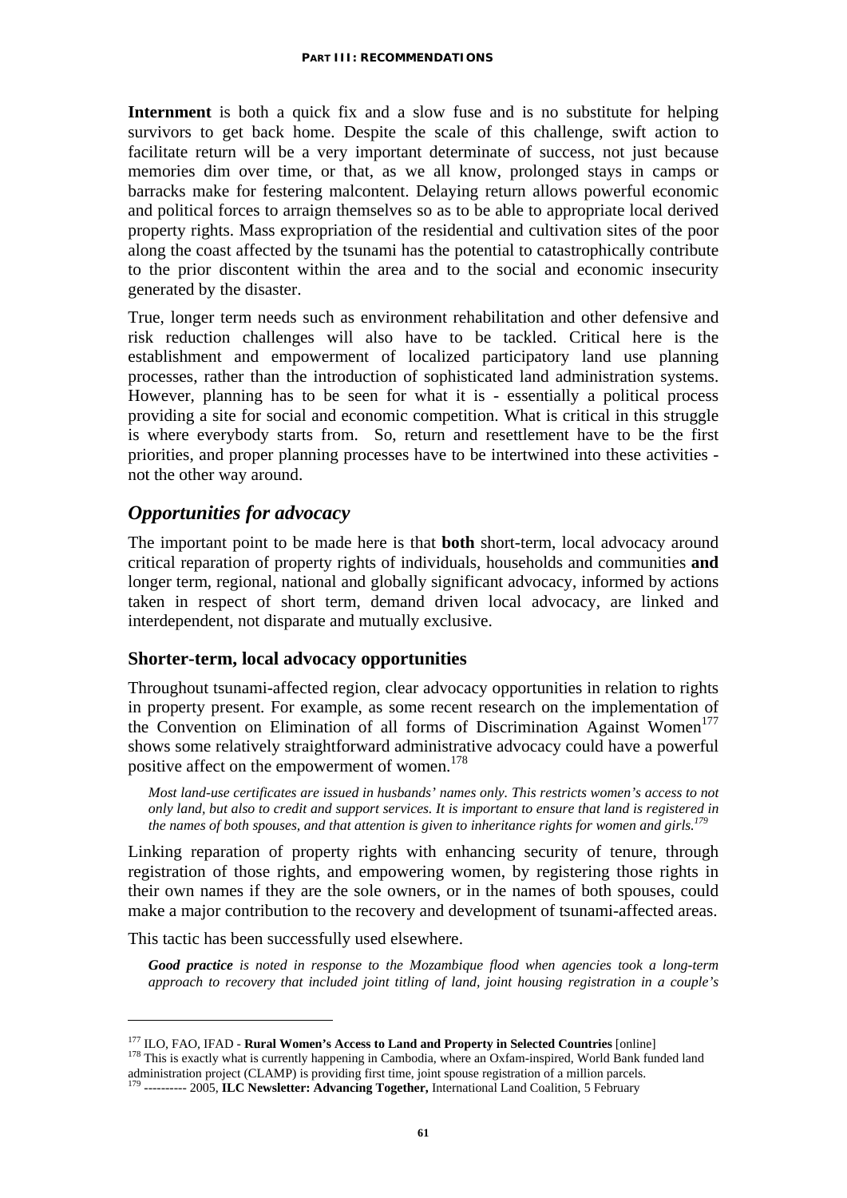**Internment** is both a quick fix and a slow fuse and is no substitute for helping survivors to get back home. Despite the scale of this challenge, swift action to facilitate return will be a very important determinate of success, not just because memories dim over time, or that, as we all know, prolonged stays in camps or barracks make for festering malcontent. Delaying return allows powerful economic and political forces to arraign themselves so as to be able to appropriate local derived property rights. Mass expropriation of the residential and cultivation sites of the poor along the coast affected by the tsunami has the potential to catastrophically contribute to the prior discontent within the area and to the social and economic insecurity generated by the disaster.

True, longer term needs such as environment rehabilitation and other defensive and risk reduction challenges will also have to be tackled. Critical here is the establishment and empowerment of localized participatory land use planning processes, rather than the introduction of sophisticated land administration systems. However, planning has to be seen for what it is - essentially a political process providing a site for social and economic competition. What is critical in this struggle is where everybody starts from. So, return and resettlement have to be the first priorities, and proper planning processes have to be intertwined into these activities - not the other way around.

## *Opportunities for advocacy*

The important point to be made here is that **both** short-term, local advocacy around critical reparation of property rights of individuals, households and communities **and** longer term, regional, national and globally significant advocacy, informed by actions taken in respect of short term, demand driven local advocacy, are linked and interdependent, not disparate and mutually exclusive.

### Shorter-term, local advocacy opportunities

Throughout tsunami-affected region, clear advocacy opportunities in relation to rights in property present. For example, as some recent research on the implementation of the Convention on Elimination of all forms of Discrimination Against Women[177] shows some relatively straightforward administrative advocacy could have a powerful positive affect on the empowerment of women.[178]

> *Most land-use certificates are issued in husbands' names only. This restricts women's access to not only land, but also to credit and support services. It is important to ensure that land is registered in the names of both spouses, and that attention is given to inheritance rights for women and girls.*[179]

Linking reparation of property rights with enhancing security of tenure, through registration of those rights, and empowering women, by registering those rights in their own names if they are the sole owners, or in the names of both spouses, could make a major contribution to the recovery and development of tsunami-affected areas.

This tactic has been successfully used elsewhere.

> ***Good practice*** *is noted in response to the Mozambique flood when agencies took a long-term approach to recovery that included joint titling of land, joint housing registration in a couple's*

---

[177] ILO, FAO, IFAD - **Rural Women's Access to Land and Property in Selected Countries** [online]

[178] This is exactly what is currently happening in Cambodia, where an Oxfam-inspired, World Bank funded land administration project (CLAMP) is providing first time, joint spouse registration of a million parcels.

[179] ---------- 2005, **ILC Newsletter: Advancing Together,** International Land Coalition, 5 February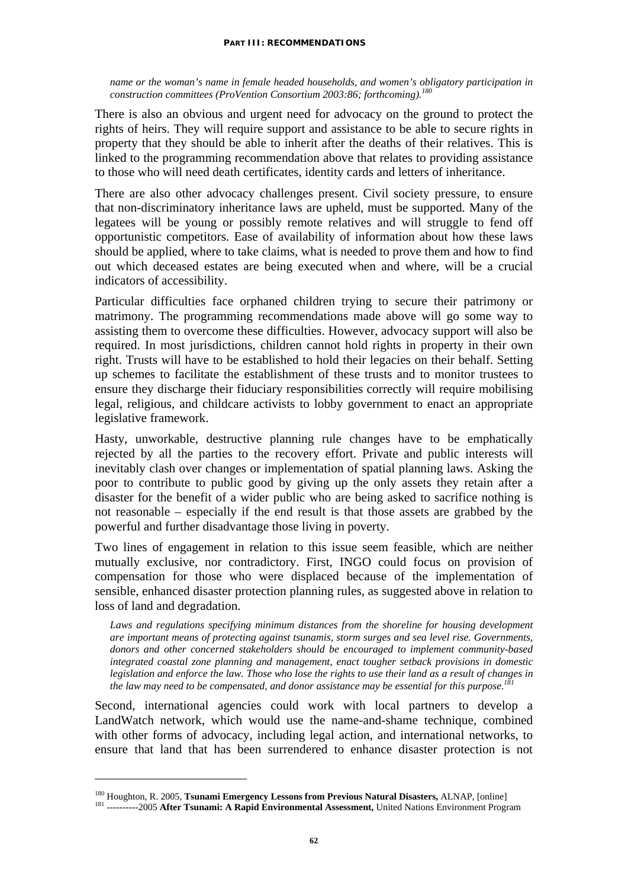*name or the woman's name in female headed households, and women's obligatory participation in construction committees (ProVention Consortium 2003:86; forthcoming).*[180]

There is also an obvious and urgent need for advocacy on the ground to protect the rights of heirs. They will require support and assistance to be able to secure rights in property that they should be able to inherit after the deaths of their relatives. This is linked to the programming recommendation above that relates to providing assistance to those who will need death certificates, identity cards and letters of inheritance.

There are also other advocacy challenges present. Civil society pressure, to ensure that non-discriminatory inheritance laws are upheld, must be supported. Many of the legatees will be young or possibly remote relatives and will struggle to fend off opportunistic competitors. Ease of availability of information about how these laws should be applied, where to take claims, what is needed to prove them and how to find out which deceased estates are being executed when and where, will be a crucial indicators of accessibility.

Particular difficulties face orphaned children trying to secure their patrimony or matrimony. The programming recommendations made above will go some way to assisting them to overcome these difficulties. However, advocacy support will also be required. In most jurisdictions, children cannot hold rights in property in their own right. Trusts will have to be established to hold their legacies on their behalf. Setting up schemes to facilitate the establishment of these trusts and to monitor trustees to ensure they discharge their fiduciary responsibilities correctly will require mobilising legal, religious, and childcare activists to lobby government to enact an appropriate legislative framework.

Hasty, unworkable, destructive planning rule changes have to be emphatically rejected by all the parties to the recovery effort. Private and public interests will inevitably clash over changes or implementation of spatial planning laws. Asking the poor to contribute to public good by giving up the only assets they retain after a disaster for the benefit of a wider public who are being asked to sacrifice nothing is not reasonable – especially if the end result is that those assets are grabbed by the powerful and further disadvantage those living in poverty.

Two lines of engagement in relation to this issue seem feasible, which are neither mutually exclusive, nor contradictory. First, INGO could focus on provision of compensation for those who were displaced because of the implementation of sensible, enhanced disaster protection planning rules, as suggested above in relation to loss of land and degradation.

*Laws and regulations specifying minimum distances from the shoreline for housing development are important means of protecting against tsunamis, storm surges and sea level rise. Governments, donors and other concerned stakeholders should be encouraged to implement community-based integrated coastal zone planning and management, enact tougher setback provisions in domestic legislation and enforce the law. Those who lose the rights to use their land as a result of changes in the law may need to be compensated, and donor assistance may be essential for this purpose.*[181]

Second, international agencies could work with local partners to develop a LandWatch network, which would use the name-and-shame technique, combined with other forms of advocacy, including legal action, and international networks, to ensure that land that has been surrendered to enhance disaster protection is not

---

[180] Houghton, R. 2005, **Tsunami Emergency Lessons from Previous Natural Disasters,** ALNAP, [online]

[181] ----------2005 **After Tsunami: A Rapid Environmental Assessment,** United Nations Environment Program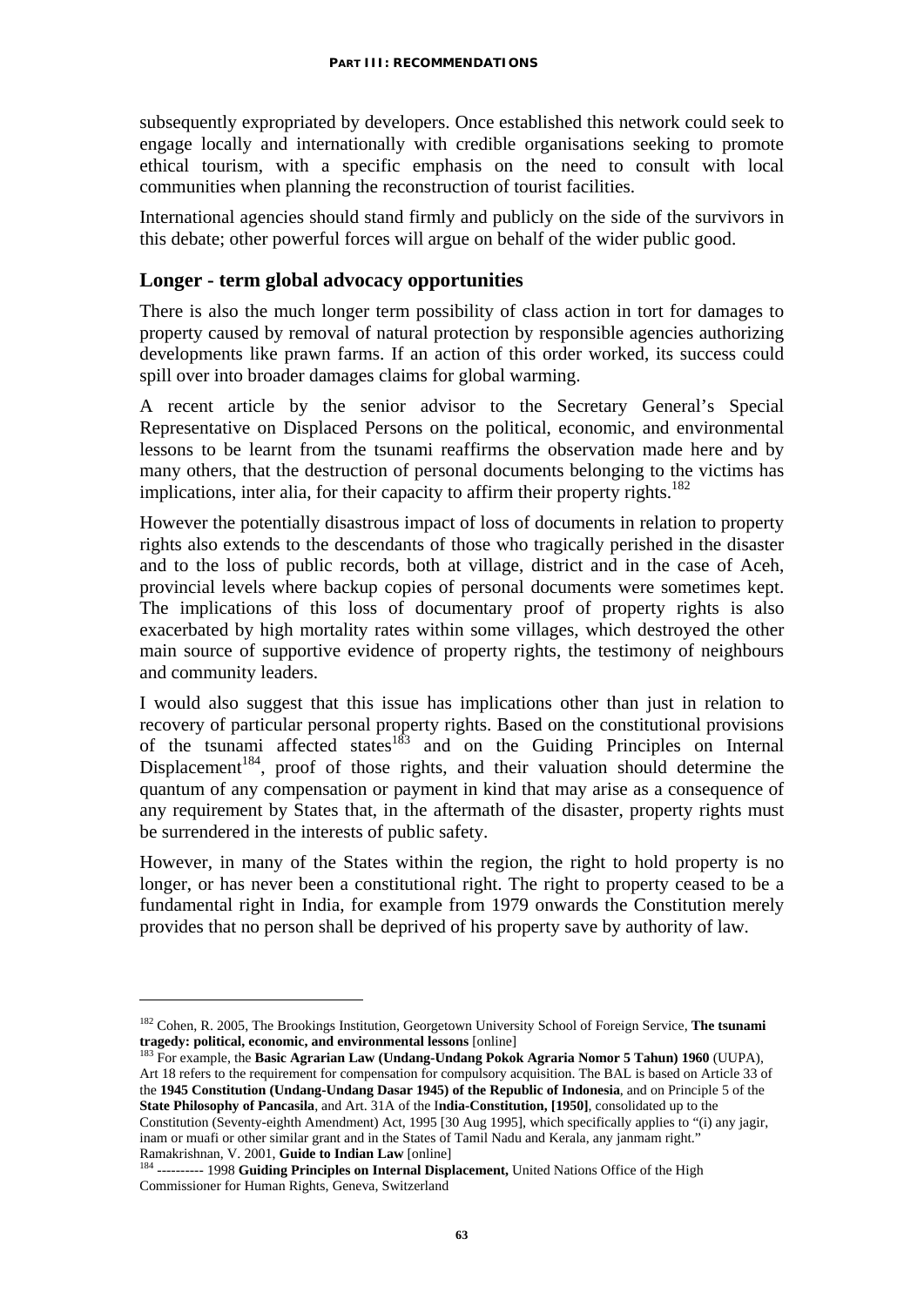subsequently expropriated by developers. Once established this network could seek to engage locally and internationally with credible organisations seeking to promote ethical tourism, with a specific emphasis on the need to consult with local communities when planning the reconstruction of tourist facilities.

International agencies should stand firmly and publicly on the side of the survivors in this debate; other powerful forces will argue on behalf of the wider public good.

## Longer - term global advocacy opportunities

There is also the much longer term possibility of class action in tort for damages to property caused by removal of natural protection by responsible agencies authorizing developments like prawn farms. If an action of this order worked, its success could spill over into broader damages claims for global warming.

A recent article by the senior advisor to the Secretary General's Special Representative on Displaced Persons on the political, economic, and environmental lessons to be learnt from the tsunami reaffirms the observation made here and by many others, that the destruction of personal documents belonging to the victims has implications, inter alia, for their capacity to affirm their property rights.[182]

However the potentially disastrous impact of loss of documents in relation to property rights also extends to the descendants of those who tragically perished in the disaster and to the loss of public records, both at village, district and in the case of Aceh, provincial levels where backup copies of personal documents were sometimes kept. The implications of this loss of documentary proof of property rights is also exacerbated by high mortality rates within some villages, which destroyed the other main source of supportive evidence of property rights, the testimony of neighbours and community leaders.

I would also suggest that this issue has implications other than just in relation to recovery of particular personal property rights. Based on the constitutional provisions of the tsunami affected states[183] and on the Guiding Principles on Internal Displacement[184], proof of those rights, and their valuation should determine the quantum of any compensation or payment in kind that may arise as a consequence of any requirement by States that, in the aftermath of the disaster, property rights must be surrendered in the interests of public safety.

However, in many of the States within the region, the right to hold property is no longer, or has never been a constitutional right. The right to property ceased to be a fundamental right in India, for example from 1979 onwards the Constitution merely provides that no person shall be deprived of his property save by authority of law.

---

[182] Cohen, R. 2005, The Brookings Institution, Georgetown University School of Foreign Service, **The tsunami tragedy: political, economic, and environmental lessons** [online]

[183] For example, the **Basic Agrarian Law (Undang-Undang Pokok Agraria Nomor 5 Tahun) 1960** (UUPA), Art 18 refers to the requirement for compensation for compulsory acquisition. The BAL is based on Article 33 of the **1945 Constitution (Undang-Undang Dasar 1945) of the Republic of Indonesia**, and on Principle 5 of the **State Philosophy of Pancasila**, and Art. 31A of the I**ndia-Constitution, [1950]**, consolidated up to the Constitution (Seventy-eighth Amendment) Act, 1995 [30 Aug 1995], which specifically applies to "(i) any jagir, inam or muafi or other similar grant and in the States of Tamil Nadu and Kerala, any janmam right." Ramakrishnan, V. 2001, **Guide to Indian Law** [online]

[184] ---------- 1998 **Guiding Principles on Internal Displacement,** United Nations Office of the High Commissioner for Human Rights, Geneva, Switzerland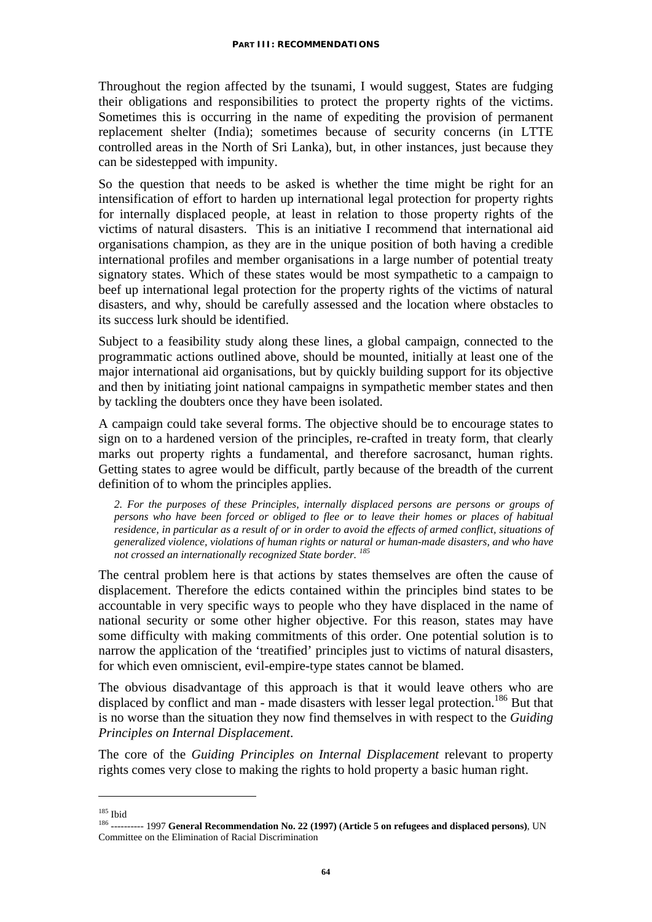Throughout the region affected by the tsunami, I would suggest, States are fudging their obligations and responsibilities to protect the property rights of the victims. Sometimes this is occurring in the name of expediting the provision of permanent replacement shelter (India); sometimes because of security concerns (in LTTE controlled areas in the North of Sri Lanka), but, in other instances, just because they can be sidestepped with impunity.

So the question that needs to be asked is whether the time might be right for an intensification of effort to harden up international legal protection for property rights for internally displaced people, at least in relation to those property rights of the victims of natural disasters. This is an initiative I recommend that international aid organisations champion, as they are in the unique position of both having a credible international profiles and member organisations in a large number of potential treaty signatory states. Which of these states would be most sympathetic to a campaign to beef up international legal protection for the property rights of the victims of natural disasters, and why, should be carefully assessed and the location where obstacles to its success lurk should be identified.

Subject to a feasibility study along these lines, a global campaign, connected to the programmatic actions outlined above, should be mounted, initially at least one of the major international aid organisations, but by quickly building support for its objective and then by initiating joint national campaigns in sympathetic member states and then by tackling the doubters once they have been isolated.

A campaign could take several forms. The objective should be to encourage states to sign on to a hardened version of the principles, re-crafted in treaty form, that clearly marks out property rights a fundamental, and therefore sacrosanct, human rights. Getting states to agree would be difficult, partly because of the breadth of the current definition of to whom the principles applies.

> *2. For the purposes of these Principles, internally displaced persons are persons or groups of persons who have been forced or obliged to flee or to leave their homes or places of habitual residence, in particular as a result of or in order to avoid the effects of armed conflict, situations of generalized violence, violations of human rights or natural or human-made disasters, and who have not crossed an internationally recognized State border.* [185]

The central problem here is that actions by states themselves are often the cause of displacement. Therefore the edicts contained within the principles bind states to be accountable in very specific ways to people who they have displaced in the name of national security or some other higher objective. For this reason, states may have some difficulty with making commitments of this order. One potential solution is to narrow the application of the 'treatified' principles just to victims of natural disasters, for which even omniscient, evil-empire-type states cannot be blamed.

The obvious disadvantage of this approach is that it would leave others who are displaced by conflict and man - made disasters with lesser legal protection.[186] But that is no worse than the situation they now find themselves in with respect to the *Guiding Principles on Internal Displacement*.

The core of the *Guiding Principles on Internal Displacement* relevant to property rights comes very close to making the rights to hold property a basic human right.

---

[185] Ibid

[186] ---------- 1997 **General Recommendation No. 22 (1997) (Article 5 on refugees and displaced persons)**, UN Committee on the Elimination of Racial Discrimination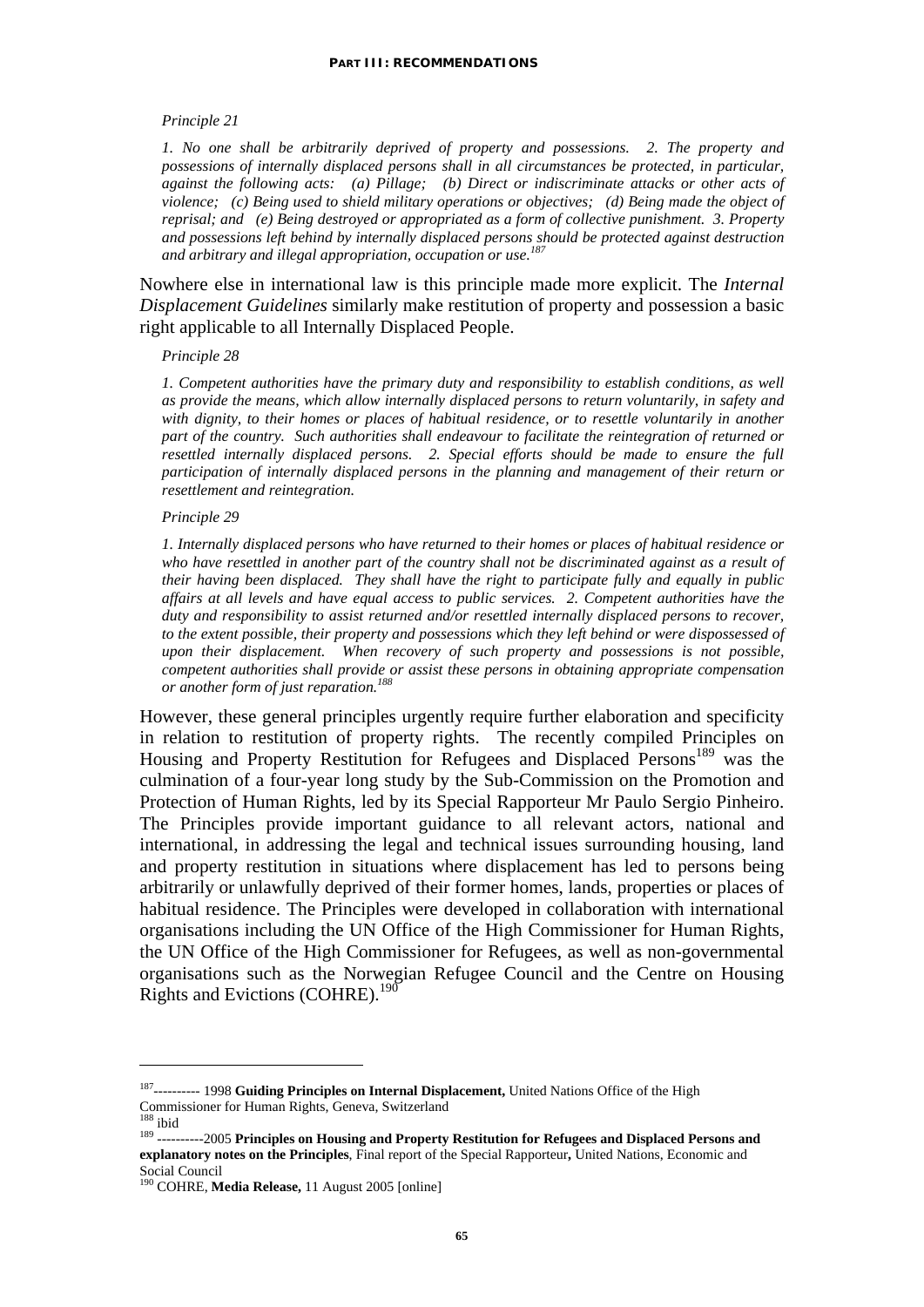*Principle 21*

*1. No one shall be arbitrarily deprived of property and possessions. 2. The property and possessions of internally displaced persons shall in all circumstances be protected, in particular, against the following acts: (a) Pillage; (b) Direct or indiscriminate attacks or other acts of violence; (c) Being used to shield military operations or objectives; (d) Being made the object of reprisal; and (e) Being destroyed or appropriated as a form of collective punishment. 3. Property and possessions left behind by internally displaced persons should be protected against destruction and arbitrary and illegal appropriation, occupation or use.*[187]

Nowhere else in international law is this principle made more explicit. The *Internal Displacement Guidelines* similarly make restitution of property and possession a basic right applicable to all Internally Displaced People.

*Principle 28*

*1. Competent authorities have the primary duty and responsibility to establish conditions, as well as provide the means, which allow internally displaced persons to return voluntarily, in safety and with dignity, to their homes or places of habitual residence, or to resettle voluntarily in another part of the country. Such authorities shall endeavour to facilitate the reintegration of returned or resettled internally displaced persons. 2. Special efforts should be made to ensure the full participation of internally displaced persons in the planning and management of their return or resettlement and reintegration.*

*Principle 29*

*1. Internally displaced persons who have returned to their homes or places of habitual residence or who have resettled in another part of the country shall not be discriminated against as a result of their having been displaced. They shall have the right to participate fully and equally in public affairs at all levels and have equal access to public services. 2. Competent authorities have the duty and responsibility to assist returned and/or resettled internally displaced persons to recover, to the extent possible, their property and possessions which they left behind or were dispossessed of upon their displacement. When recovery of such property and possessions is not possible, competent authorities shall provide or assist these persons in obtaining appropriate compensation or another form of just reparation.*[188]

However, these general principles urgently require further elaboration and specificity in relation to restitution of property rights. The recently compiled Principles on Housing and Property Restitution for Refugees and Displaced Persons[189] was the culmination of a four-year long study by the Sub-Commission on the Promotion and Protection of Human Rights, led by its Special Rapporteur Mr Paulo Sergio Pinheiro. The Principles provide important guidance to all relevant actors, national and international, in addressing the legal and technical issues surrounding housing, land and property restitution in situations where displacement has led to persons being arbitrarily or unlawfully deprived of their former homes, lands, properties or places of habitual residence. The Principles were developed in collaboration with international organisations including the UN Office of the High Commissioner for Human Rights, the UN Office of the High Commissioner for Refugees, as well as non-governmental organisations such as the Norwegian Refugee Council and the Centre on Housing Rights and Evictions (COHRE).[190]

---

[187] ---------- 1998 **Guiding Principles on Internal Displacement,** United Nations Office of the High Commissioner for Human Rights, Geneva, Switzerland

[188] ibid

[189] ----------2005 **Principles on Housing and Property Restitution for Refugees and Displaced Persons and explanatory notes on the Principles**, Final report of the Special Rapporteur**,** United Nations, Economic and Social Council

[190] COHRE, **Media Release,** 11 August 2005 [online]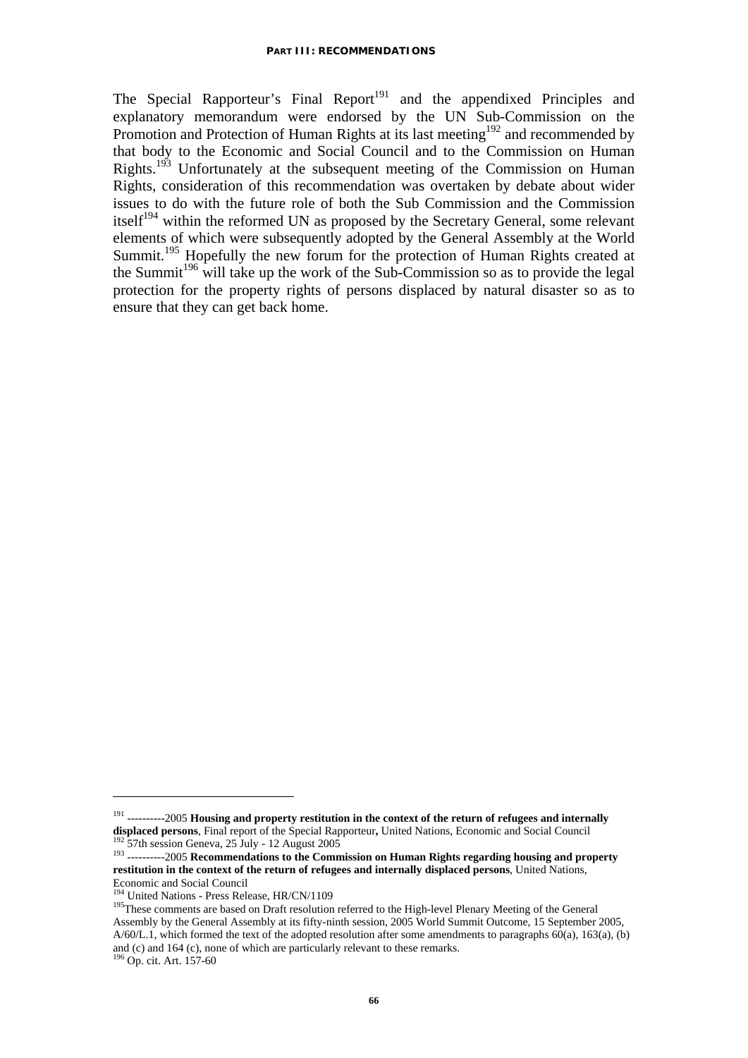The Special Rapporteur's Final Report[191] and the appendixed Principles and explanatory memorandum were endorsed by the UN Sub-Commission on the Promotion and Protection of Human Rights at its last meeting[192] and recommended by that body to the Economic and Social Council and to the Commission on Human Rights.[193] Unfortunately at the subsequent meeting of the Commission on Human Rights, consideration of this recommendation was overtaken by debate about wider issues to do with the future role of both the Sub Commission and the Commission itself[194] within the reformed UN as proposed by the Secretary General, some relevant elements of which were subsequently adopted by the General Assembly at the World Summit.[195] Hopefully the new forum for the protection of Human Rights created at the Summit[196] will take up the work of the Sub-Commission so as to provide the legal protection for the property rights of persons displaced by natural disaster so as to ensure that they can get back home.

---

[191] ----------2005 **Housing and property restitution in the context of the return of refugees and internally displaced persons**, Final report of the Special Rapporteur**,** United Nations, Economic and Social Council

[192] 57th session Geneva, 25 July - 12 August 2005

[193] ----------2005 **Recommendations to the Commission on Human Rights regarding housing and property restitution in the context of the return of refugees and internally displaced persons**, United Nations, Economic and Social Council

[194] United Nations - Press Release, HR/CN/1109

[195] These comments are based on Draft resolution referred to the High-level Plenary Meeting of the General Assembly by the General Assembly at its fifty-ninth session, 2005 World Summit Outcome, 15 September 2005, A/60/L.1, which formed the text of the adopted resolution after some amendments to paragraphs 60(a), 163(a), (b) and (c) and 164 (c), none of which are particularly relevant to these remarks.

[196] Op. cit. Art. 157-60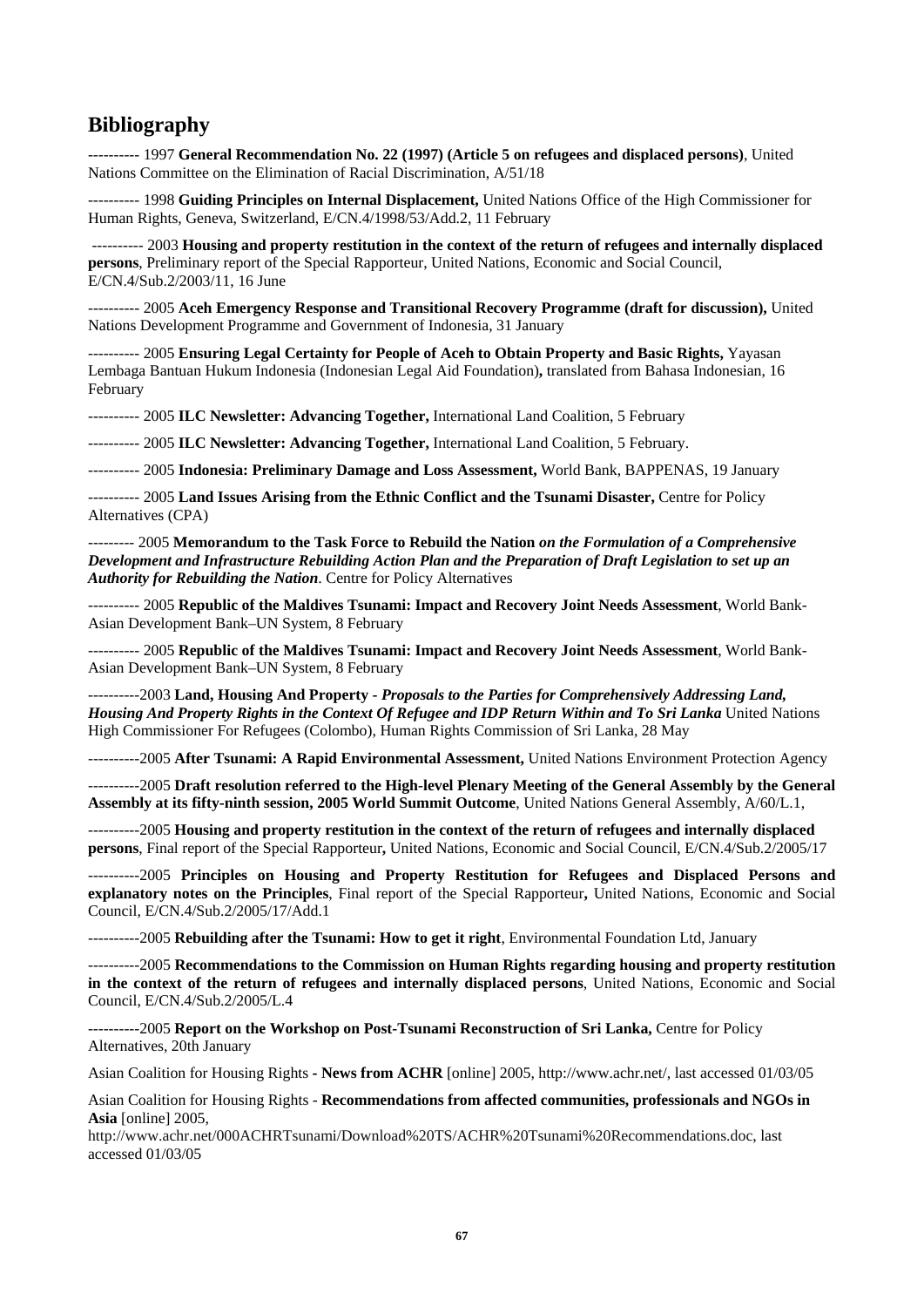## Bibliography

---------- 1997 **General Recommendation No. 22 (1997) (Article 5 on refugees and displaced persons)**, United Nations Committee on the Elimination of Racial Discrimination, A/51/18

---------- 1998 **Guiding Principles on Internal Displacement,** United Nations Office of the High Commissioner for Human Rights, Geneva, Switzerland, E/CN.4/1998/53/Add.2, 11 February

---------- 2003 **Housing and property restitution in the context of the return of refugees and internally displaced persons**, Preliminary report of the Special Rapporteur, United Nations, Economic and Social Council, E/CN.4/Sub.2/2003/11, 16 June

---------- 2005 **Aceh Emergency Response and Transitional Recovery Programme (draft for discussion),** United Nations Development Programme and Government of Indonesia, 31 January

---------- 2005 **Ensuring Legal Certainty for People of Aceh to Obtain Property and Basic Rights,** Yayasan Lembaga Bantuan Hukum Indonesia (Indonesian Legal Aid Foundation)**,** translated from Bahasa Indonesian, 16 February

---------- 2005 **ILC Newsletter: Advancing Together,** International Land Coalition, 5 February

---------- 2005 **ILC Newsletter: Advancing Together,** International Land Coalition, 5 February.

---------- 2005 **Indonesia: Preliminary Damage and Loss Assessment,** World Bank, BAPPENAS, 19 January

---------- 2005 **Land Issues Arising from the Ethnic Conflict and the Tsunami Disaster,** Centre for Policy Alternatives (CPA)

--------- 2005 **Memorandum to the Task Force to Rebuild the Nation** ***on the Formulation of a Comprehensive Development and Infrastructure Rebuilding Action Plan and the Preparation of Draft Legislation to set up an Authority for Rebuilding the Nation***. Centre for Policy Alternatives

---------- 2005 **Republic of the Maldives Tsunami: Impact and Recovery Joint Needs Assessment**, World Bank-Asian Development Bank–UN System, 8 February

---------- 2005 **Republic of the Maldives Tsunami: Impact and Recovery Joint Needs Assessment**, World Bank-Asian Development Bank–UN System, 8 February

----------2003 **Land, Housing And Property** - ***Proposals to the Parties for Comprehensively Addressing Land, Housing And Property Rights in the Context Of Refugee and IDP Return Within and To Sri Lanka*** United Nations High Commissioner For Refugees (Colombo), Human Rights Commission of Sri Lanka, 28 May

----------2005 **After Tsunami: A Rapid Environmental Assessment,** United Nations Environment Protection Agency

----------2005 **Draft resolution referred to the High-level Plenary Meeting of the General Assembly by the General Assembly at its fifty-ninth session, 2005 World Summit Outcome**, United Nations General Assembly, A/60/L.1,

----------2005 **Housing and property restitution in the context of the return of refugees and internally displaced persons**, Final report of the Special Rapporteur**,** United Nations, Economic and Social Council, E/CN.4/Sub.2/2005/17

----------2005 **Principles on Housing and Property Restitution for Refugees and Displaced Persons and explanatory notes on the Principles**, Final report of the Special Rapporteur**,** United Nations, Economic and Social Council, E/CN.4/Sub.2/2005/17/Add.1

----------2005 **Rebuilding after the Tsunami: How to get it right**, Environmental Foundation Ltd, January

----------2005 **Recommendations to the Commission on Human Rights regarding housing and property restitution in the context of the return of refugees and internally displaced persons**, United Nations, Economic and Social Council, E/CN.4/Sub.2/2005/L.4

----------2005 **Report on the Workshop on Post-Tsunami Reconstruction of Sri Lanka,** Centre for Policy Alternatives, 20th January

Asian Coalition for Housing Rights - **News from ACHR** [online] 2005, http://www.achr.net/, last accessed 01/03/05

Asian Coalition for Housing Rights - **Recommendations from affected communities, professionals and NGOs in Asia** [online] 2005, http://www.achr.net/000ACHRTsunami/Download%20TS/ACHR%20Tsunami%20Recommendations.doc, last accessed 01/03/05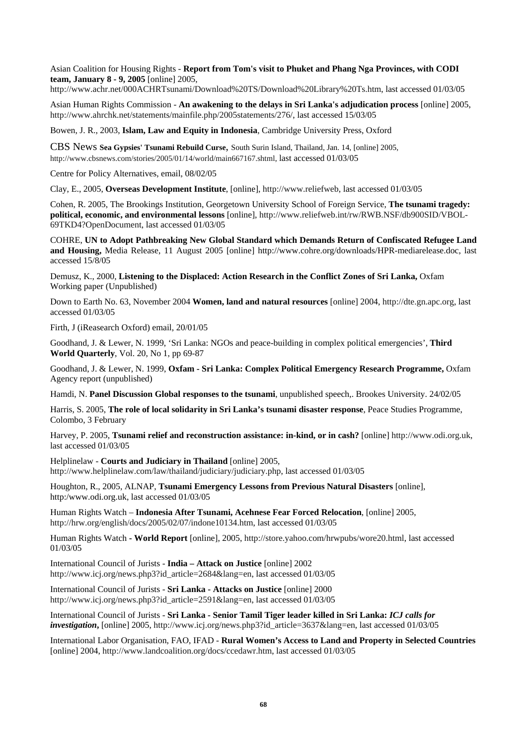Asian Coalition for Housing Rights - **Report from Tom's visit to Phuket and Phang Nga Provinces, with CODI team, January 8 - 9, 2005** [online] 2005, http://www.achr.net/000ACHRTsunami/Download%20TS/Download%20Library%20Ts.htm, last accessed 01/03/05

Asian Human Rights Commission - **An awakening to the delays in Sri Lanka's adjudication process** [online] 2005, http://www.ahrchk.net/statements/mainfile.php/2005statements/276/, last accessed 15/03/05

Bowen, J. R., 2003, **Islam, Law and Equity in Indonesia**, Cambridge University Press, Oxford

CBS News **Sea Gypsies' Tsunami Rebuild Curse**, South Surin Island, Thailand, Jan. 14, [online] 2005, http://www.cbsnews.com/stories/2005/01/14/world/main667167.shtml, last accessed 01/03/05

Centre for Policy Alternatives, email, 08/02/05

Clay, E., 2005, **Overseas Development Institute**, [online], http://www.reliefweb, last accessed 01/03/05

Cohen, R. 2005, The Brookings Institution, Georgetown University School of Foreign Service, **The tsunami tragedy: political, economic, and environmental lessons** [online], http://www.reliefweb.int/rw/RWB.NSF/db900SID/VBOL-69TKD4?OpenDocument, last accessed 01/03/05

COHRE, **UN to Adopt Pathbreaking New Global Standard which Demands Return of Confiscated Refugee Land and Housing,** Media Release, 11 August 2005 [online] http://www.cohre.org/downloads/HPR-mediarelease.doc, last accessed 15/8/05

Demusz, K., 2000, **Listening to the Displaced: Action Research in the Conflict Zones of Sri Lanka,** Oxfam Working paper (Unpublished)

Down to Earth No. 63, November 2004 **Women, land and natural resources** [online] 2004, http://dte.gn.apc.org, last accessed 01/03/05

Firth, J (iReasearch Oxford) email, 20/01/05

Goodhand, J. & Lewer, N. 1999, 'Sri Lanka: NGOs and peace-building in complex political emergencies', **Third World Quarterly**, Vol. 20, No 1, pp 69-87

Goodhand, J. & Lewer, N. 1999, **Oxfam - Sri Lanka: Complex Political Emergency Research Programme,** Oxfam Agency report (unpublished)

Hamdi, N. **Panel Discussion Global responses to the tsunami**, unpublished speech,. Brookes University. 24/02/05

Harris, S. 2005, **The role of local solidarity in Sri Lanka's tsunami disaster response**, Peace Studies Programme, Colombo, 3 February

Harvey, P. 2005, **Tsunami relief and reconstruction assistance: in-kind, or in cash?** [online] http://www.odi.org.uk, last accessed 01/03/05

Helplinelaw - **Courts and Judiciary in Thailand** [online] 2005, http://www.helplinelaw.com/law/thailand/judiciary/judiciary.php, last accessed 01/03/05

Houghton, R., 2005, ALNAP, **Tsunami Emergency Lessons from Previous Natural Disasters** [online], http:/www.odi.org.uk, last accessed 01/03/05

Human Rights Watch – **Indonesia After Tsunami, Acehnese Fear Forced Relocation**, [online] 2005, http://hrw.org/english/docs/2005/02/07/indone10134.htm, last accessed 01/03/05

Human Rights Watch **- World Report** [online], 2005, http://store.yahoo.com/hrwpubs/wore20.html, last accessed 01/03/05

International Council of Jurists - **India – Attack on Justice** [online] 2002 http://www.icj.org/news.php3?id_article=2684&lang=en, last accessed 01/03/05

International Council of Jurists - **Sri Lanka - Attacks on Justice** [online] 2000 http://www.icj.org/news.php3?id_article=2591&lang=en, last accessed 01/03/05

International Council of Jurists - **Sri Lanka - Senior Tamil Tiger leader killed in Sri Lanka:** ***ICJ calls for investigation*****,** [online] 2005, http://www.icj.org/news.php3?id_article=3637&lang=en, last accessed 01/03/05

International Labor Organisation, FAO, IFAD - **Rural Women's Access to Land and Property in Selected Countries** [online] 2004, http://www.landcoalition.org/docs/ccedawr.htm, last accessed 01/03/05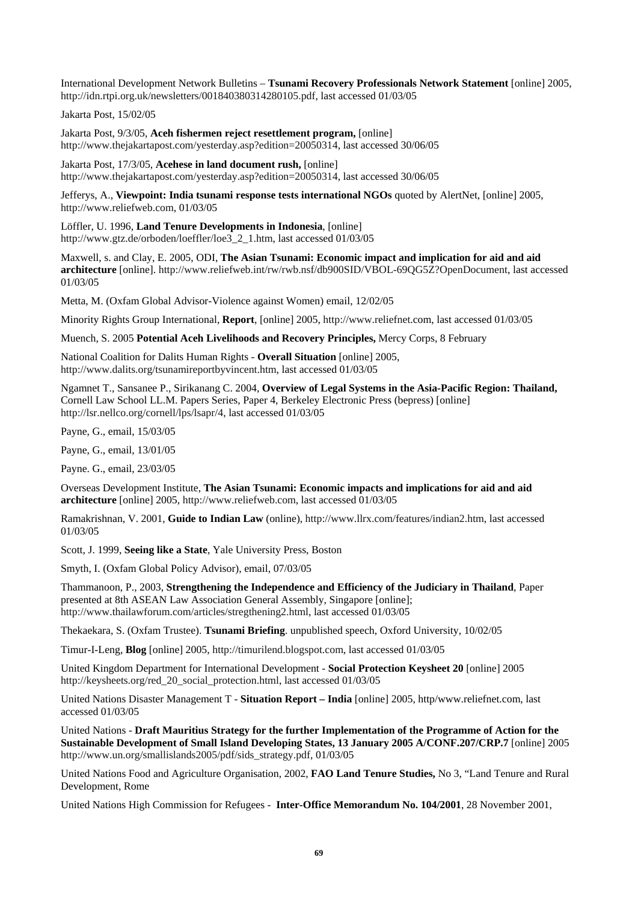International Development Network Bulletins – **Tsunami Recovery Professionals Network Statement** [online] 2005, http://idn.rtpi.org.uk/newsletters/001840380314280105.pdf, last accessed 01/03/05

Jakarta Post, 15/02/05

Jakarta Post, 9/3/05, **Aceh fishermen reject resettlement program,** [online] http://www.thejakartapost.com/yesterday.asp?edition=20050314, last accessed 30/06/05

Jakarta Post, 17/3/05, **Acehese in land document rush,** [online] http://www.thejakartapost.com/yesterday.asp?edition=20050314, last accessed 30/06/05

Jefferys, A., **Viewpoint: India tsunami response tests international NGOs** quoted by AlertNet, [online] 2005, http://www.reliefweb.com, 01/03/05

Löffler, U. 1996, **Land Tenure Developments in Indonesia**, [online] http://www.gtz.de/orboden/loeffler/loe3_2_1.htm, last accessed 01/03/05

Maxwell, s. and Clay, E. 2005, ODI, **The Asian Tsunami: Economic impact and implication for aid and aid architecture** [online]. http://www.reliefweb.int/rw/rwb.nsf/db900SID/VBOL-69QG5Z?OpenDocument, last accessed 01/03/05

Metta, M. (Oxfam Global Advisor-Violence against Women) email, 12/02/05

Minority Rights Group International, **Report**, [online] 2005, http://www.reliefnet.com, last accessed 01/03/05

Muench, S. 2005 **Potential Aceh Livelihoods and Recovery Principles,** Mercy Corps, 8 February

National Coalition for Dalits Human Rights - **Overall Situation** [online] 2005, http://www.dalits.org/tsunamireportbyvincent.htm, last accessed 01/03/05

Ngamnet T., Sansanee P., Sirikanang C. 2004, **Overview of Legal Systems in the Asia-Pacific Region: Thailand,** Cornell Law School LL.M. Papers Series, Paper 4, Berkeley Electronic Press (bepress) [online] http://lsr.nellco.org/cornell/lps/lsapr/4, last accessed 01/03/05

Payne, G., email, 15/03/05

Payne, G., email, 13/01/05

Payne. G., email, 23/03/05

Overseas Development Institute, **The Asian Tsunami: Economic impacts and implications for aid and aid architecture** [online] 2005, http://www.reliefweb.com, last accessed 01/03/05

Ramakrishnan, V. 2001, **Guide to Indian Law** (online), http://www.llrx.com/features/indian2.htm, last accessed 01/03/05

Scott, J. 1999, **Seeing like a State**, Yale University Press, Boston

Smyth, I. (Oxfam Global Policy Advisor), email, 07/03/05

Thammanoon, P., 2003, **Strengthening the Independence and Efficiency of the Judiciary in Thailand**, Paper presented at 8th ASEAN Law Association General Assembly, Singapore [online]; http://www.thailawforum.com/articles/stregthening2.html, last accessed 01/03/05

Thekaekara, S. (Oxfam Trustee). **Tsunami Briefing**. unpublished speech, Oxford University, 10/02/05

Timur-I-Leng, **Blog** [online] 2005, http://timurilend.blogspot.com, last accessed 01/03/05

United Kingdom Department for International Development - **Social Protection Keysheet 20** [online] 2005 http://keysheets.org/red_20_social_protection.html, last accessed 01/03/05

United Nations Disaster Management T - **Situation Report – India** [online] 2005, http/www.reliefnet.com, last accessed 01/03/05

United Nations - **Draft Mauritius Strategy for the further Implementation of the Programme of Action for the Sustainable Development of Small Island Developing States, 13 January 2005 A/CONF.207/CRP.7** [online] 2005 http://www.un.org/smallislands2005/pdf/sids_strategy.pdf, 01/03/05

United Nations Food and Agriculture Organisation, 2002, **FAO Land Tenure Studies,** No 3, "Land Tenure and Rural Development, Rome

United Nations High Commission for Refugees - **Inter-Office Memorandum No. 104/2001**, 28 November 2001,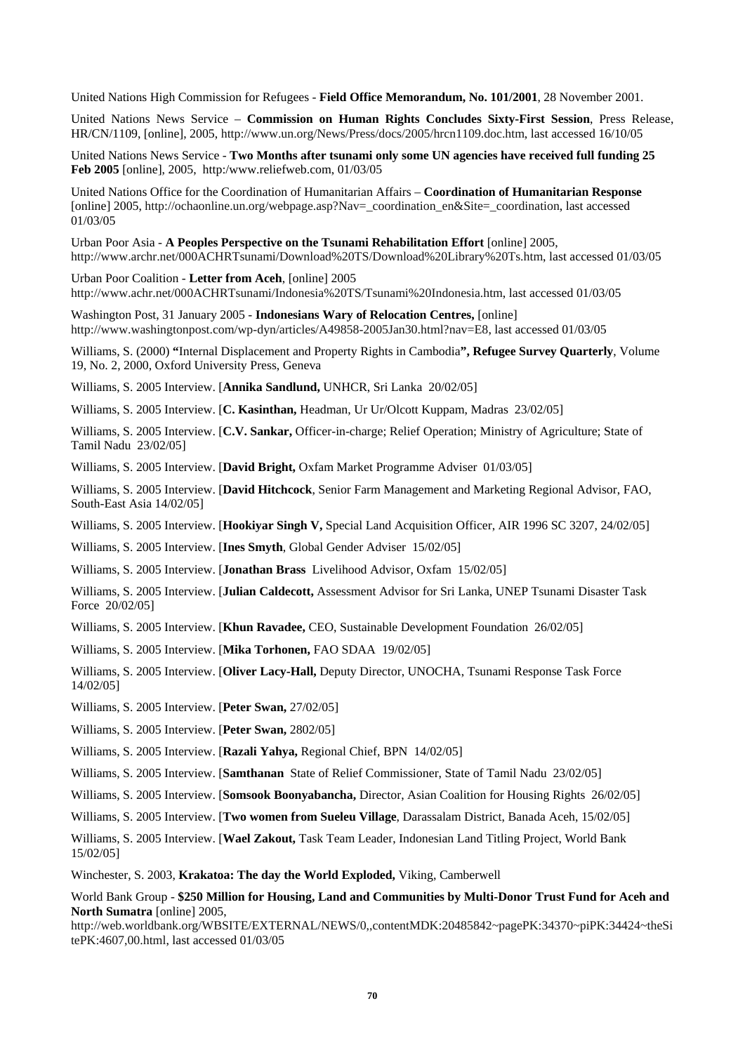United Nations High Commission for Refugees - **Field Office Memorandum, No. 101/2001**, 28 November 2001.

United Nations News Service – **Commission on Human Rights Concludes Sixty-First Session**, Press Release, HR/CN/1109, [online], 2005, http://www.un.org/News/Press/docs/2005/hrcn1109.doc.htm, last accessed 16/10/05

United Nations News Service - **Two Months after tsunami only some UN agencies have received full funding 25 Feb 2005** [online], 2005, http:www.reliefweb.com, 01/03/05

United Nations Office for the Coordination of Humanitarian Affairs – **Coordination of Humanitarian Response** [online] 2005, http://ochaonline.un.org/webpage.asp?Nav=_coordination_en&Site=_coordination, last accessed 01/03/05

Urban Poor Asia - **A Peoples Perspective on the Tsunami Rehabilitation Effort** [online] 2005, http://www.archr.net/000ACHRTsunami/Download%20TS/Download%20Library%20Ts.htm, last accessed 01/03/05

Urban Poor Coalition - **Letter from Aceh**, [online] 2005 http://www.achr.net/000ACHRTsunami/Indonesia%20TS/Tsunami%20Indonesia.htm, last accessed 01/03/05

Washington Post, 31 January 2005 - **Indonesians Wary of Relocation Centres,** [online] http://www.washingtonpost.com/wp-dyn/articles/A49858-2005Jan30.html?nav=E8, last accessed 01/03/05

Williams, S. (2000) **"**Internal Displacement and Property Rights in Cambodia**", Refugee Survey Quarterly**, Volume 19, No. 2, 2000, Oxford University Press, Geneva

Williams, S. 2005 Interview. [**Annika Sandlund,** UNHCR, Sri Lanka 20/02/05]

Williams, S. 2005 Interview. [**C. Kasinthan,** Headman, Ur Ur/Olcott Kuppam, Madras 23/02/05]

Williams, S. 2005 Interview. [**C.V. Sankar,** Officer-in-charge; Relief Operation; Ministry of Agriculture; State of Tamil Nadu 23/02/05]

Williams, S. 2005 Interview. [**David Bright,** Oxfam Market Programme Adviser 01/03/05]

Williams, S. 2005 Interview. [**David Hitchcock**, Senior Farm Management and Marketing Regional Advisor, FAO, South-East Asia 14/02/05]

Williams, S. 2005 Interview. [**Hookiyar Singh V,** Special Land Acquisition Officer, AIR 1996 SC 3207, 24/02/05]

Williams, S. 2005 Interview. [**Ines Smyth**, Global Gender Adviser 15/02/05]

Williams, S. 2005 Interview. [**Jonathan Brass** Livelihood Advisor, Oxfam 15/02/05]

Williams, S. 2005 Interview. [**Julian Caldecott,** Assessment Advisor for Sri Lanka, UNEP Tsunami Disaster Task Force 20/02/05]

Williams, S. 2005 Interview. [**Khun Ravadee,** CEO, Sustainable Development Foundation 26/02/05]

Williams, S. 2005 Interview. [**Mika Torhonen,** FAO SDAA 19/02/05]

Williams, S. 2005 Interview. [**Oliver Lacy-Hall,** Deputy Director, UNOCHA, Tsunami Response Task Force 14/02/05]

Williams, S. 2005 Interview. [**Peter Swan,** 27/02/05]

Williams, S. 2005 Interview. [**Peter Swan,** 2802/05]

Williams, S. 2005 Interview. [**Razali Yahya,** Regional Chief, BPN 14/02/05]

Williams, S. 2005 Interview. [**Samthanan** State of Relief Commissioner, State of Tamil Nadu 23/02/05]

Williams, S. 2005 Interview. [**Somsook Boonyabancha,** Director, Asian Coalition for Housing Rights 26/02/05]

Williams, S. 2005 Interview. [**Two women from Sueleu Village**, Darassalam District, Banada Aceh, 15/02/05]

Williams, S. 2005 Interview. [**Wael Zakout,** Task Team Leader, Indonesian Land Titling Project, World Bank 15/02/05]

Winchester, S. 2003, **Krakatoa: The day the World Exploded,** Viking, Camberwell

World Bank Group - **$250 Million for Housing, Land and Communities by Multi-Donor Trust Fund for Aceh and North Sumatra** [online] 2005, http://web.worldbank.org/WBSITE/EXTERNAL/NEWS/0,,contentMDK:20485842~pagePK:34370~piPK:34424~theSitePK:4607,00.html, last accessed 01/03/05